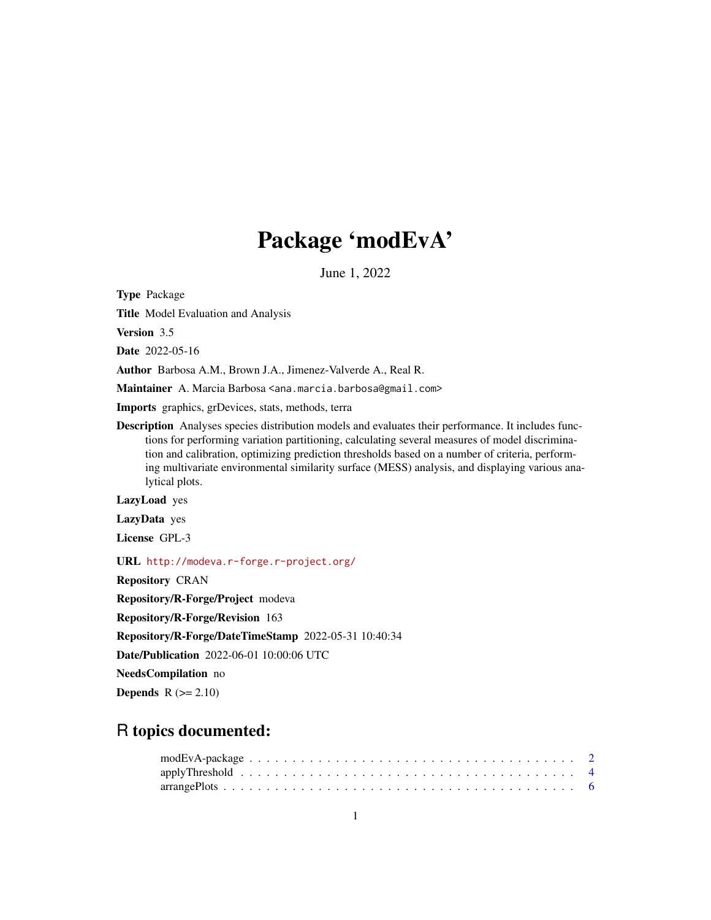# Package 'modEvA'

June 1, 2022

**Type** Package

**Title** Model Evaluation and Analysis

**Version** 3.5

**Date** 2022-05-16

**Author** Barbosa A.M., Brown J.A., Jimenez-Valverde A., Real R.

**Maintainer** A. Marcia Barbosa <ana.marcia.barbosa@gmail.com>

**Imports** graphics, grDevices, stats, methods, terra

**Description** Analyses species distribution models and evaluates their performance. It includes functions for performing variation partitioning, calculating several measures of model discrimination and calibration, optimizing prediction thresholds based on a number of criteria, performing multivariate environmental similarity surface (MESS) analysis, and displaying various analytical plots.

**LazyLoad** yes

**LazyData** yes

**License** GPL-3

**URL** http://modeva.r-forge.r-project.org/

**Repository** CRAN

**Repository/R-Forge/Project** modeva

**Repository/R-Forge/Revision** 163

**Repository/R-Forge/DateTimeStamp** 2022-05-31 10:40:34

**Date/Publication** 2022-06-01 10:00:06 UTC

**NeedsCompilation** no

**Depends** R (>= 2.10)

## R topics documented:

modEvA-package . . . . . . . . . . . . . . . . . . . . . . . . . . . . . . . . . . . . . 2
applyThreshold . . . . . . . . . . . . . . . . . . . . . . . . . . . . . . . . . . . . . . 4
arrangePlots . . . . . . . . . . . . . . . . . . . . . . . . . . . . . . . . . . . . . . . 6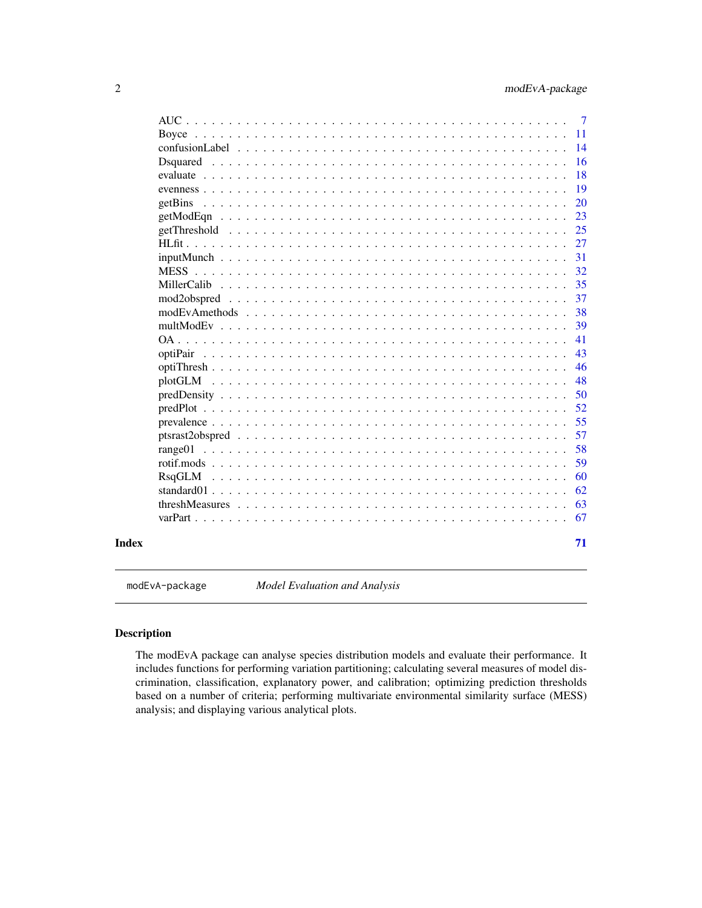AUC . . . . . . . . . . . . . . . . . . . . . . . . . . . . . . . . . . . . . . . . . . 7
Boyce . . . . . . . . . . . . . . . . . . . . . . . . . . . . . . . . . . . . . . . . . 11
confusionLabel . . . . . . . . . . . . . . . . . . . . . . . . . . . . . . . . . . . . 14
Dsquared . . . . . . . . . . . . . . . . . . . . . . . . . . . . . . . . . . . . . . . 16
evaluate . . . . . . . . . . . . . . . . . . . . . . . . . . . . . . . . . . . . . . . 18
evenness . . . . . . . . . . . . . . . . . . . . . . . . . . . . . . . . . . . . . . . 19
getBins . . . . . . . . . . . . . . . . . . . . . . . . . . . . . . . . . . . . . . . 20
getModEqn . . . . . . . . . . . . . . . . . . . . . . . . . . . . . . . . . . . . . . 23
getThreshold . . . . . . . . . . . . . . . . . . . . . . . . . . . . . . . . . . . . . 25
HLfit . . . . . . . . . . . . . . . . . . . . . . . . . . . . . . . . . . . . . . . . . 27
inputMunch . . . . . . . . . . . . . . . . . . . . . . . . . . . . . . . . . . . . . . 31
MESS . . . . . . . . . . . . . . . . . . . . . . . . . . . . . . . . . . . . . . . . . 32
MillerCalib . . . . . . . . . . . . . . . . . . . . . . . . . . . . . . . . . . . . . . 35
mod2obspred . . . . . . . . . . . . . . . . . . . . . . . . . . . . . . . . . . . . . 37
modEvAmethods . . . . . . . . . . . . . . . . . . . . . . . . . . . . . . . . . . . . 38
multModEv . . . . . . . . . . . . . . . . . . . . . . . . . . . . . . . . . . . . . . 39
OA . . . . . . . . . . . . . . . . . . . . . . . . . . . . . . . . . . . . . . . . . . 41
optiPair . . . . . . . . . . . . . . . . . . . . . . . . . . . . . . . . . . . . . . . 43
optiThresh . . . . . . . . . . . . . . . . . . . . . . . . . . . . . . . . . . . . . . 46
plotGLM . . . . . . . . . . . . . . . . . . . . . . . . . . . . . . . . . . . . . . . 48
predDensity . . . . . . . . . . . . . . . . . . . . . . . . . . . . . . . . . . . . . 50
predPlot . . . . . . . . . . . . . . . . . . . . . . . . . . . . . . . . . . . . . . . 52
prevalence . . . . . . . . . . . . . . . . . . . . . . . . . . . . . . . . . . . . . . 55
ptsrast2obspred . . . . . . . . . . . . . . . . . . . . . . . . . . . . . . . . . . . 57
range01 . . . . . . . . . . . . . . . . . . . . . . . . . . . . . . . . . . . . . . . 58
rotif.mods . . . . . . . . . . . . . . . . . . . . . . . . . . . . . . . . . . . . . . 59
RsqGLM . . . . . . . . . . . . . . . . . . . . . . . . . . . . . . . . . . . . . . . . 60
standard01 . . . . . . . . . . . . . . . . . . . . . . . . . . . . . . . . . . . . . . 62
threshMeasures . . . . . . . . . . . . . . . . . . . . . . . . . . . . . . . . . . . . 63
varPart . . . . . . . . . . . . . . . . . . . . . . . . . . . . . . . . . . . . . . . . 67

**Index** 71

---

modEvA-package *Model Evaluation and Analysis*

---

## Description

The modEvA package can analyse species distribution models and evaluate their performance. It includes functions for performing variation partitioning; calculating several measures of model discrimination, classification, explanatory power, and calibration; optimizing prediction thresholds based on a number of criteria; performing multivariate environmental similarity surface (MESS) analysis; and displaying various analytical plots.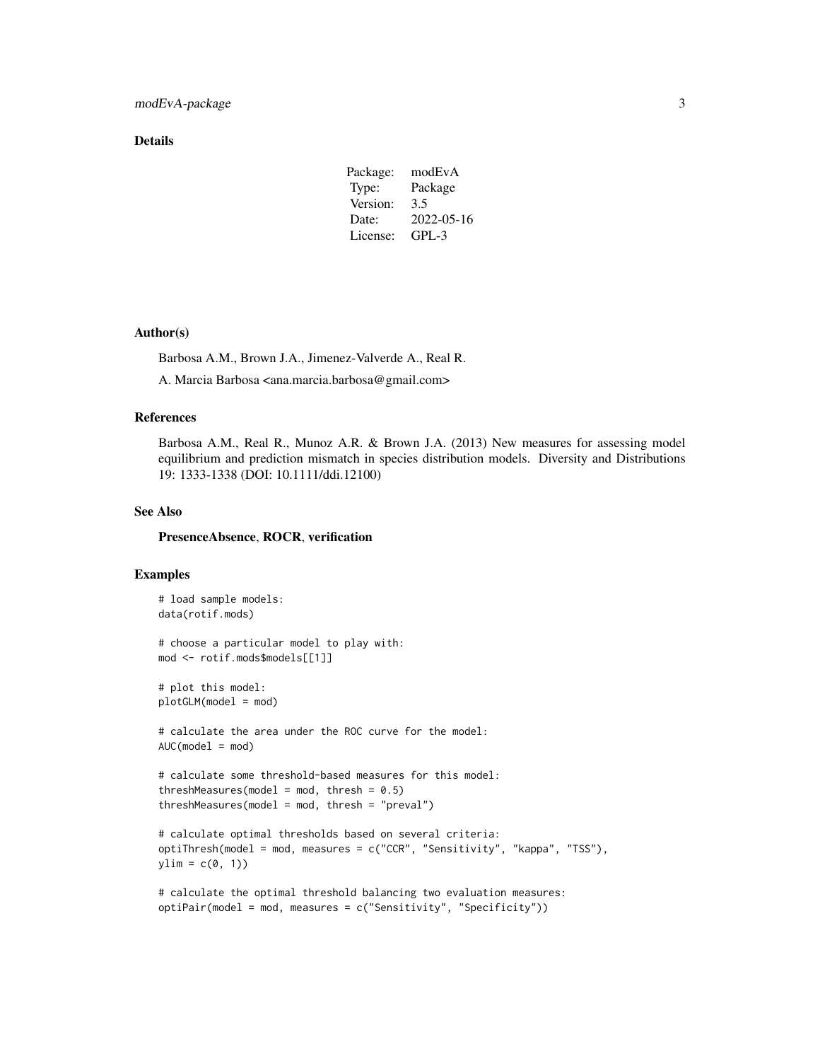## Details

| Package: | modEvA |
|---|---|
| Type: | Package |
| Version: | 3.5 |
| Date: | 2022-05-16 |
| License: | GPL-3 |

## Author(s)

Barbosa A.M., Brown J.A., Jimenez-Valverde A., Real R.

A. Marcia Barbosa <ana.marcia.barbosa@gmail.com>

## References

Barbosa A.M., Real R., Munoz A.R. & Brown J.A. (2013) New measures for assessing model equilibrium and prediction mismatch in species distribution models. Diversity and Distributions 19: 1333-1338 (DOI: 10.1111/ddi.12100)

## See Also

**PresenceAbsence**, **ROCR**, **verification**

## Examples

```
# load sample models:
data(rotif.mods)

# choose a particular model to play with:
mod <- rotif.mods$models[[1]]

# plot this model:
plotGLM(model = mod)

# calculate the area under the ROC curve for the model:
AUC(model = mod)

# calculate some threshold-based measures for this model:
threshMeasures(model = mod, thresh = 0.5)
threshMeasures(model = mod, thresh = "preval")

# calculate optimal thresholds based on several criteria:
optiThresh(model = mod, measures = c("CCR", "Sensitivity", "kappa", "TSS"),
ylim = c(0, 1))

# calculate the optimal threshold balancing two evaluation measures:
optiPair(model = mod, measures = c("Sensitivity", "Specificity"))
```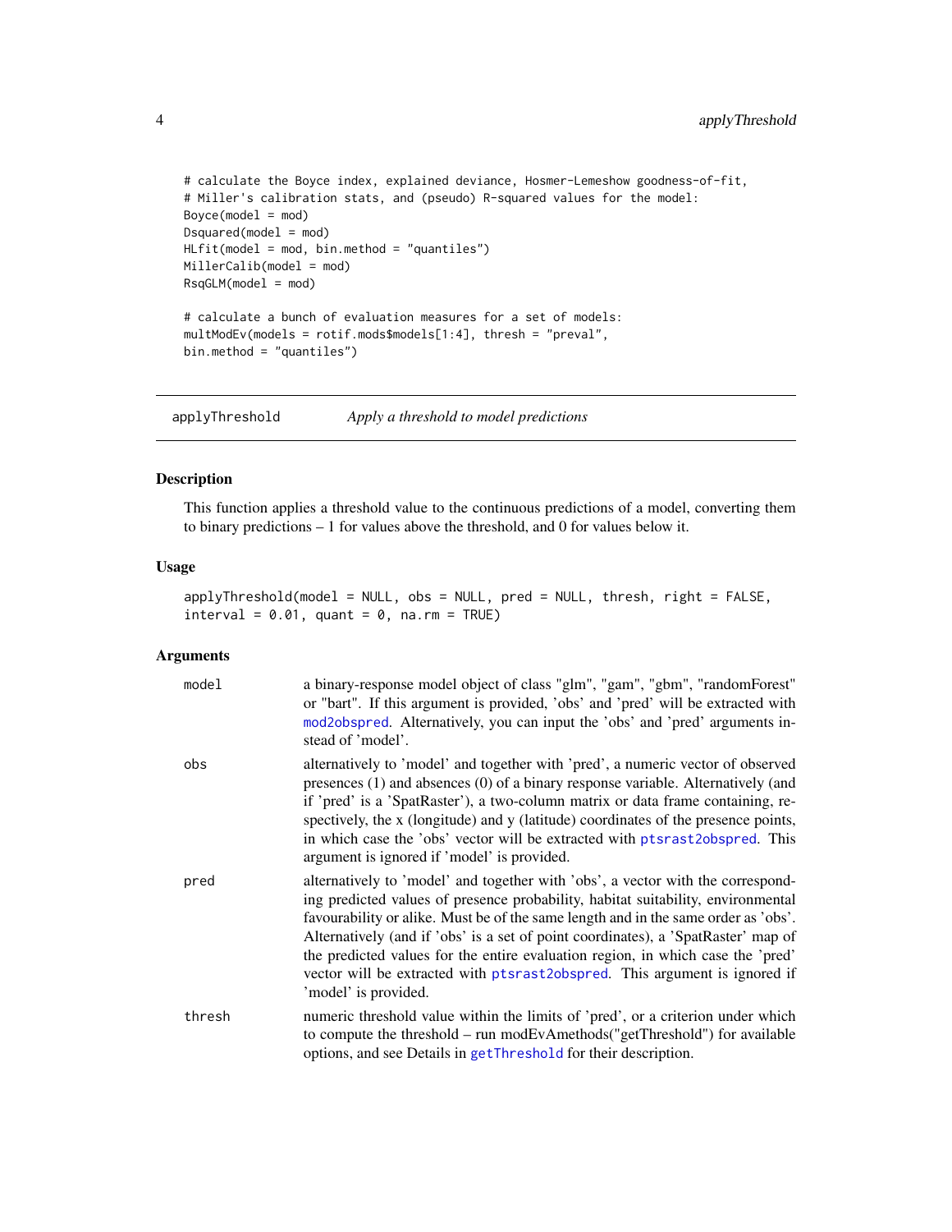```
# calculate the Boyce index, explained deviance, Hosmer-Lemeshow goodness-of-fit,
# Miller's calibration stats, and (pseudo) R-squared values for the model:
Boyce(model = mod)
Dsquared(model = mod)
HLfit(model = mod, bin.method = "quantiles")
MillerCalib(model = mod)
RsqGLM(model = mod)

# calculate a bunch of evaluation measures for a set of models:
multModEv(models = rotif.mods$models[1:4], thresh = "preval",
bin.method = "quantiles")
```

---

## applyThreshold — *Apply a threshold to model predictions*

### Description

This function applies a threshold value to the continuous predictions of a model, converting them to binary predictions – 1 for values above the threshold, and 0 for values below it.

### Usage

```
applyThreshold(model = NULL, obs = NULL, pred = NULL, thresh, right = FALSE,
interval = 0.01, quant = 0, na.rm = TRUE)
```

### Arguments

| | |
|---|---|
| model | a binary-response model object of class "glm", "gam", "gbm", "randomForest" or "bart". If this argument is provided, 'obs' and 'pred' will be extracted with mod2obspred. Alternatively, you can input the 'obs' and 'pred' arguments instead of 'model'. |
| obs | alternatively to 'model' and together with 'pred', a numeric vector of observed presences (1) and absences (0) of a binary response variable. Alternatively (and if 'pred' is a 'SpatRaster'), a two-column matrix or data frame containing, respectively, the x (longitude) and y (latitude) coordinates of the presence points, in which case the 'obs' vector will be extracted with ptsrast2obspred. This argument is ignored if 'model' is provided. |
| pred | alternatively to 'model' and together with 'obs', a vector with the corresponding predicted values of presence probability, habitat suitability, environmental favourability or alike. Must be of the same length and in the same order as 'obs'. Alternatively (and if 'obs' is a set of point coordinates), a 'SpatRaster' map of the predicted values for the entire evaluation region, in which case the 'pred' vector will be extracted with ptsrast2obspred. This argument is ignored if 'model' is provided. |
| thresh | numeric threshold value within the limits of 'pred', or a criterion under which to compute the threshold – run modEvAmethods("getThreshold") for available options, and see Details in getThreshold for their description. |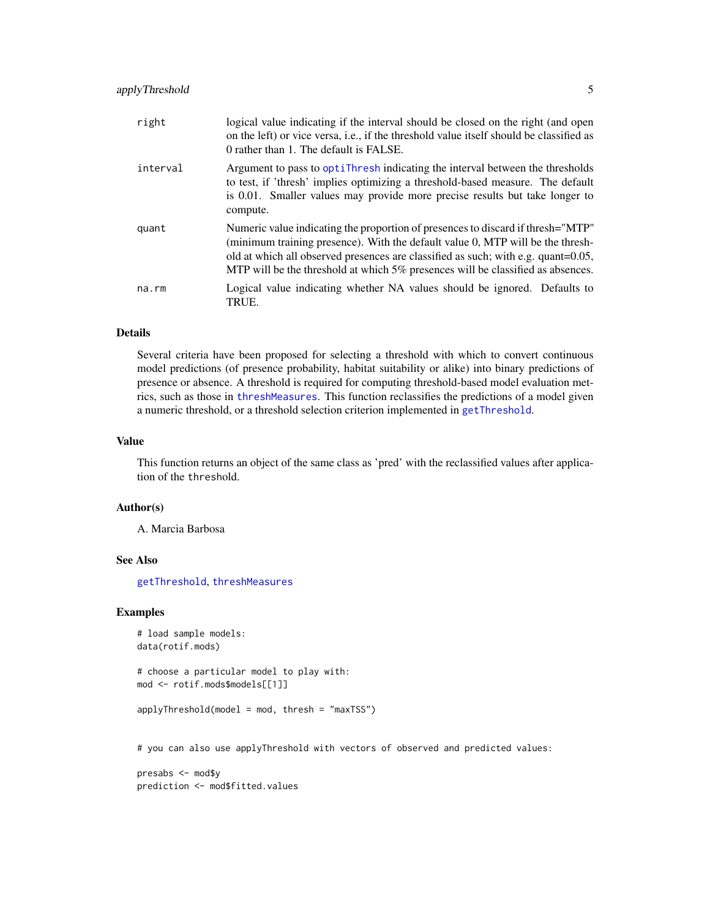| | |
|---|---|
| right | logical value indicating if the interval should be closed on the right (and open on the left) or vice versa, i.e., if the threshold value itself should be classified as 0 rather than 1. The default is FALSE. |
| interval | Argument to pass to optiThresh indicating the interval between the thresholds to test, if 'thresh' implies optimizing a threshold-based measure. The default is 0.01. Smaller values may provide more precise results but take longer to compute. |
| quant | Numeric value indicating the proportion of presences to discard if thresh="MTP" (minimum training presence). With the default value 0, MTP will be the threshold at which all observed presences are classified as such; with e.g. quant=0.05, MTP will be the threshold at which 5% presences will be classified as absences. |
| na.rm | Logical value indicating whether NA values should be ignored. Defaults to TRUE. |

## Details

Several criteria have been proposed for selecting a threshold with which to convert continuous model predictions (of presence probability, habitat suitability or alike) into binary predictions of presence or absence. A threshold is required for computing threshold-based model evaluation metrics, such as those in threshMeasures. This function reclassifies the predictions of a model given a numeric threshold, or a threshold selection criterion implemented in getThreshold.

## Value

This function returns an object of the same class as 'pred' with the reclassified values after application of the threshold.

## Author(s)

A. Marcia Barbosa

## See Also

getThreshold, threshMeasures

## Examples

```
# load sample models:
data(rotif.mods)

# choose a particular model to play with:
mod <- rotif.mods$models[[1]]

applyThreshold(model = mod, thresh = "maxTSS")


# you can also use applyThreshold with vectors of observed and predicted values:

presabs <- mod$y
prediction <- mod$fitted.values
```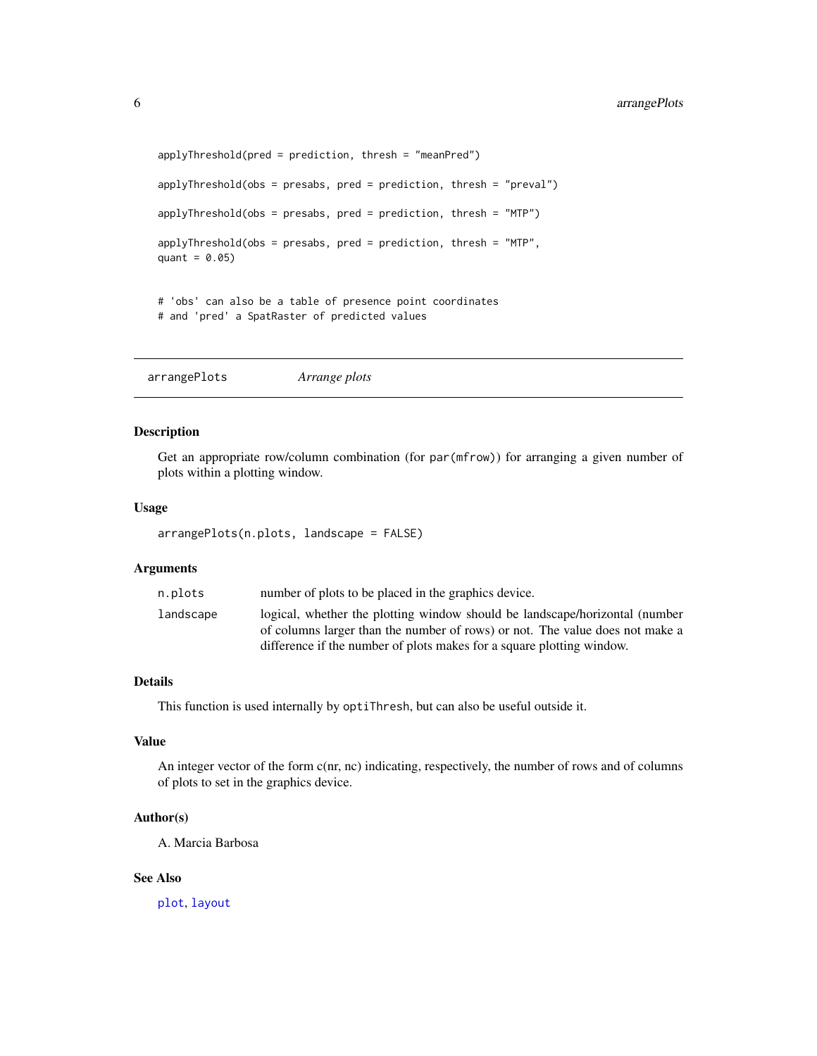```
applyThreshold(pred = prediction, thresh = "meanPred")

applyThreshold(obs = presabs, pred = prediction, thresh = "preval")

applyThreshold(obs = presabs, pred = prediction, thresh = "MTP")

applyThreshold(obs = presabs, pred = prediction, thresh = "MTP",
quant = 0.05)


# 'obs' can also be a table of presence point coordinates
# and 'pred' a SpatRaster of predicted values
```

---

## arrangePlots — *Arrange plots*

---

### Description

Get an appropriate row/column combination (for `par(mfrow)`) for arranging a given number of plots within a plotting window.

### Usage

```
arrangePlots(n.plots, landscape = FALSE)
```

### Arguments

| | |
|---|---|
| `n.plots` | number of plots to be placed in the graphics device. |
| `landscape` | logical, whether the plotting window should be landscape/horizontal (number of columns larger than the number of rows) or not. The value does not make a difference if the number of plots makes for a square plotting window. |

### Details

This function is used internally by `optiThresh`, but can also be useful outside it.

### Value

An integer vector of the form c(nr, nc) indicating, respectively, the number of rows and of columns of plots to set in the graphics device.

### Author(s)

A. Marcia Barbosa

### See Also

`plot`, `layout`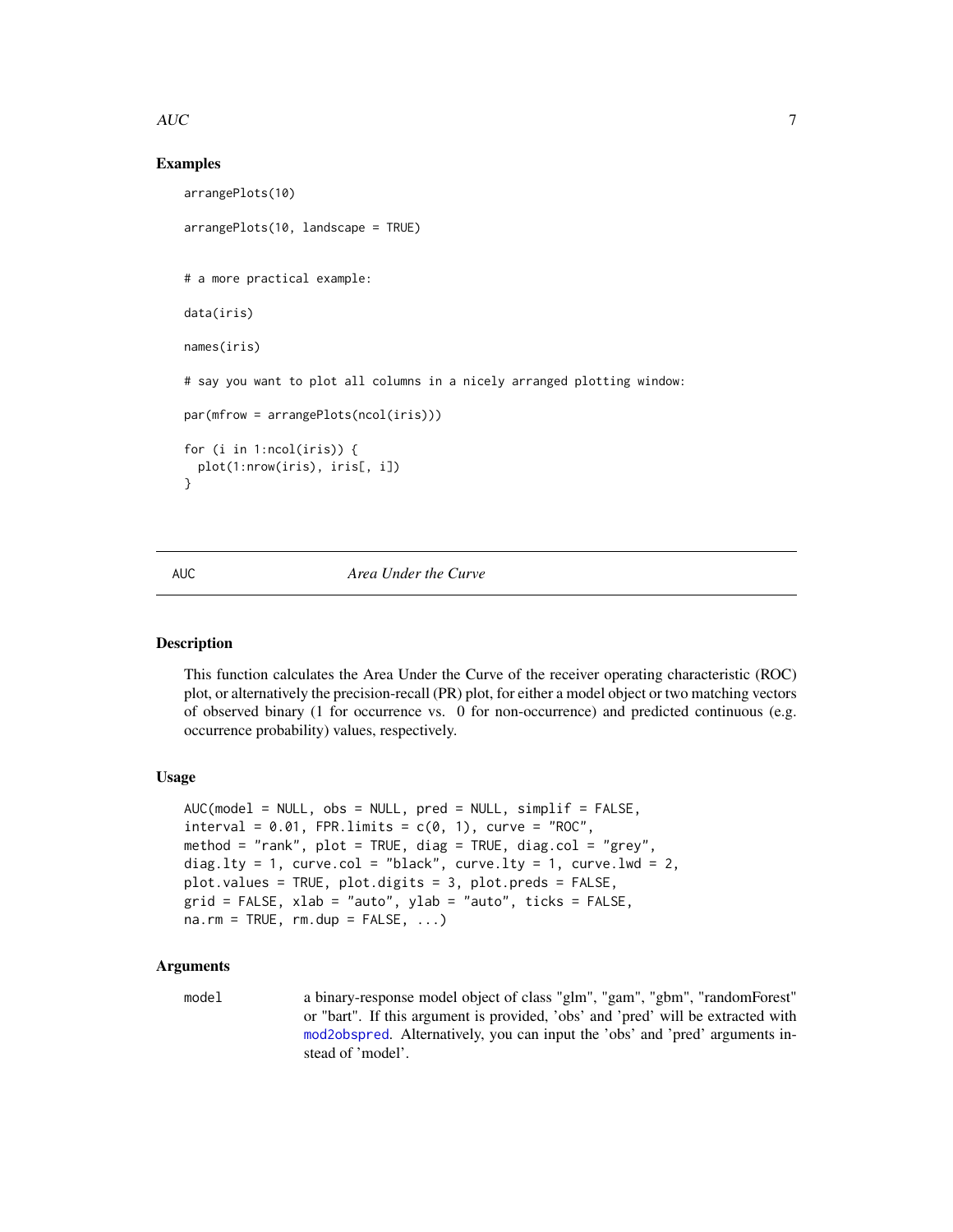## Examples

```
arrangePlots(10)

arrangePlots(10, landscape = TRUE)


# a more practical example:

data(iris)

names(iris)

# say you want to plot all columns in a nicely arranged plotting window:

par(mfrow = arrangePlots(ncol(iris)))

for (i in 1:ncol(iris)) {
  plot(1:nrow(iris), iris[, i])
}
```

---

# AUC *Area Under the Curve*

---

## Description

This function calculates the Area Under the Curve of the receiver operating characteristic (ROC) plot, or alternatively the precision-recall (PR) plot, for either a model object or two matching vectors of observed binary (1 for occurrence vs. 0 for non-occurrence) and predicted continuous (e.g. occurrence probability) values, respectively.

## Usage

```
AUC(model = NULL, obs = NULL, pred = NULL, simplif = FALSE,
interval = 0.01, FPR.limits = c(0, 1), curve = "ROC",
method = "rank", plot = TRUE, diag = TRUE, diag.col = "grey",
diag.lty = 1, curve.col = "black", curve.lty = 1, curve.lwd = 2,
plot.values = TRUE, plot.digits = 3, plot.preds = FALSE,
grid = FALSE, xlab = "auto", ylab = "auto", ticks = FALSE,
na.rm = TRUE, rm.dup = FALSE, ...)
```

## Arguments

| | |
|---|---|
| `model` | a binary-response model object of class "glm", "gam", "gbm", "randomForest" or "bart". If this argument is provided, 'obs' and 'pred' will be extracted with `mod2obspred`. Alternatively, you can input the 'obs' and 'pred' arguments instead of 'model'. |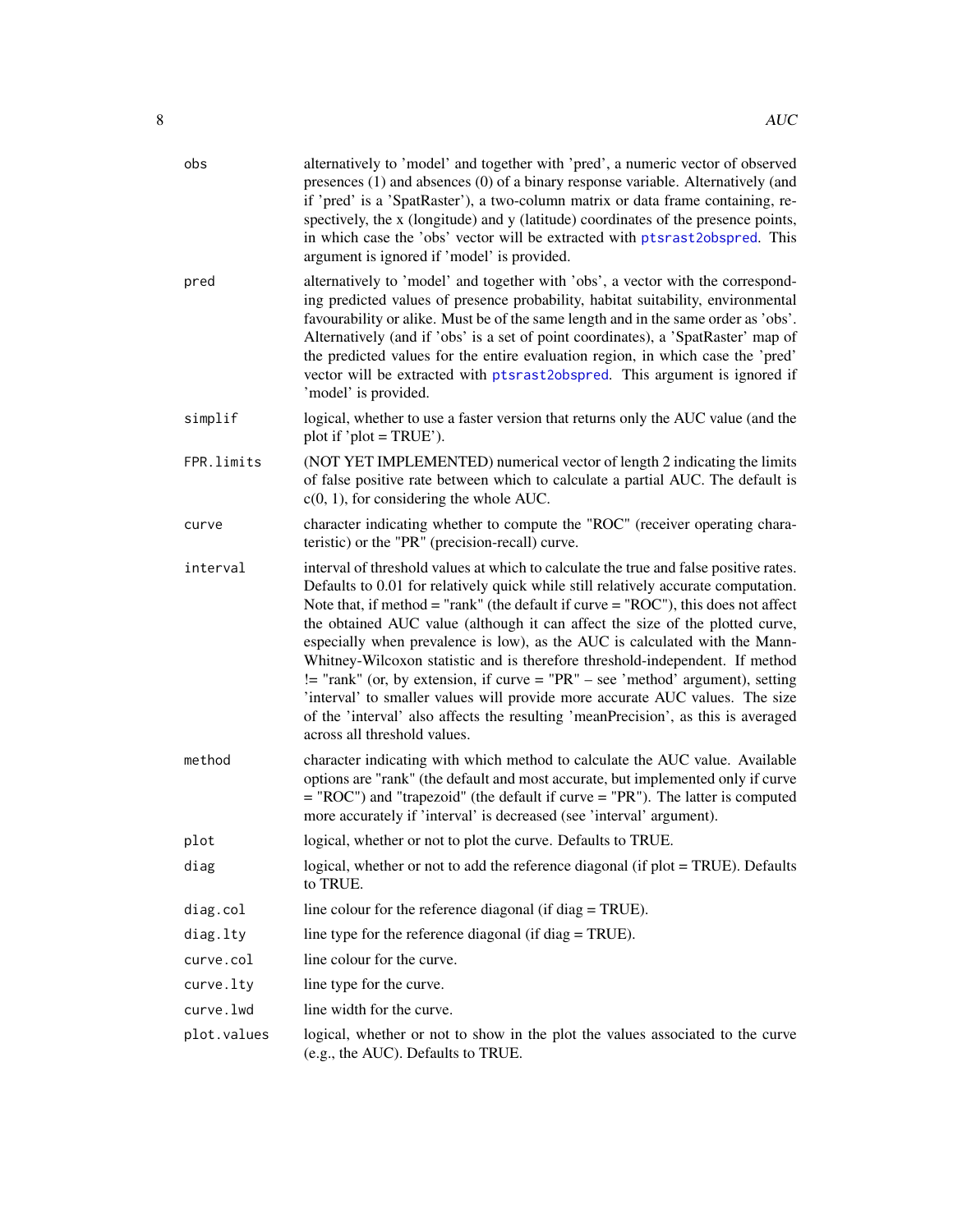| | |
|---|---|
| `obs` | alternatively to 'model' and together with 'pred', a numeric vector of observed presences (1) and absences (0) of a binary response variable. Alternatively (and if 'pred' is a 'SpatRaster'), a two-column matrix or data frame containing, respectively, the x (longitude) and y (latitude) coordinates of the presence points, in which case the 'obs' vector will be extracted with ptsrast2obspred. This argument is ignored if 'model' is provided. |
| `pred` | alternatively to 'model' and together with 'obs', a vector with the corresponding predicted values of presence probability, habitat suitability, environmental favourability or alike. Must be of the same length and in the same order as 'obs'. Alternatively (and if 'obs' is a set of point coordinates), a 'SpatRaster' map of the predicted values for the entire evaluation region, in which case the 'pred' vector will be extracted with ptsrast2obspred. This argument is ignored if 'model' is provided. |
| `simplif` | logical, whether to use a faster version that returns only the AUC value (and the plot if 'plot = TRUE'). |
| `FPR.limits` | (NOT YET IMPLEMENTED) numerical vector of length 2 indicating the limits of false positive rate between which to calculate a partial AUC. The default is c(0, 1), for considering the whole AUC. |
| `curve` | character indicating whether to compute the "ROC" (receiver operating characteristic) or the "PR" (precision-recall) curve. |
| `interval` | interval of threshold values at which to calculate the true and false positive rates. Defaults to 0.01 for relatively quick while still relatively accurate computation. Note that, if method = "rank" (the default if curve = "ROC"), this does not affect the obtained AUC value (although it can affect the size of the plotted curve, especially when prevalence is low), as the AUC is calculated with the Mann-Whitney-Wilcoxon statistic and is therefore threshold-independent. If method != "rank" (or, by extension, if curve = "PR" – see 'method' argument), setting 'interval' to smaller values will provide more accurate AUC values. The size of the 'interval' also affects the resulting 'meanPrecision', as this is averaged across all threshold values. |
| `method` | character indicating with which method to calculate the AUC value. Available options are "rank" (the default and most accurate, but implemented only if curve = "ROC") and "trapezoid" (the default if curve = "PR"). The latter is computed more accurately if 'interval' is decreased (see 'interval' argument). |
| `plot` | logical, whether or not to plot the curve. Defaults to TRUE. |
| `diag` | logical, whether or not to add the reference diagonal (if plot = TRUE). Defaults to TRUE. |
| `diag.col` | line colour for the reference diagonal (if diag = TRUE). |
| `diag.lty` | line type for the reference diagonal (if diag = TRUE). |
| `curve.col` | line colour for the curve. |
| `curve.lty` | line type for the curve. |
| `curve.lwd` | line width for the curve. |
| `plot.values` | logical, whether or not to show in the plot the values associated to the curve (e.g., the AUC). Defaults to TRUE. |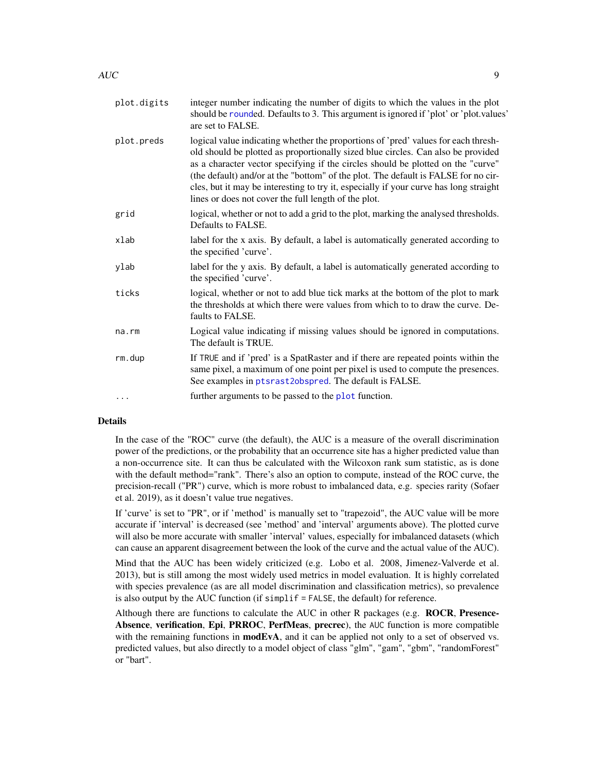| | |
|---|---|
| plot.digits | integer number indicating the number of digits to which the values in the plot should be rounded. Defaults to 3. This argument is ignored if 'plot' or 'plot.values' are set to FALSE. |
| plot.preds | logical value indicating whether the proportions of 'pred' values for each threshold should be plotted as proportionally sized blue circles. Can also be provided as a character vector specifying if the circles should be plotted on the "curve" (the default) and/or at the "bottom" of the plot. The default is FALSE for no circles, but it may be interesting to try it, especially if your curve has long straight lines or does not cover the full length of the plot. |
| grid | logical, whether or not to add a grid to the plot, marking the analysed thresholds. Defaults to FALSE. |
| xlab | label for the x axis. By default, a label is automatically generated according to the specified 'curve'. |
| ylab | label for the y axis. By default, a label is automatically generated according to the specified 'curve'. |
| ticks | logical, whether or not to add blue tick marks at the bottom of the plot to mark the thresholds at which there were values from which to to draw the curve. Defaults to FALSE. |
| na.rm | Logical value indicating if missing values should be ignored in computations. The default is TRUE. |
| rm.dup | If TRUE and if 'pred' is a SpatRaster and if there are repeated points within the same pixel, a maximum of one point per pixel is used to compute the presences. See examples in ptsrast2obspred. The default is FALSE. |
| ... | further arguments to be passed to the plot function. |

## Details

In the case of the "ROC" curve (the default), the AUC is a measure of the overall discrimination power of the predictions, or the probability that an occurrence site has a higher predicted value than a non-occurrence site. It can thus be calculated with the Wilcoxon rank sum statistic, as is done with the default method="rank". There's also an option to compute, instead of the ROC curve, the precision-recall ("PR") curve, which is more robust to imbalanced data, e.g. species rarity (Sofaer et al. 2019), as it doesn't value true negatives.

If 'curve' is set to "PR", or if 'method' is manually set to "trapezoid", the AUC value will be more accurate if 'interval' is decreased (see 'method' and 'interval' arguments above). The plotted curve will also be more accurate with smaller 'interval' values, especially for imbalanced datasets (which can cause an apparent disagreement between the look of the curve and the actual value of the AUC).

Mind that the AUC has been widely criticized (e.g. Lobo et al. 2008, Jimenez-Valverde et al. 2013), but is still among the most widely used metrics in model evaluation. It is highly correlated with species prevalence (as are all model discrimination and classification metrics), so prevalence is also output by the AUC function (if `simplif = FALSE`, the default) for reference.

Although there are functions to calculate the AUC in other R packages (e.g. **ROCR**, **PresenceAbsence**, **verification**, **Epi**, **PRROC**, **PerfMeas**, **precrec**), the `AUC` function is more compatible with the remaining functions in **modEvA**, and it can be applied not only to a set of observed vs. predicted values, but also directly to a model object of class "glm", "gam", "gbm", "randomForest" or "bart".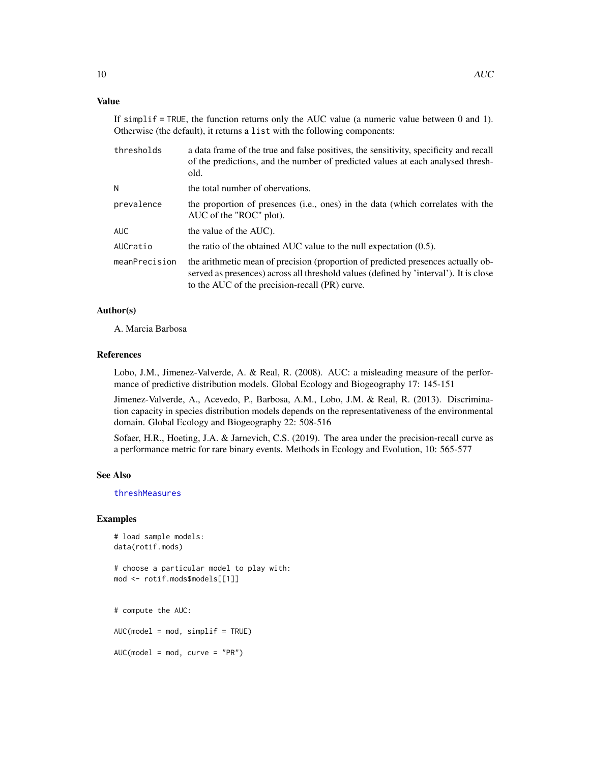## Value

If `simplif = TRUE`, the function returns only the AUC value (a numeric value between 0 and 1). Otherwise (the default), it returns a `list` with the following components:

| | |
|---|---|
| `thresholds` | a data frame of the true and false positives, the sensitivity, specificity and recall of the predictions, and the number of predicted values at each analysed threshold. |
| `N` | the total number of obervations. |
| `prevalence` | the proportion of presences (i.e., ones) in the data (which correlates with the AUC of the "ROC" plot). |
| `AUC` | the value of the AUC). |
| `AUCratio` | the ratio of the obtained AUC value to the null expectation (0.5). |
| `meanPrecision` | the arithmetic mean of precision (proportion of predicted presences actually observed as presences) across all threshold values (defined by 'interval'). It is close to the AUC of the precision-recall (PR) curve. |

## Author(s)

A. Marcia Barbosa

## References

Lobo, J.M., Jimenez-Valverde, A. & Real, R. (2008). AUC: a misleading measure of the performance of predictive distribution models. Global Ecology and Biogeography 17: 145-151

Jimenez-Valverde, A., Acevedo, P., Barbosa, A.M., Lobo, J.M. & Real, R. (2013). Discrimination capacity in species distribution models depends on the representativeness of the environmental domain. Global Ecology and Biogeography 22: 508-516

Sofaer, H.R., Hoeting, J.A. & Jarnevich, C.S. (2019). The area under the precision-recall curve as a performance metric for rare binary events. Methods in Ecology and Evolution, 10: 565-577

## See Also

threshMeasures

## Examples

```
# load sample models:
data(rotif.mods)

# choose a particular model to play with:
mod <- rotif.mods$models[[1]]


# compute the AUC:

AUC(model = mod, simplif = TRUE)

AUC(model = mod, curve = "PR")
```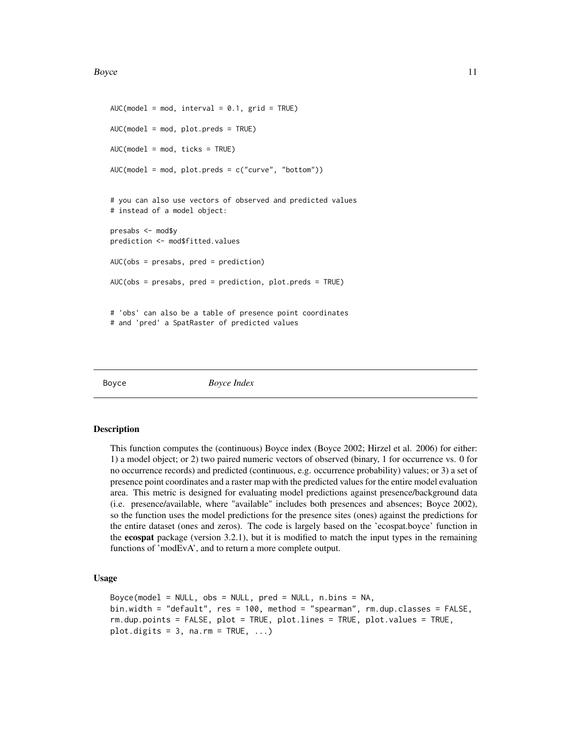```
AUC(model = mod, interval = 0.1, grid = TRUE)

AUC(model = mod, plot.preds = TRUE)

AUC(model = mod, ticks = TRUE)

AUC(model = mod, plot.preds = c("curve", "bottom"))


# you can also use vectors of observed and predicted values
# instead of a model object:

presabs <- mod$y
prediction <- mod$fitted.values

AUC(obs = presabs, pred = prediction)

AUC(obs = presabs, pred = prediction, plot.preds = TRUE)


# 'obs' can also be a table of presence point coordinates
# and 'pred' a SpatRaster of predicted values
```

---

## Boyce *Boyce Index*

---

### Description

This function computes the (continuous) Boyce index (Boyce 2002; Hirzel et al. 2006) for either: 1) a model object; or 2) two paired numeric vectors of observed (binary, 1 for occurrence vs. 0 for no occurrence records) and predicted (continuous, e.g. occurrence probability) values; or 3) a set of presence point coordinates and a raster map with the predicted values for the entire model evaluation area. This metric is designed for evaluating model predictions against presence/background data (i.e. presence/available, where "available" includes both presences and absences; Boyce 2002), so the function uses the model predictions for the presence sites (ones) against the predictions for the entire dataset (ones and zeros). The code is largely based on the 'ecospat.boyce' function in the **ecospat** package (version 3.2.1), but it is modified to match the input types in the remaining functions of 'modEvA', and to return a more complete output.

### Usage

```
Boyce(model = NULL, obs = NULL, pred = NULL, n.bins = NA,
bin.width = "default", res = 100, method = "spearman", rm.dup.classes = FALSE,
rm.dup.points = FALSE, plot = TRUE, plot.lines = TRUE, plot.values = TRUE,
plot.digits = 3, na.rm = TRUE, ...)
```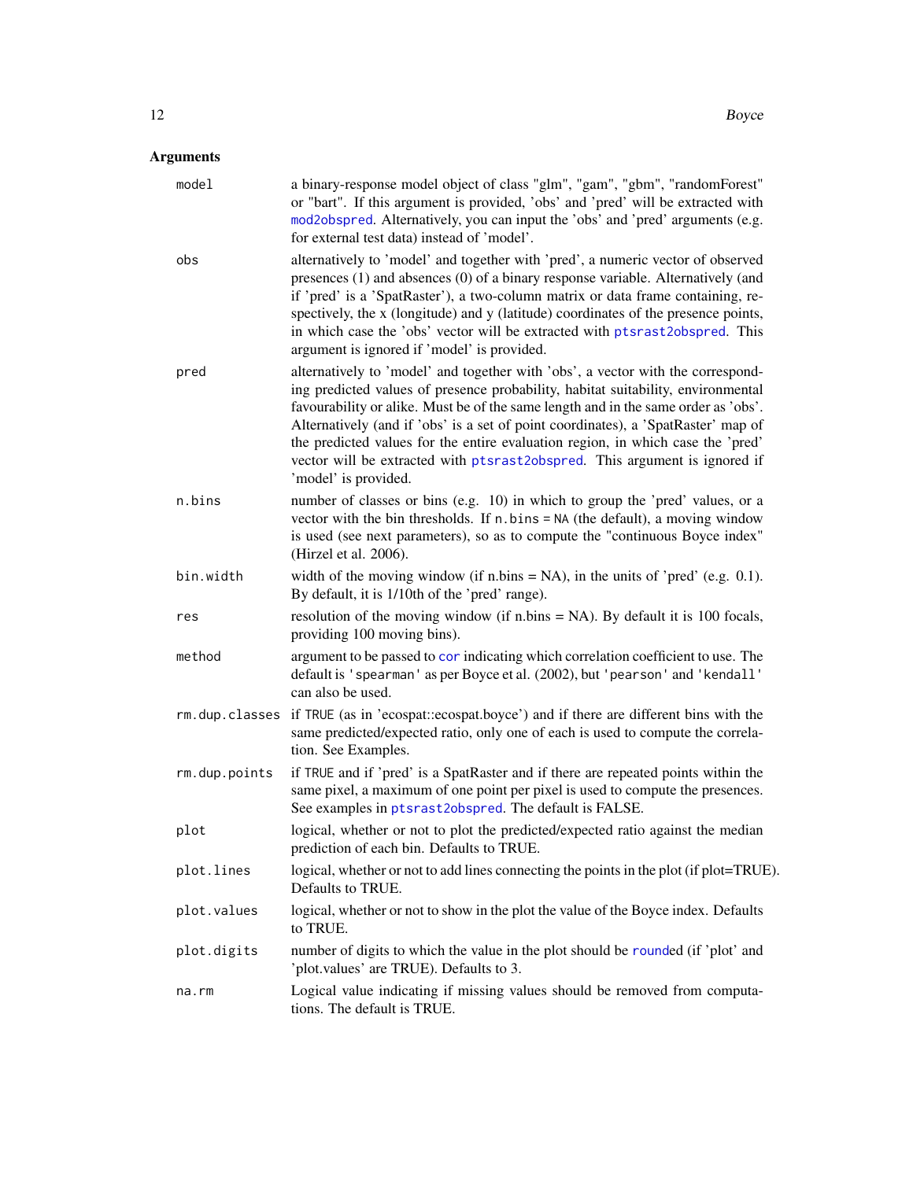## Arguments

| | |
|---|---|
| `model` | a binary-response model object of class "glm", "gam", "gbm", "randomForest" or "bart". If this argument is provided, 'obs' and 'pred' will be extracted with `mod2obspred`. Alternatively, you can input the 'obs' and 'pred' arguments (e.g. for external test data) instead of 'model'. |
| `obs` | alternatively to 'model' and together with 'pred', a numeric vector of observed presences (1) and absences (0) of a binary response variable. Alternatively (and if 'pred' is a 'SpatRaster'), a two-column matrix or data frame containing, respectively, the x (longitude) and y (latitude) coordinates of the presence points, in which case the 'obs' vector will be extracted with `ptsrast2obspred`. This argument is ignored if 'model' is provided. |
| `pred` | alternatively to 'model' and together with 'obs', a vector with the corresponding predicted values of presence probability, habitat suitability, environmental favourability or alike. Must be of the same length and in the same order as 'obs'. Alternatively (and if 'obs' is a set of point coordinates), a 'SpatRaster' map of the predicted values for the entire evaluation region, in which case the 'pred' vector will be extracted with `ptsrast2obspred`. This argument is ignored if 'model' is provided. |
| `n.bins` | number of classes or bins (e.g. 10) in which to group the 'pred' values, or a vector with the bin thresholds. If `n.bins = NA` (the default), a moving window is used (see next parameters), so as to compute the "continuous Boyce index" (Hirzel et al. 2006). |
| `bin.width` | width of the moving window (if n.bins = NA), in the units of 'pred' (e.g. 0.1). By default, it is 1/10th of the 'pred' range). |
| `res` | resolution of the moving window (if n.bins = NA). By default it is 100 focals, providing 100 moving bins). |
| `method` | argument to be passed to `cor` indicating which correlation coefficient to use. The default is `'spearman'` as per Boyce et al. (2002), but `'pearson'` and `'kendall'` can also be used. |
| `rm.dup.classes` | if `TRUE` (as in 'ecospat::ecospat.boyce') and if there are different bins with the same predicted/expected ratio, only one of each is used to compute the correlation. See Examples. |
| `rm.dup.points` | if `TRUE` and if 'pred' is a SpatRaster and if there are repeated points within the same pixel, a maximum of one point per pixel is used to compute the presences. See examples in `ptsrast2obspred`. The default is FALSE. |
| `plot` | logical, whether or not to plot the predicted/expected ratio against the median prediction of each bin. Defaults to TRUE. |
| `plot.lines` | logical, whether or not to add lines connecting the points in the plot (if plot=TRUE). Defaults to TRUE. |
| `plot.values` | logical, whether or not to show in the plot the value of the Boyce index. Defaults to TRUE. |
| `plot.digits` | number of digits to which the value in the plot should be `round`ed (if 'plot' and 'plot.values' are TRUE). Defaults to 3. |
| `na.rm` | Logical value indicating if missing values should be removed from computations. The default is TRUE. |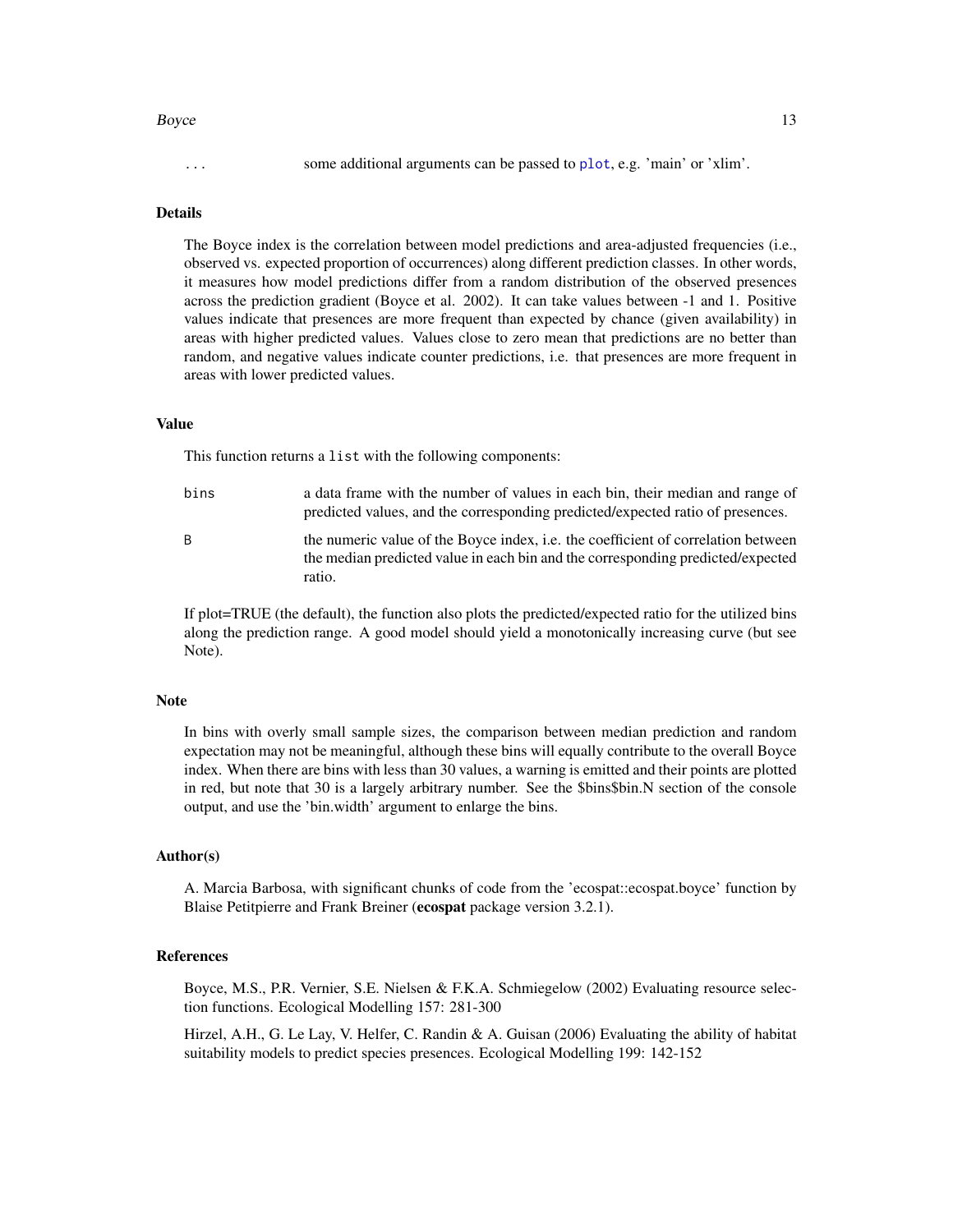... some additional arguments can be passed to plot, e.g. 'main' or 'xlim'.

## Details

The Boyce index is the correlation between model predictions and area-adjusted frequencies (i.e., observed vs. expected proportion of occurrences) along different prediction classes. In other words, it measures how model predictions differ from a random distribution of the observed presences across the prediction gradient (Boyce et al. 2002). It can take values between -1 and 1. Positive values indicate that presences are more frequent than expected by chance (given availability) in areas with higher predicted values. Values close to zero mean that predictions are no better than random, and negative values indicate counter predictions, i.e. that presences are more frequent in areas with lower predicted values.

## Value

This function returns a `list` with the following components:

- `bins` — a data frame with the number of values in each bin, their median and range of predicted values, and the corresponding predicted/expected ratio of presences.
- `B` — the numeric value of the Boyce index, i.e. the coefficient of correlation between the median predicted value in each bin and the corresponding predicted/expected ratio.

If plot=TRUE (the default), the function also plots the predicted/expected ratio for the utilized bins along the prediction range. A good model should yield a monotonically increasing curve (but see Note).

## Note

In bins with overly small sample sizes, the comparison between median prediction and random expectation may not be meaningful, although these bins will equally contribute to the overall Boyce index. When there are bins with less than 30 values, a warning is emitted and their points are plotted in red, but note that 30 is a largely arbitrary number. See the $bins$bin.N section of the console output, and use the 'bin.width' argument to enlarge the bins.

## Author(s)

A. Marcia Barbosa, with significant chunks of code from the 'ecospat::ecospat.boyce' function by Blaise Petitpierre and Frank Breiner (**ecospat** package version 3.2.1).

## References

Boyce, M.S., P.R. Vernier, S.E. Nielsen & F.K.A. Schmiegelow (2002) Evaluating resource selection functions. Ecological Modelling 157: 281-300

Hirzel, A.H., G. Le Lay, V. Helfer, C. Randin & A. Guisan (2006) Evaluating the ability of habitat suitability models to predict species presences. Ecological Modelling 199: 142-152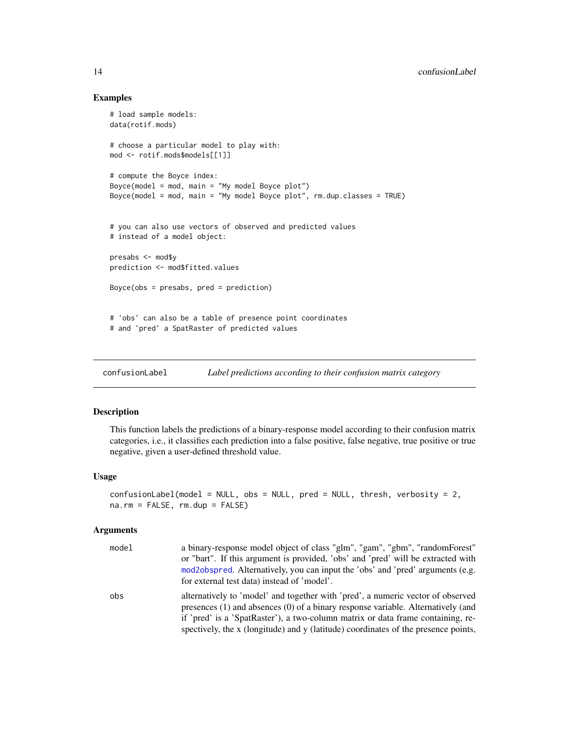## Examples

```
# load sample models:
data(rotif.mods)

# choose a particular model to play with:
mod <- rotif.mods$models[[1]]

# compute the Boyce index:
Boyce(model = mod, main = "My model Boyce plot")
Boyce(model = mod, main = "My model Boyce plot", rm.dup.classes = TRUE)


# you can also use vectors of observed and predicted values
# instead of a model object:

presabs <- mod$y
prediction <- mod$fitted.values

Boyce(obs = presabs, pred = prediction)


# 'obs' can also be a table of presence point coordinates
# and 'pred' a SpatRaster of predicted values
```

---

## confusionLabel *Label predictions according to their confusion matrix category*

### Description

This function labels the predictions of a binary-response model according to their confusion matrix categories, i.e., it classifies each prediction into a false positive, false negative, true positive or true negative, given a user-defined threshold value.

### Usage

```
confusionLabel(model = NULL, obs = NULL, pred = NULL, thresh, verbosity = 2,
na.rm = FALSE, rm.dup = FALSE)
```

### Arguments

| | |
|---|---|
| model | a binary-response model object of class "glm", "gam", "gbm", "randomForest" or "bart". If this argument is provided, 'obs' and 'pred' will be extracted with mod2obspred. Alternatively, you can input the 'obs' and 'pred' arguments (e.g. for external test data) instead of 'model'. |
| obs | alternatively to 'model' and together with 'pred', a numeric vector of observed presences (1) and absences (0) of a binary response variable. Alternatively (and if 'pred' is a 'SpatRaster'), a two-column matrix or data frame containing, respectively, the x (longitude) and y (latitude) coordinates of the presence points, |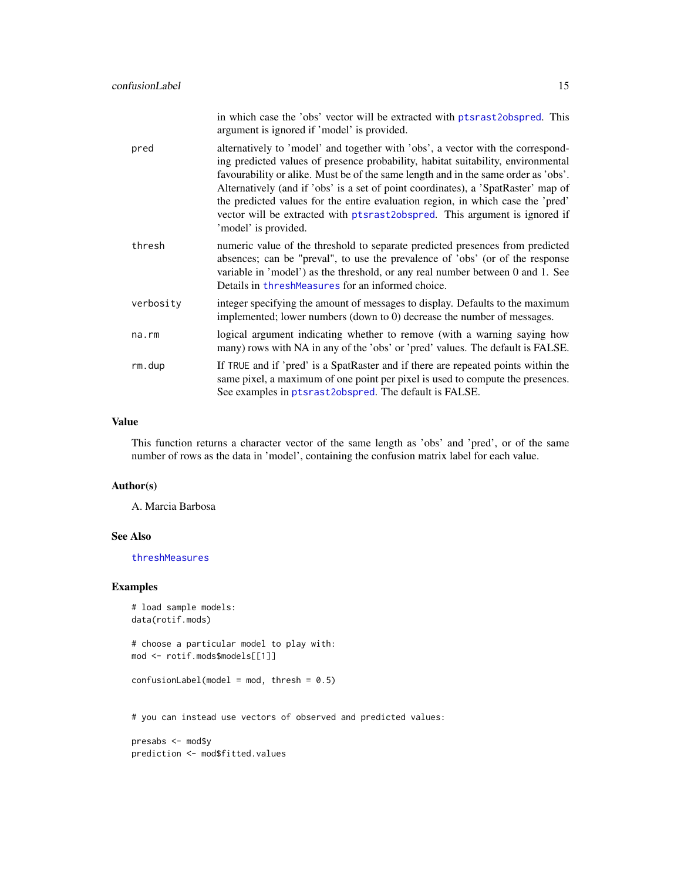in which case the 'obs' vector will be extracted with `ptsrast2obspred`. This argument is ignored if 'model' is provided.

pred
: alternatively to 'model' and together with 'obs', a vector with the corresponding predicted values of presence probability, habitat suitability, environmental favourability or alike. Must be of the same length and in the same order as 'obs'. Alternatively (and if 'obs' is a set of point coordinates), a 'SpatRaster' map of the predicted values for the entire evaluation region, in which case the 'pred' vector will be extracted with `ptsrast2obspred`. This argument is ignored if 'model' is provided.

thresh
: numeric value of the threshold to separate predicted presences from predicted absences; can be "preval", to use the prevalence of 'obs' (or of the response variable in 'model') as the threshold, or any real number between 0 and 1. See Details in `threshMeasures` for an informed choice.

verbosity
: integer specifying the amount of messages to display. Defaults to the maximum implemented; lower numbers (down to 0) decrease the number of messages.

na.rm
: logical argument indicating whether to remove (with a warning saying how many) rows with NA in any of the 'obs' or 'pred' values. The default is FALSE.

rm.dup
: If TRUE and if 'pred' is a SpatRaster and if there are repeated points within the same pixel, a maximum of one point per pixel is used to compute the presences. See examples in `ptsrast2obspred`. The default is FALSE.

## Value

This function returns a character vector of the same length as 'obs' and 'pred', or of the same number of rows as the data in 'model', containing the confusion matrix label for each value.

## Author(s)

A. Marcia Barbosa

## See Also

`threshMeasures`

## Examples

```
# load sample models:
data(rotif.mods)

# choose a particular model to play with:
mod <- rotif.mods$models[[1]]

confusionLabel(model = mod, thresh = 0.5)


# you can instead use vectors of observed and predicted values:

presabs <- mod$y
prediction <- mod$fitted.values
```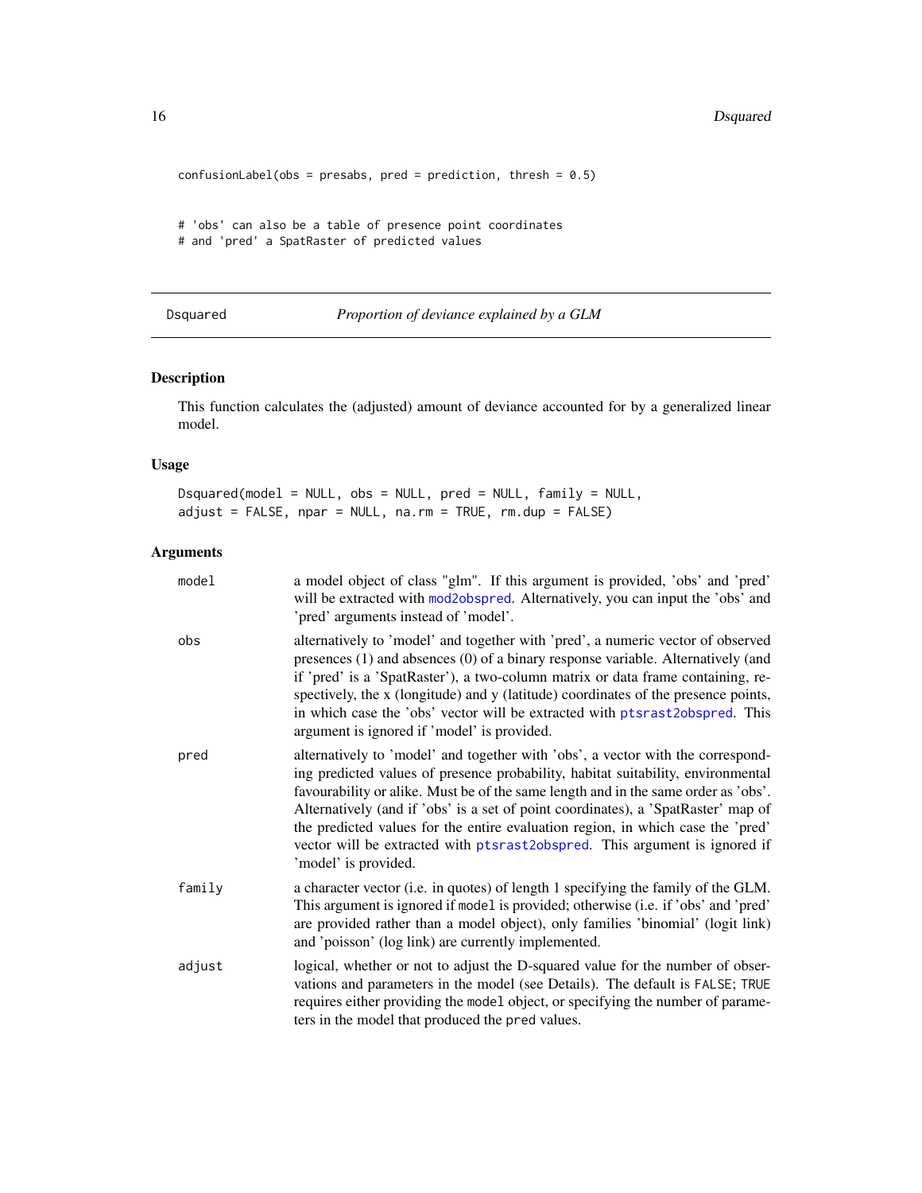```
confusionLabel(obs = presabs, pred = prediction, thresh = 0.5)


# 'obs' can also be a table of presence point coordinates
# and 'pred' a SpatRaster of predicted values
```

## Dsquared — *Proportion of deviance explained by a GLM*

### Description

This function calculates the (adjusted) amount of deviance accounted for by a generalized linear model.

### Usage

```
Dsquared(model = NULL, obs = NULL, pred = NULL, family = NULL,
adjust = FALSE, npar = NULL, na.rm = TRUE, rm.dup = FALSE)
```

### Arguments

| | |
|---|---|
| model | a model object of class "glm". If this argument is provided, 'obs' and 'pred' will be extracted with mod2obspred. Alternatively, you can input the 'obs' and 'pred' arguments instead of 'model'. |
| obs | alternatively to 'model' and together with 'pred', a numeric vector of observed presences (1) and absences (0) of a binary response variable. Alternatively (and if 'pred' is a 'SpatRaster'), a two-column matrix or data frame containing, respectively, the x (longitude) and y (latitude) coordinates of the presence points, in which case the 'obs' vector will be extracted with ptsrast2obspred. This argument is ignored if 'model' is provided. |
| pred | alternatively to 'model' and together with 'obs', a vector with the corresponding predicted values of presence probability, habitat suitability, environmental favourability or alike. Must be of the same length and in the same order as 'obs'. Alternatively (and if 'obs' is a set of point coordinates), a 'SpatRaster' map of the predicted values for the entire evaluation region, in which case the 'pred' vector will be extracted with ptsrast2obspred. This argument is ignored if 'model' is provided. |
| family | a character vector (i.e. in quotes) of length 1 specifying the family of the GLM. This argument is ignored if `model` is provided; otherwise (i.e. if 'obs' and 'pred' are provided rather than a model object), only families 'binomial' (logit link) and 'poisson' (log link) are currently implemented. |
| adjust | logical, whether or not to adjust the D-squared value for the number of observations and parameters in the model (see Details). The default is `FALSE`; `TRUE` requires either providing the `model` object, or specifying the number of parameters in the model that produced the `pred` values. |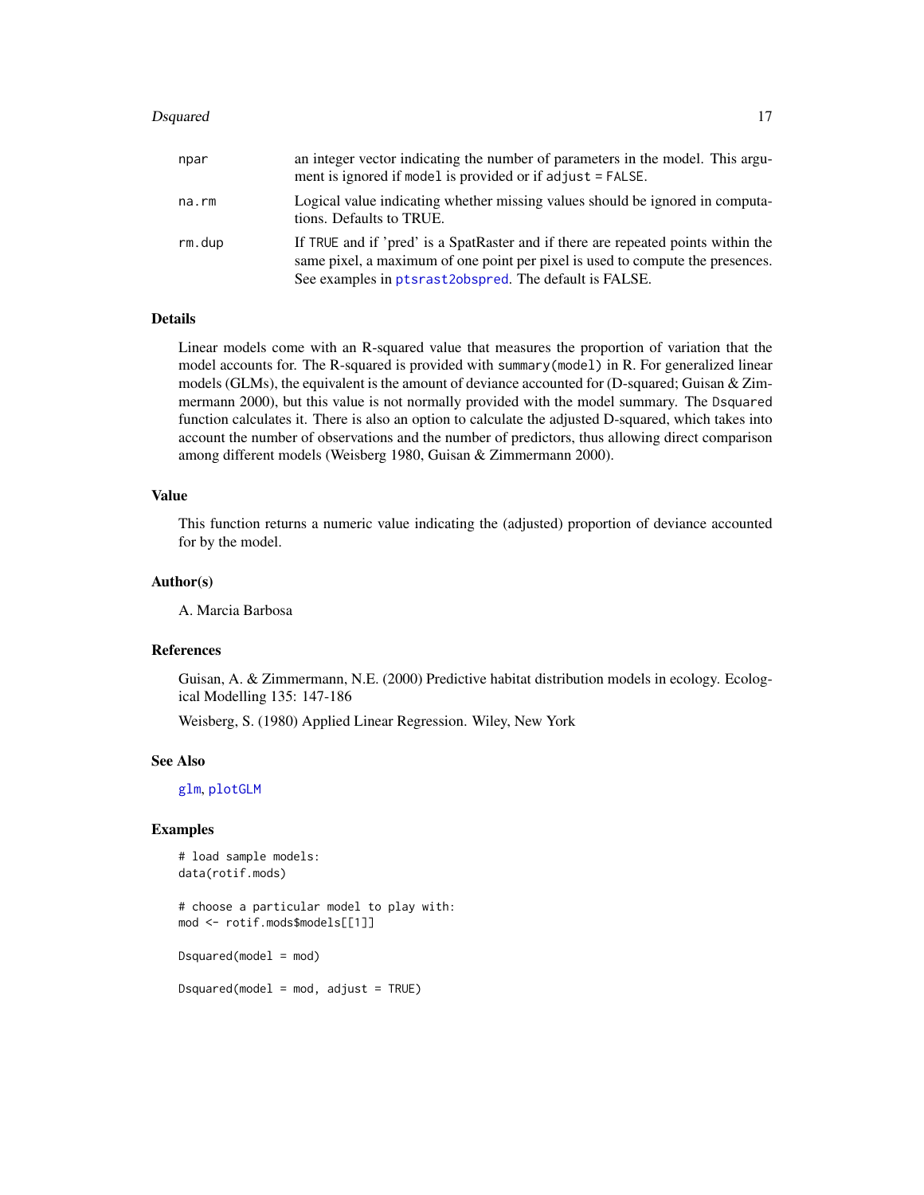| | |
|---|---|
| npar | an integer vector indicating the number of parameters in the model. This argument is ignored if `model` is provided or if `adjust = FALSE`. |
| na.rm | Logical value indicating whether missing values should be ignored in computations. Defaults to TRUE. |
| rm.dup | If `TRUE` and if 'pred' is a SpatRaster and if there are repeated points within the same pixel, a maximum of one point per pixel is used to compute the presences. See examples in `ptsrast2obspred`. The default is FALSE. |

## Details

Linear models come with an R-squared value that measures the proportion of variation that the model accounts for. The R-squared is provided with `summary(model)` in R. For generalized linear models (GLMs), the equivalent is the amount of deviance accounted for (D-squared; Guisan & Zimmermann 2000), but this value is not normally provided with the model summary. The `Dsquared` function calculates it. There is also an option to calculate the adjusted D-squared, which takes into account the number of observations and the number of predictors, thus allowing direct comparison among different models (Weisberg 1980, Guisan & Zimmermann 2000).

## Value

This function returns a numeric value indicating the (adjusted) proportion of deviance accounted for by the model.

## Author(s)

A. Marcia Barbosa

## References

Guisan, A. & Zimmermann, N.E. (2000) Predictive habitat distribution models in ecology. Ecological Modelling 135: 147-186

Weisberg, S. (1980) Applied Linear Regression. Wiley, New York

## See Also

`glm`, `plotGLM`

## Examples

```
# load sample models:
data(rotif.mods)

# choose a particular model to play with:
mod <- rotif.mods$models[[1]]

Dsquared(model = mod)

Dsquared(model = mod, adjust = TRUE)
```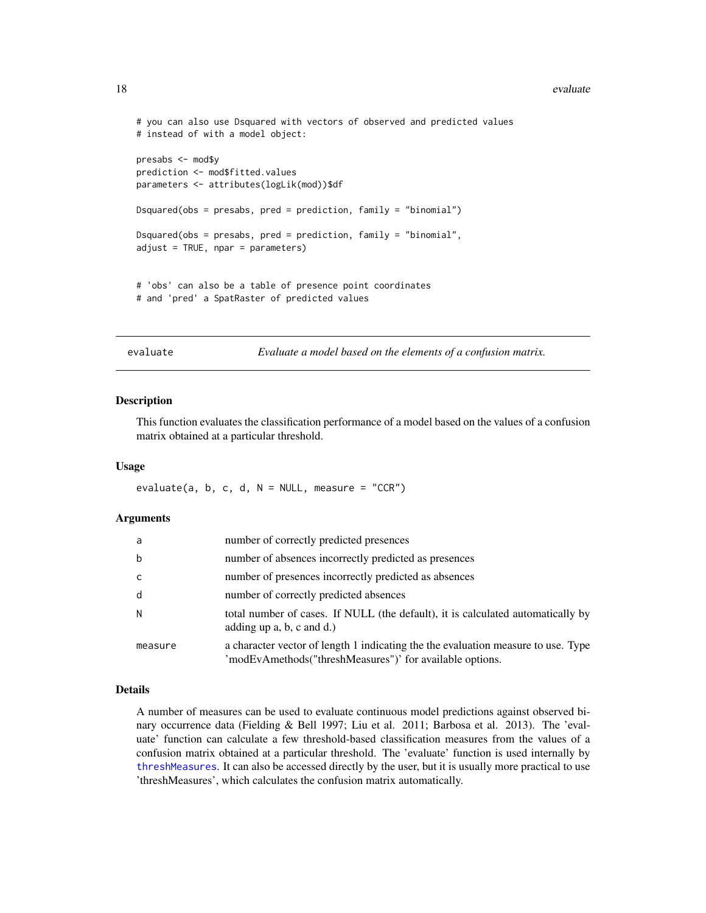```
# you can also use Dsquared with vectors of observed and predicted values
# instead of with a model object:

presabs <- mod$y
prediction <- mod$fitted.values
parameters <- attributes(logLik(mod))$df

Dsquared(obs = presabs, pred = prediction, family = "binomial")

Dsquared(obs = presabs, pred = prediction, family = "binomial",
adjust = TRUE, npar = parameters)


# 'obs' can also be a table of presence point coordinates
# and 'pred' a SpatRaster of predicted values
```

## evaluate — *Evaluate a model based on the elements of a confusion matrix.*

### Description

This function evaluates the classification performance of a model based on the values of a confusion matrix obtained at a particular threshold.

### Usage

```
evaluate(a, b, c, d, N = NULL, measure = "CCR")
```

### Arguments

| | |
|---|---|
| a | number of correctly predicted presences |
| b | number of absences incorrectly predicted as presences |
| c | number of presences incorrectly predicted as absences |
| d | number of correctly predicted absences |
| N | total number of cases. If NULL (the default), it is calculated automatically by adding up a, b, c and d.) |
| measure | a character vector of length 1 indicating the the evaluation measure to use. Type 'modEvAmethods("threshMeasures")' for available options. |

### Details

A number of measures can be used to evaluate continuous model predictions against observed binary occurrence data (Fielding & Bell 1997; Liu et al. 2011; Barbosa et al. 2013). The 'evaluate' function can calculate a few threshold-based classification measures from the values of a confusion matrix obtained at a particular threshold. The 'evaluate' function is used internally by threshMeasures. It can also be accessed directly by the user, but it is usually more practical to use 'threshMeasures', which calculates the confusion matrix automatically.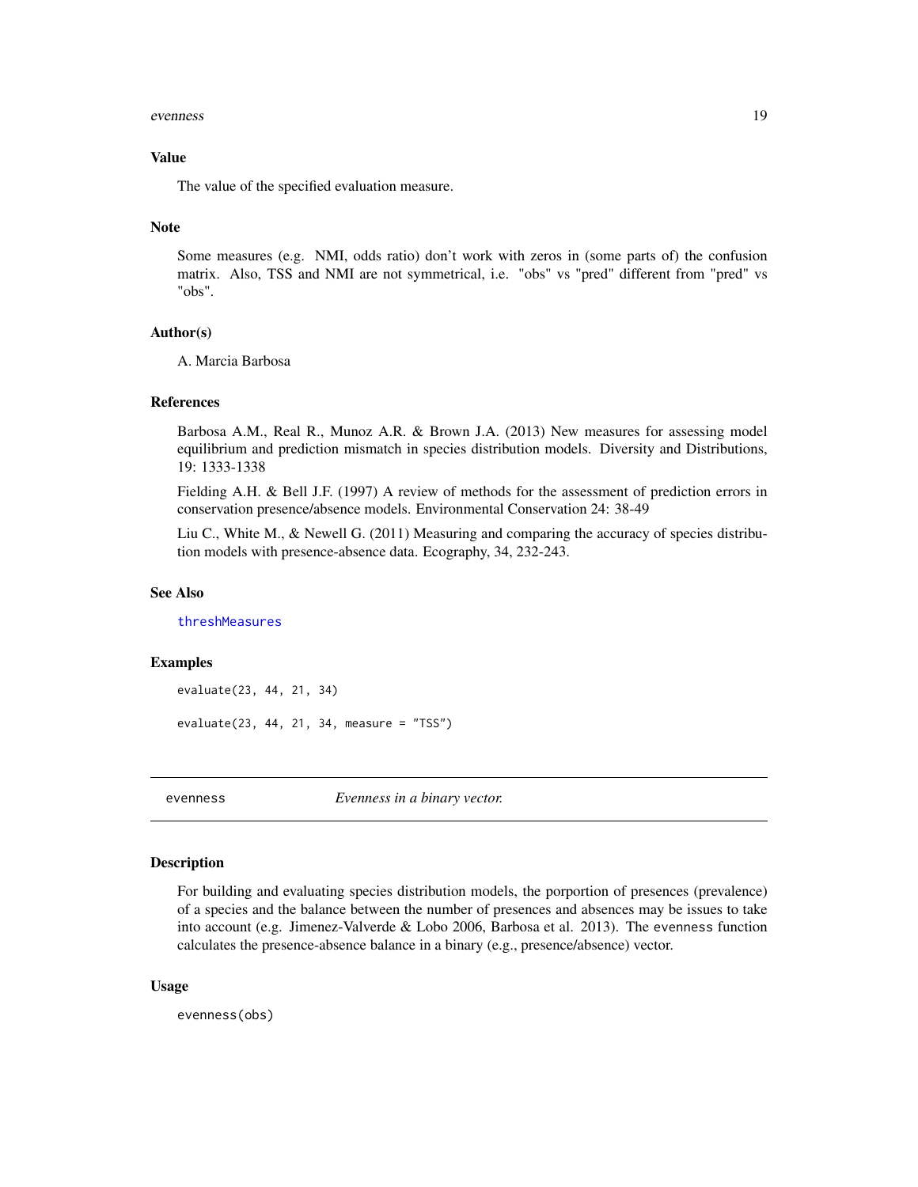### Value

The value of the specified evaluation measure.

### Note

Some measures (e.g. NMI, odds ratio) don't work with zeros in (some parts of) the confusion matrix. Also, TSS and NMI are not symmetrical, i.e. "obs" vs "pred" different from "pred" vs "obs".

### Author(s)

A. Marcia Barbosa

### References

Barbosa A.M., Real R., Munoz A.R. & Brown J.A. (2013) New measures for assessing model equilibrium and prediction mismatch in species distribution models. Diversity and Distributions, 19: 1333-1338

Fielding A.H. & Bell J.F. (1997) A review of methods for the assessment of prediction errors in conservation presence/absence models. Environmental Conservation 24: 38-49

Liu C., White M., & Newell G. (2011) Measuring and comparing the accuracy of species distribution models with presence-absence data. Ecography, 34, 232-243.

### See Also

threshMeasures

### Examples

```
evaluate(23, 44, 21, 34)

evaluate(23, 44, 21, 34, measure = "TSS")
```

---

## evenness — *Evenness in a binary vector.*

---

### Description

For building and evaluating species distribution models, the porportion of presences (prevalence) of a species and the balance between the number of presences and absences may be issues to take into account (e.g. Jimenez-Valverde & Lobo 2006, Barbosa et al. 2013). The evenness function calculates the presence-absence balance in a binary (e.g., presence/absence) vector.

### Usage

```
evenness(obs)
```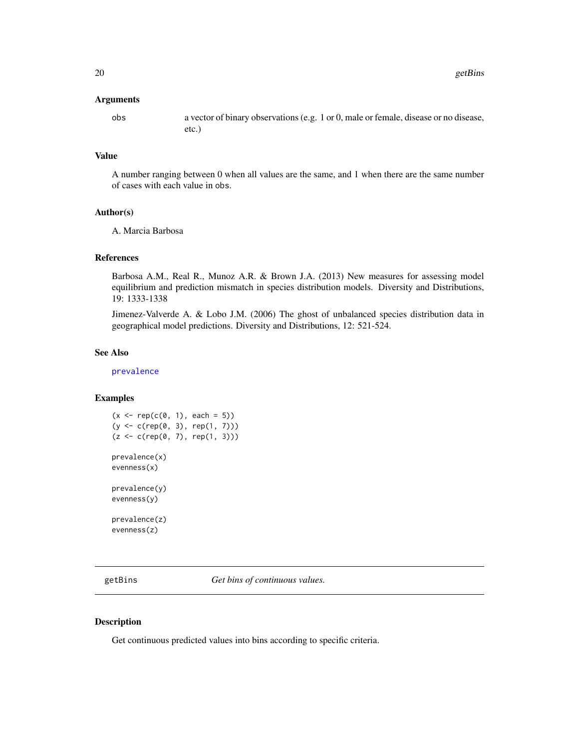### Arguments

| | |
|---|---|
| obs | a vector of binary observations (e.g. 1 or 0, male or female, disease or no disease, etc.) |

### Value

A number ranging between 0 when all values are the same, and 1 when there are the same number of cases with each value in obs.

### Author(s)

A. Marcia Barbosa

### References

Barbosa A.M., Real R., Munoz A.R. & Brown J.A. (2013) New measures for assessing model equilibrium and prediction mismatch in species distribution models. Diversity and Distributions, 19: 1333-1338

Jimenez-Valverde A. & Lobo J.M. (2006) The ghost of unbalanced species distribution data in geographical model predictions. Diversity and Distributions, 12: 521-524.

### See Also

prevalence

### Examples

```
(x <- rep(c(0, 1), each = 5))
(y <- c(rep(0, 3), rep(1, 7)))
(z <- c(rep(0, 7), rep(1, 3)))

prevalence(x)
evenness(x)

prevalence(y)
evenness(y)

prevalence(z)
evenness(z)
```

---

## getBins    *Get bins of continuous values.*

### Description

Get continuous predicted values into bins according to specific criteria.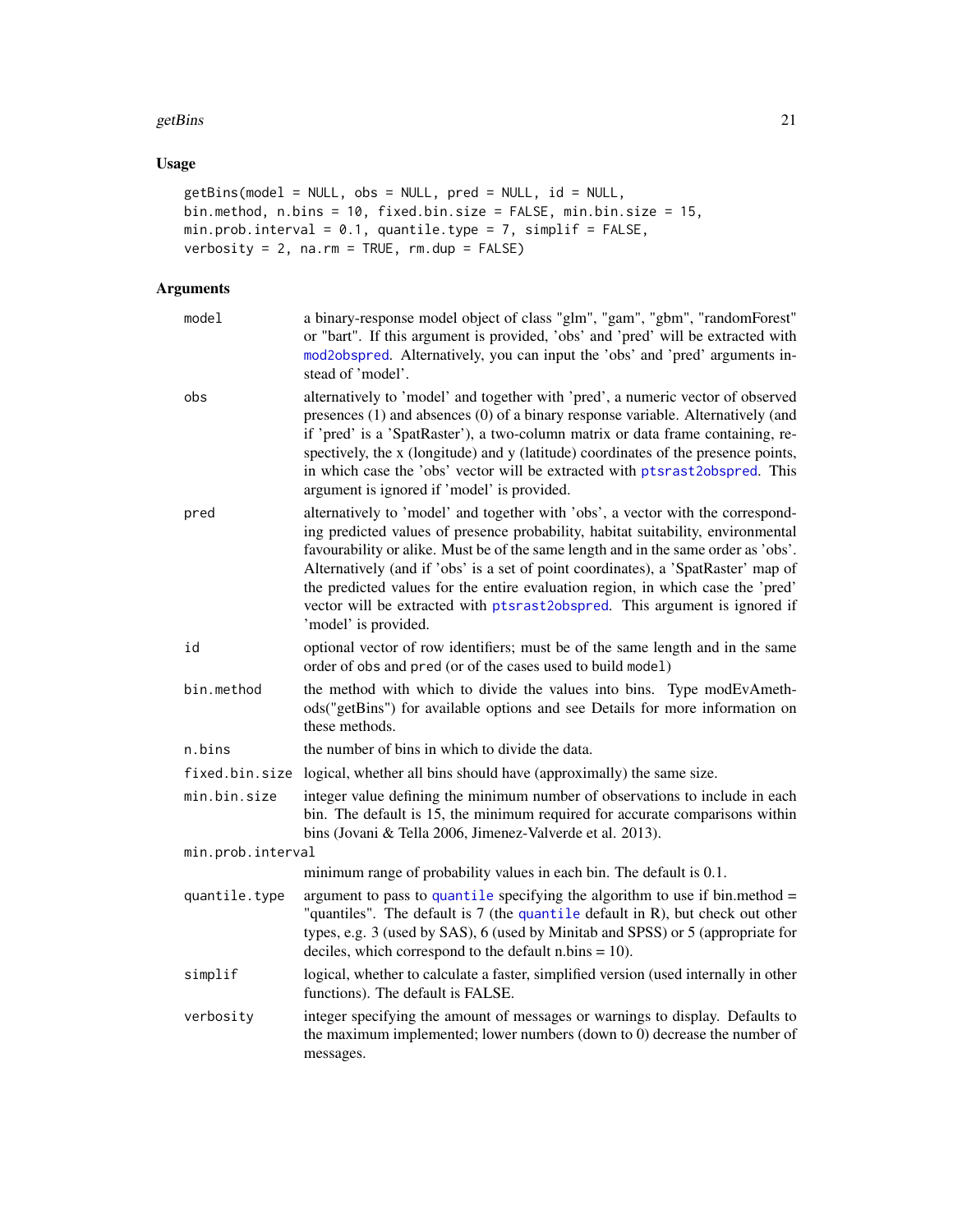## Usage

```
getBins(model = NULL, obs = NULL, pred = NULL, id = NULL,
bin.method, n.bins = 10, fixed.bin.size = FALSE, min.bin.size = 15,
min.prob.interval = 0.1, quantile.type = 7, simplif = FALSE,
verbosity = 2, na.rm = TRUE, rm.dup = FALSE)
```

## Arguments

| | |
|---|---|
| model | a binary-response model object of class "glm", "gam", "gbm", "randomForest" or "bart". If this argument is provided, 'obs' and 'pred' will be extracted with mod2obspred. Alternatively, you can input the 'obs' and 'pred' arguments instead of 'model'. |
| obs | alternatively to 'model' and together with 'pred', a numeric vector of observed presences (1) and absences (0) of a binary response variable. Alternatively (and if 'pred' is a 'SpatRaster'), a two-column matrix or data frame containing, respectively, the x (longitude) and y (latitude) coordinates of the presence points, in which case the 'obs' vector will be extracted with ptsrast2obspred. This argument is ignored if 'model' is provided. |
| pred | alternatively to 'model' and together with 'obs', a vector with the corresponding predicted values of presence probability, habitat suitability, environmental favourability or alike. Must be of the same length and in the same order as 'obs'. Alternatively (and if 'obs' is a set of point coordinates), a 'SpatRaster' map of the predicted values for the entire evaluation region, in which case the 'pred' vector will be extracted with ptsrast2obspred. This argument is ignored if 'model' is provided. |
| id | optional vector of row identifiers; must be of the same length and in the same order of obs and pred (or of the cases used to build model) |
| bin.method | the method with which to divide the values into bins. Type modEvAmethods("getBins") for available options and see Details for more information on these methods. |
| n.bins | the number of bins in which to divide the data. |
| fixed.bin.size | logical, whether all bins should have (approximately) the same size. |
| min.bin.size | integer value defining the minimum number of observations to include in each bin. The default is 15, the minimum required for accurate comparisons within bins (Jovani & Tella 2006, Jimenez-Valverde et al. 2013). |
| min.prob.interval | minimum range of probability values in each bin. The default is 0.1. |
| quantile.type | argument to pass to quantile specifying the algorithm to use if bin.method = "quantiles". The default is 7 (the quantile default in R), but check out other types, e.g. 3 (used by SAS), 6 (used by Minitab and SPSS) or 5 (appropriate for deciles, which correspond to the default n.bins = 10). |
| simplif | logical, whether to calculate a faster, simplified version (used internally in other functions). The default is FALSE. |
| verbosity | integer specifying the amount of messages or warnings to display. Defaults to the maximum implemented; lower numbers (down to 0) decrease the number of messages. |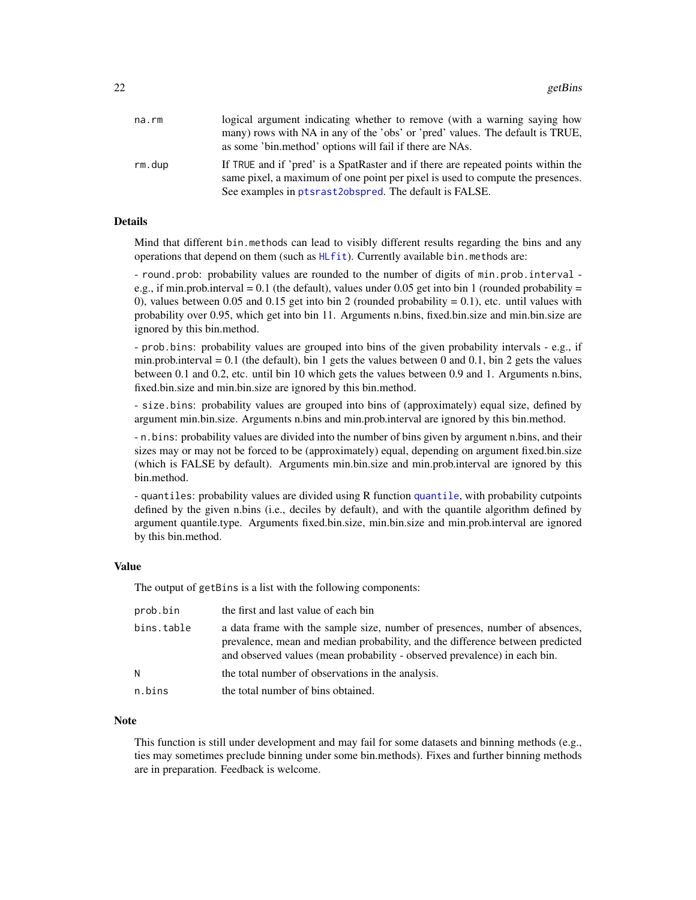| | |
|---|---|
| na.rm | logical argument indicating whether to remove (with a warning saying how many) rows with NA in any of the 'obs' or 'pred' values. The default is TRUE, as some 'bin.method' options will fail if there are NAs. |
| rm.dup | If TRUE and if 'pred' is a SpatRaster and if there are repeated points within the same pixel, a maximum of one point per pixel is used to compute the presences. See examples in ptsrast2obspred. The default is FALSE. |

## Details

Mind that different bin.methods can lead to visibly different results regarding the bins and any operations that depend on them (such as HLfit). Currently available bin.methods are:

- round.prob: probability values are rounded to the number of digits of min.prob.interval - e.g., if min.prob.interval = 0.1 (the default), values under 0.05 get into bin 1 (rounded probability = 0), values between 0.05 and 0.15 get into bin 2 (rounded probability = 0.1), etc. until values with probability over 0.95, which get into bin 11. Arguments n.bins, fixed.bin.size and min.bin.size are ignored by this bin.method.

- prob.bins: probability values are grouped into bins of the given probability intervals - e.g., if min.prob.interval = 0.1 (the default), bin 1 gets the values between 0 and 0.1, bin 2 gets the values between 0.1 and 0.2, etc. until bin 10 which gets the values between 0.9 and 1. Arguments n.bins, fixed.bin.size and min.bin.size are ignored by this bin.method.

- size.bins: probability values are grouped into bins of (approximately) equal size, defined by argument min.bin.size. Arguments n.bins and min.prob.interval are ignored by this bin.method.

- n.bins: probability values are divided into the number of bins given by argument n.bins, and their sizes may or may not be forced to be (approximately) equal, depending on argument fixed.bin.size (which is FALSE by default). Arguments min.bin.size and min.prob.interval are ignored by this bin.method.

- quantiles: probability values are divided using R function quantile, with probability cutpoints defined by the given n.bins (i.e., deciles by default), and with the quantile algorithm defined by argument quantile.type. Arguments fixed.bin.size, min.bin.size and min.prob.interval are ignored by this bin.method.

## Value

The output of getBins is a list with the following components:

| | |
|---|---|
| prob.bin | the first and last value of each bin |
| bins.table | a data frame with the sample size, number of presences, number of absences, prevalence, mean and median probability, and the difference between predicted and observed values (mean probability - observed prevalence) in each bin. |
| N | the total number of observations in the analysis. |
| n.bins | the total number of bins obtained. |

## Note

This function is still under development and may fail for some datasets and binning methods (e.g., ties may sometimes preclude binning under some bin.methods). Fixes and further binning methods are in preparation. Feedback is welcome.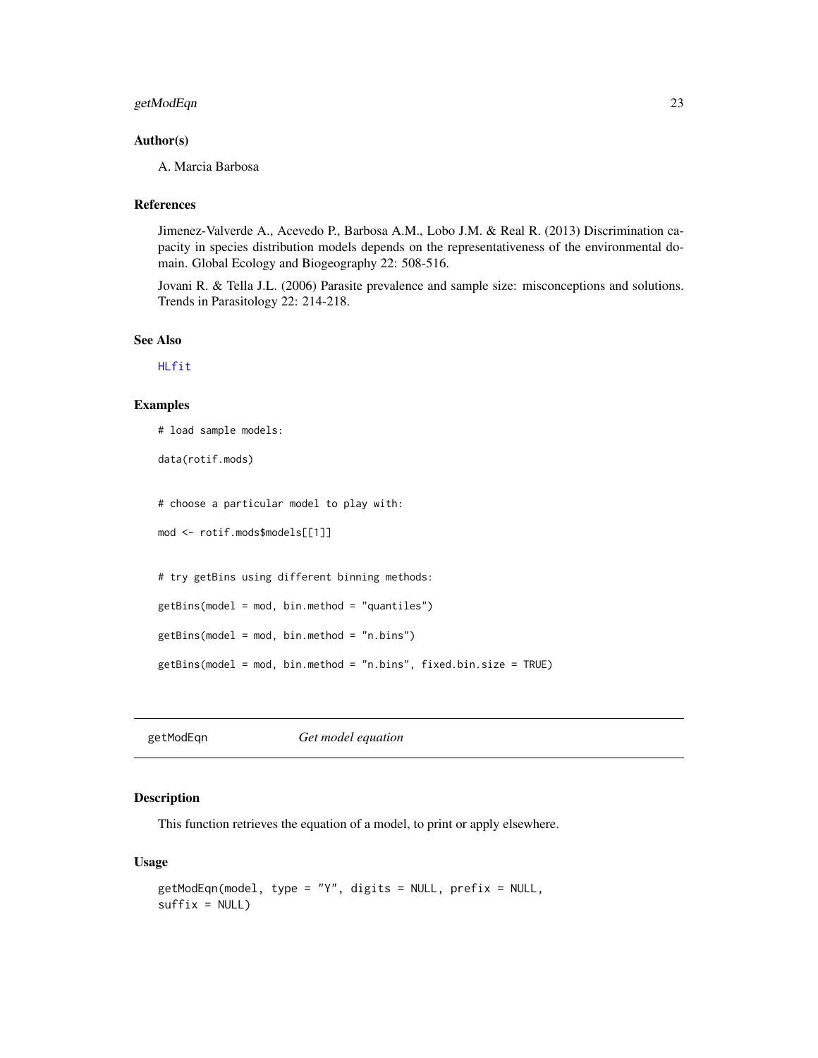## Author(s)

A. Marcia Barbosa

## References

Jimenez-Valverde A., Acevedo P., Barbosa A.M., Lobo J.M. & Real R. (2013) Discrimination capacity in species distribution models depends on the representativeness of the environmental domain. Global Ecology and Biogeography 22: 508-516.

Jovani R. & Tella J.L. (2006) Parasite prevalence and sample size: misconceptions and solutions. Trends in Parasitology 22: 214-218.

## See Also

HLfit

## Examples

```
# load sample models:

data(rotif.mods)


# choose a particular model to play with:

mod <- rotif.mods$models[[1]]


# try getBins using different binning methods:

getBins(model = mod, bin.method = "quantiles")

getBins(model = mod, bin.method = "n.bins")

getBins(model = mod, bin.method = "n.bins", fixed.bin.size = TRUE)
```

---

# getModEqn *Get model equation*

## Description

This function retrieves the equation of a model, to print or apply elsewhere.

## Usage

```
getModEqn(model, type = "Y", digits = NULL, prefix = NULL,
suffix = NULL)
```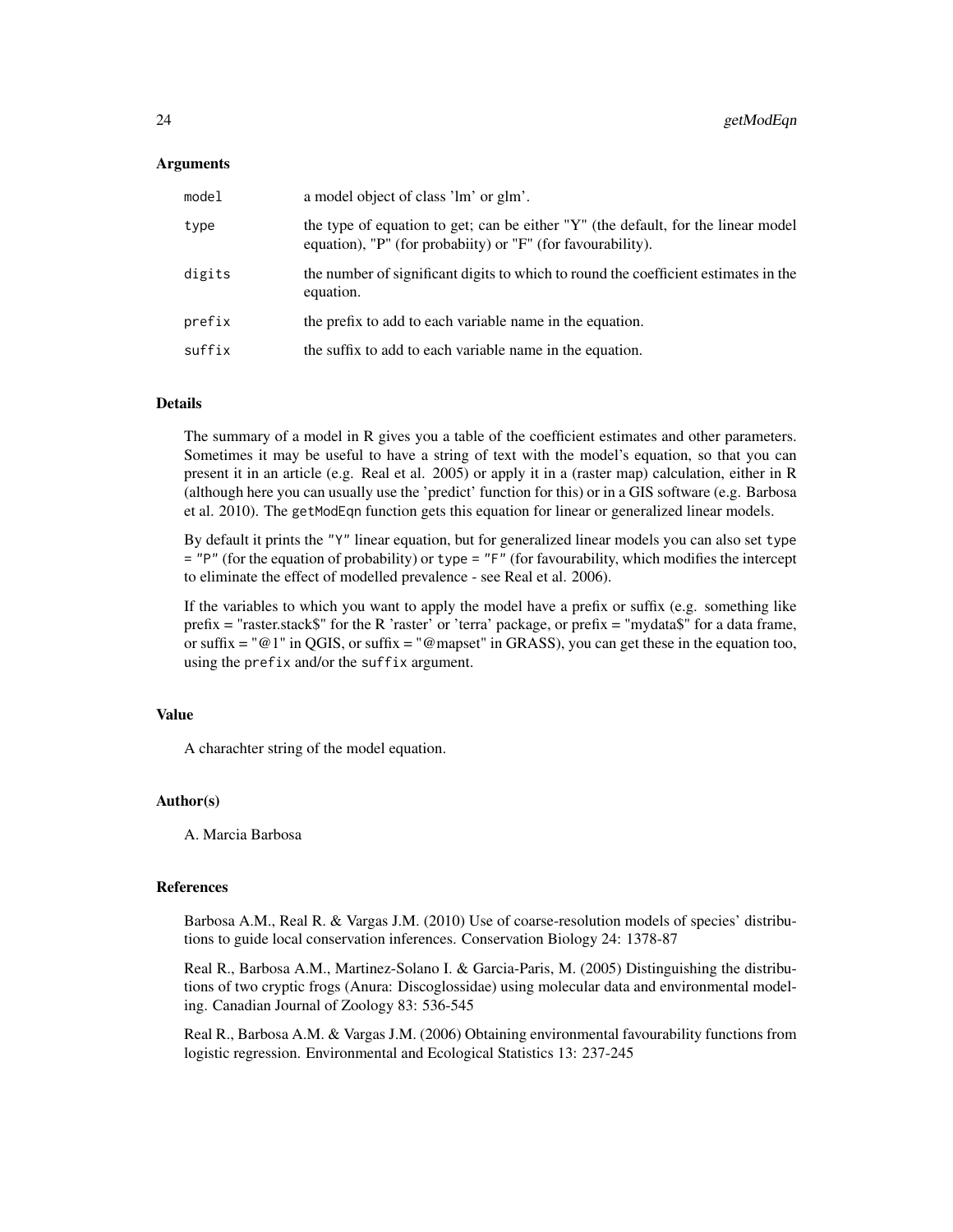## Arguments

| | |
|---|---|
| `model` | a model object of class 'lm' or glm'. |
| `type` | the type of equation to get; can be either "Y" (the default, for the linear model equation), "P" (for probabiity) or "F" (for favourability). |
| `digits` | the number of significant digits to which to round the coefficient estimates in the equation. |
| `prefix` | the prefix to add to each variable name in the equation. |
| `suffix` | the suffix to add to each variable name in the equation. |

## Details

The summary of a model in R gives you a table of the coefficient estimates and other parameters. Sometimes it may be useful to have a string of text with the model's equation, so that you can present it in an article (e.g. Real et al. 2005) or apply it in a (raster map) calculation, either in R (although here you can usually use the 'predict' function for this) or in a GIS software (e.g. Barbosa et al. 2010). The `getModEqn` function gets this equation for linear or generalized linear models.

By default it prints the `"Y"` linear equation, but for generalized linear models you can also set `type = "P"` (for the equation of probability) or `type = "F"` (for favourability, which modifies the intercept to eliminate the effect of modelled prevalence - see Real et al. 2006).

If the variables to which you want to apply the model have a prefix or suffix (e.g. something like prefix = "raster.stack$" for the R 'raster' or 'terra' package, or prefix = "mydata$" for a data frame, or suffix = "@1" in QGIS, or suffix = "@mapset" in GRASS), you can get these in the equation too, using the `prefix` and/or the `suffix` argument.

## Value

A charachter string of the model equation.

## Author(s)

A. Marcia Barbosa

## References

Barbosa A.M., Real R. & Vargas J.M. (2010) Use of coarse-resolution models of species' distributions to guide local conservation inferences. Conservation Biology 24: 1378-87

Real R., Barbosa A.M., Martinez-Solano I. & Garcia-Paris, M. (2005) Distinguishing the distributions of two cryptic frogs (Anura: Discoglossidae) using molecular data and environmental modeling. Canadian Journal of Zoology 83: 536-545

Real R., Barbosa A.M. & Vargas J.M. (2006) Obtaining environmental favourability functions from logistic regression. Environmental and Ecological Statistics 13: 237-245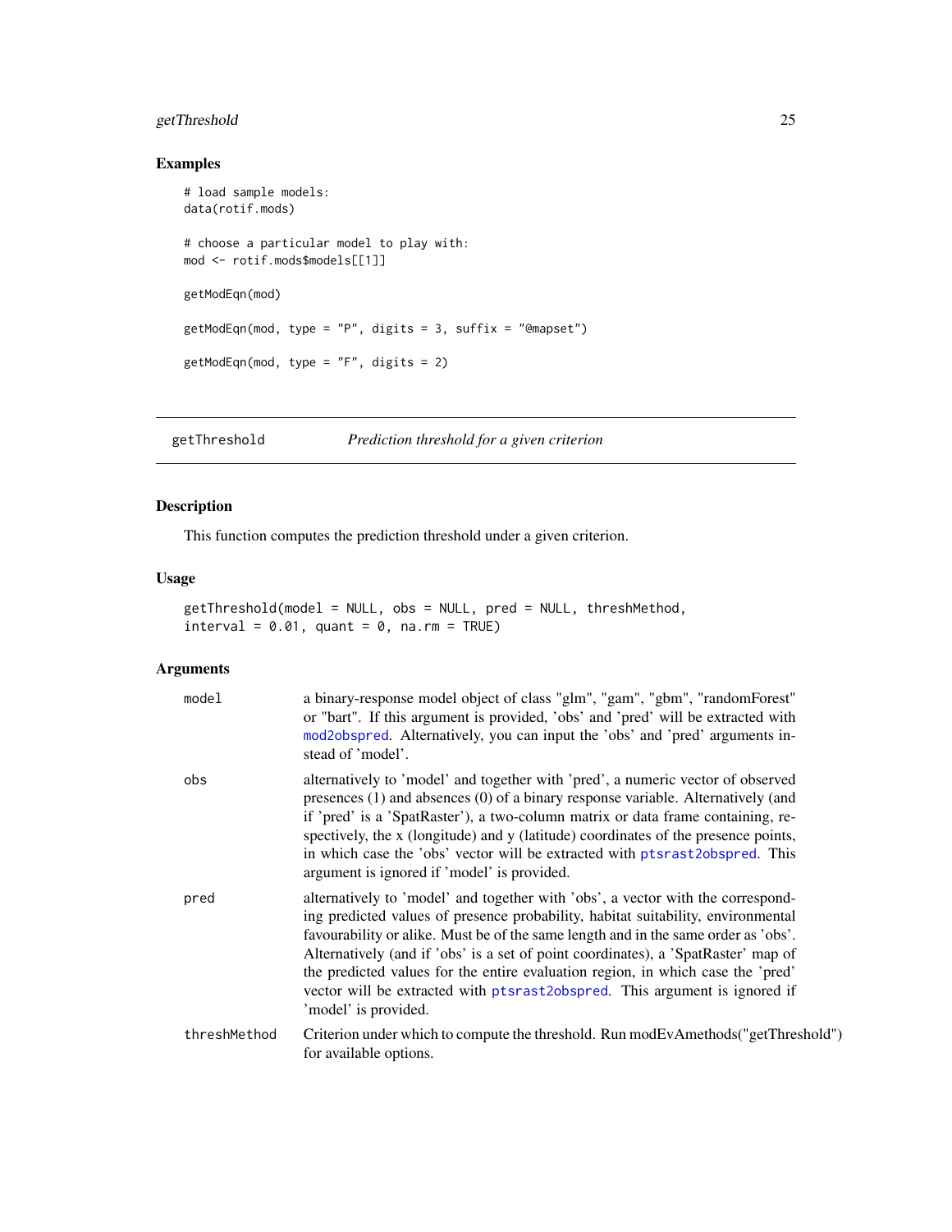## Examples

```
# load sample models:
data(rotif.mods)

# choose a particular model to play with:
mod <- rotif.mods$models[[1]]

getModEqn(mod)

getModEqn(mod, type = "P", digits = 3, suffix = "@mapset")

getModEqn(mod, type = "F", digits = 2)
```

---

# getThreshold *Prediction threshold for a given criterion*

## Description

This function computes the prediction threshold under a given criterion.

## Usage

```
getThreshold(model = NULL, obs = NULL, pred = NULL, threshMethod,
interval = 0.01, quant = 0, na.rm = TRUE)
```

## Arguments

| | |
|---|---|
| model | a binary-response model object of class "glm", "gam", "gbm", "randomForest" or "bart". If this argument is provided, 'obs' and 'pred' will be extracted with mod2obspred. Alternatively, you can input the 'obs' and 'pred' arguments instead of 'model'. |
| obs | alternatively to 'model' and together with 'pred', a numeric vector of observed presences (1) and absences (0) of a binary response variable. Alternatively (and if 'pred' is a 'SpatRaster'), a two-column matrix or data frame containing, respectively, the x (longitude) and y (latitude) coordinates of the presence points, in which case the 'obs' vector will be extracted with ptsrast2obspred. This argument is ignored if 'model' is provided. |
| pred | alternatively to 'model' and together with 'obs', a vector with the corresponding predicted values of presence probability, habitat suitability, environmental favourability or alike. Must be of the same length and in the same order as 'obs'. Alternatively (and if 'obs' is a set of point coordinates), a 'SpatRaster' map of the predicted values for the entire evaluation region, in which case the 'pred' vector will be extracted with ptsrast2obspred. This argument is ignored if 'model' is provided. |
| threshMethod | Criterion under which to compute the threshold. Run modEvAmethods("getThreshold") for available options. |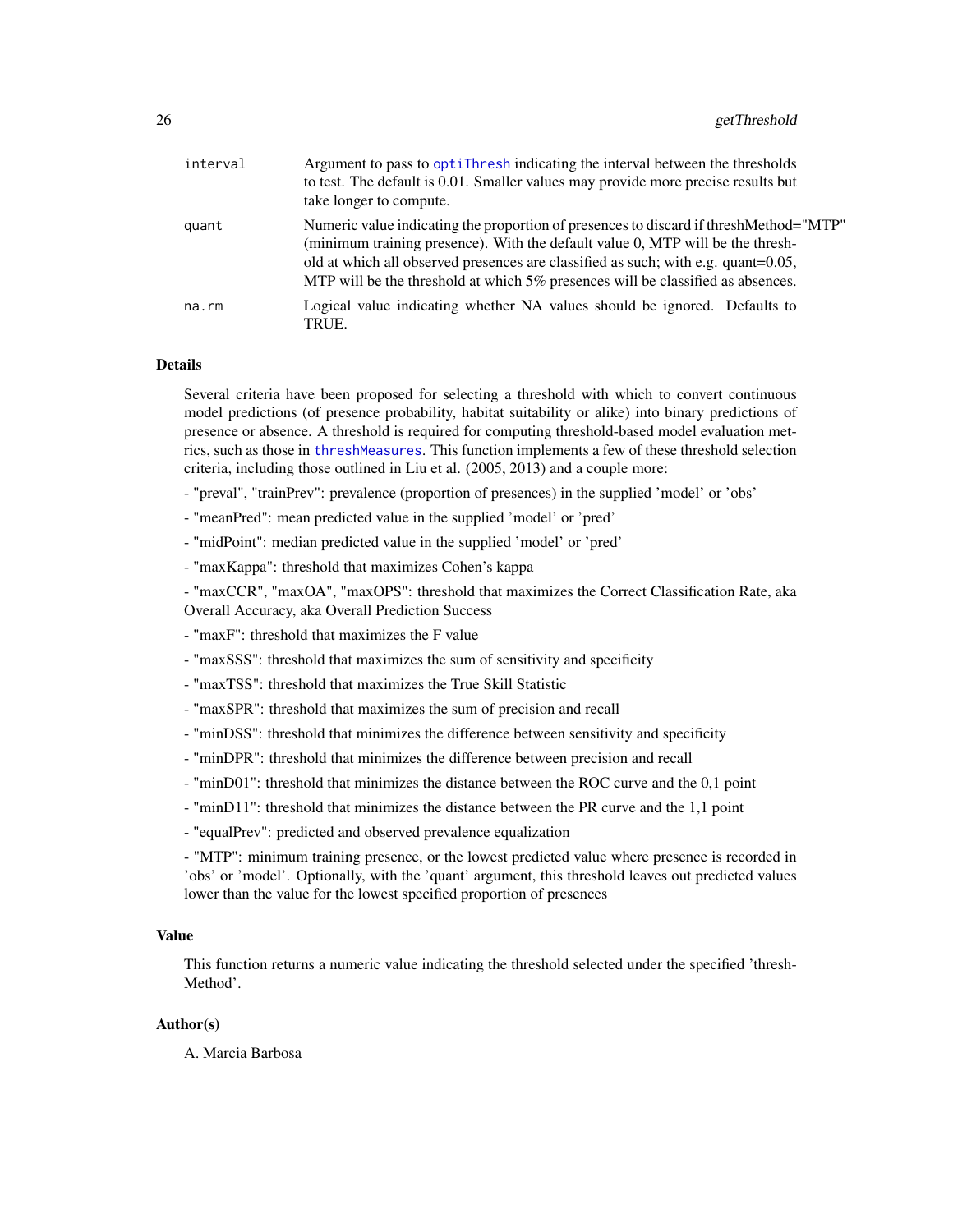| | |
|---|---|
| interval | Argument to pass to optiThresh indicating the interval between the thresholds to test. The default is 0.01. Smaller values may provide more precise results but take longer to compute. |
| quant | Numeric value indicating the proportion of presences to discard if threshMethod="MTP" (minimum training presence). With the default value 0, MTP will be the threshold at which all observed presences are classified as such; with e.g. quant=0.05, MTP will be the threshold at which 5% presences will be classified as absences. |
| na.rm | Logical value indicating whether NA values should be ignored. Defaults to TRUE. |

## Details

Several criteria have been proposed for selecting a threshold with which to convert continuous model predictions (of presence probability, habitat suitability or alike) into binary predictions of presence or absence. A threshold is required for computing threshold-based model evaluation metrics, such as those in threshMeasures. This function implements a few of these threshold selection criteria, including those outlined in Liu et al. (2005, 2013) and a couple more:

- "preval", "trainPrev": prevalence (proportion of presences) in the supplied 'model' or 'obs'

- "meanPred": mean predicted value in the supplied 'model' or 'pred'

- "midPoint": median predicted value in the supplied 'model' or 'pred'

- "maxKappa": threshold that maximizes Cohen's kappa

- "maxCCR", "maxOA", "maxOPS": threshold that maximizes the Correct Classification Rate, aka Overall Accuracy, aka Overall Prediction Success

- "maxF": threshold that maximizes the F value

- "maxSSS": threshold that maximizes the sum of sensitivity and specificity

- "maxTSS": threshold that maximizes the True Skill Statistic

- "maxSPR": threshold that maximizes the sum of precision and recall

- "minDSS": threshold that minimizes the difference between sensitivity and specificity

- "minDPR": threshold that minimizes the difference between precision and recall

- "minD01": threshold that minimizes the distance between the ROC curve and the 0,1 point

- "minD11": threshold that minimizes the distance between the PR curve and the 1,1 point

- "equalPrev": predicted and observed prevalence equalization

- "MTP": minimum training presence, or the lowest predicted value where presence is recorded in 'obs' or 'model'. Optionally, with the 'quant' argument, this threshold leaves out predicted values lower than the value for the lowest specified proportion of presences

## Value

This function returns a numeric value indicating the threshold selected under the specified 'threshMethod'.

## Author(s)

A. Marcia Barbosa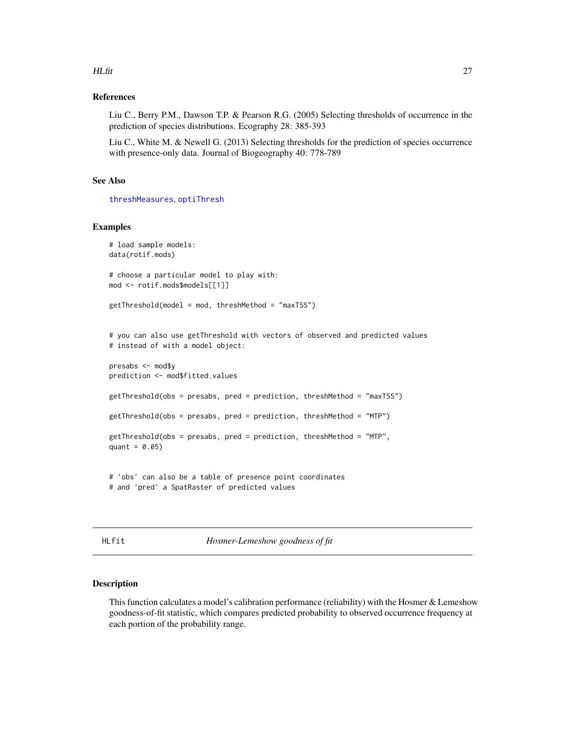### References

Liu C., Berry P.M., Dawson T.P. & Pearson R.G. (2005) Selecting thresholds of occurrence in the prediction of species distributions. Ecography 28: 385-393

Liu C., White M. & Newell G. (2013) Selecting thresholds for the prediction of species occurrence with presence-only data. Journal of Biogeography 40: 778-789

### See Also

threshMeasures, optiThresh

### Examples

```
# load sample models:
data(rotif.mods)

# choose a particular model to play with:
mod <- rotif.mods$models[[1]]

getThreshold(model = mod, threshMethod = "maxTSS")


# you can also use getThreshold with vectors of observed and predicted values
# instead of with a model object:

presabs <- mod$y
prediction <- mod$fitted.values

getThreshold(obs = presabs, pred = prediction, threshMethod = "maxTSS")

getThreshold(obs = presabs, pred = prediction, threshMethod = "MTP")

getThreshold(obs = presabs, pred = prediction, threshMethod = "MTP",
quant = 0.05)


# 'obs' can also be a table of presence point coordinates
# and 'pred' a SpatRaster of predicted values
```

---

## HLfit *Hosmer-Lemeshow goodness of fit*

### Description

This function calculates a model's calibration performance (reliability) with the Hosmer & Lemeshow goodness-of-fit statistic, which compares predicted probability to observed occurrence frequency at each portion of the probability range.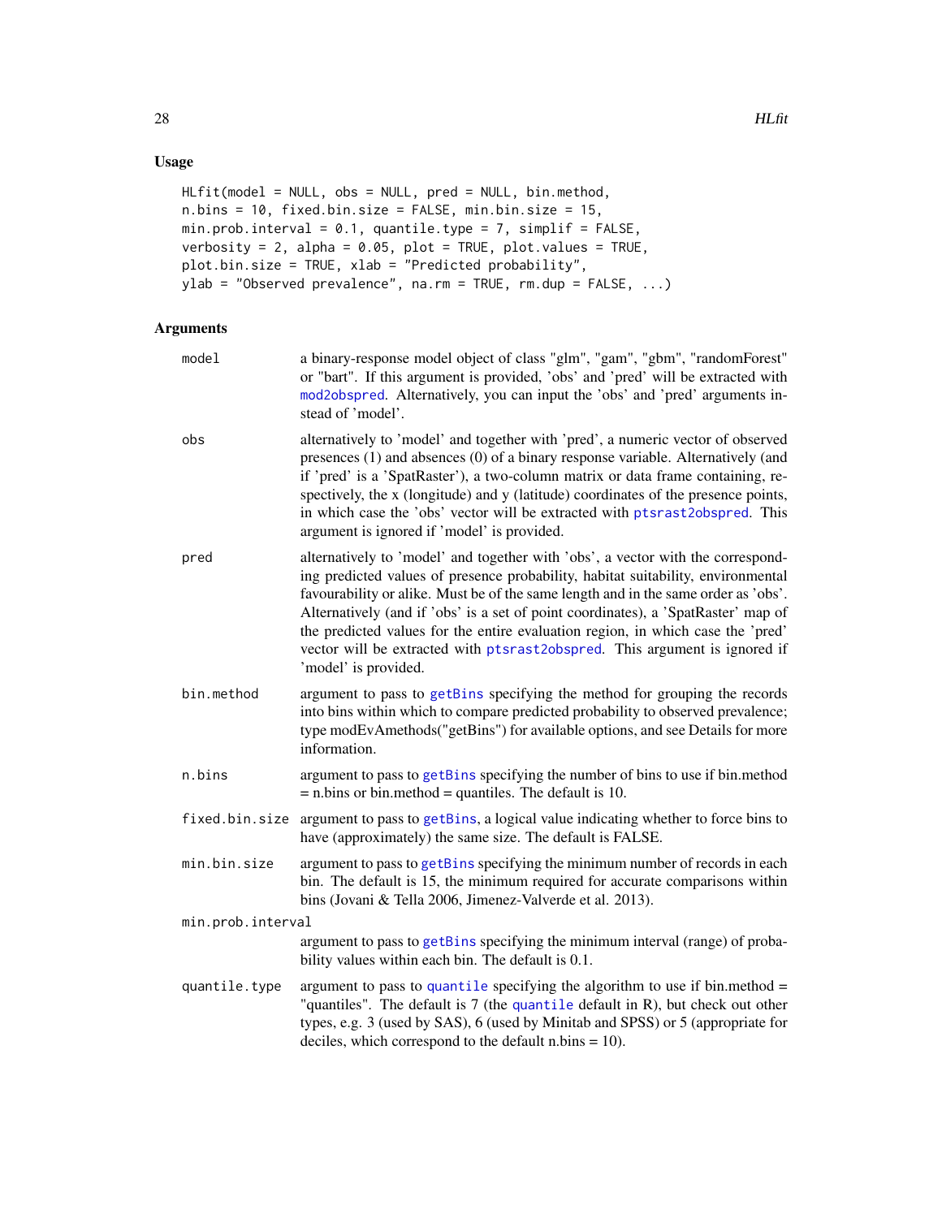## Usage

```
HLfit(model = NULL, obs = NULL, pred = NULL, bin.method,
n.bins = 10, fixed.bin.size = FALSE, min.bin.size = 15,
min.prob.interval = 0.1, quantile.type = 7, simplif = FALSE,
verbosity = 2, alpha = 0.05, plot = TRUE, plot.values = TRUE,
plot.bin.size = TRUE, xlab = "Predicted probability",
ylab = "Observed prevalence", na.rm = TRUE, rm.dup = FALSE, ...)
```

## Arguments

**model** a binary-response model object of class "glm", "gam", "gbm", "randomForest" or "bart". If this argument is provided, 'obs' and 'pred' will be extracted with mod2obspred. Alternatively, you can input the 'obs' and 'pred' arguments instead of 'model'.

**obs** alternatively to 'model' and together with 'pred', a numeric vector of observed presences (1) and absences (0) of a binary response variable. Alternatively (and if 'pred' is a 'SpatRaster'), a two-column matrix or data frame containing, respectively, the x (longitude) and y (latitude) coordinates of the presence points, in which case the 'obs' vector will be extracted with ptsrast2obspred. This argument is ignored if 'model' is provided.

**pred** alternatively to 'model' and together with 'obs', a vector with the corresponding predicted values of presence probability, habitat suitability, environmental favourability or alike. Must be of the same length and in the same order as 'obs'. Alternatively (and if 'obs' is a set of point coordinates), a 'SpatRaster' map of the predicted values for the entire evaluation region, in which case the 'pred' vector will be extracted with ptsrast2obspred. This argument is ignored if 'model' is provided.

**bin.method** argument to pass to getBins specifying the method for grouping the records into bins within which to compare predicted probability to observed prevalence; type modEvAmethods("getBins") for available options, and see Details for more information.

**n.bins** argument to pass to getBins specifying the number of bins to use if bin.method = n.bins or bin.method = quantiles. The default is 10.

**fixed.bin.size** argument to pass to getBins, a logical value indicating whether to force bins to have (approximately) the same size. The default is FALSE.

**min.bin.size** argument to pass to getBins specifying the minimum number of records in each bin. The default is 15, the minimum required for accurate comparisons within bins (Jovani & Tella 2006, Jimenez-Valverde et al. 2013).

**min.prob.interval** argument to pass to getBins specifying the minimum interval (range) of probability values within each bin. The default is 0.1.

**quantile.type** argument to pass to quantile specifying the algorithm to use if bin.method = "quantiles". The default is 7 (the quantile default in R), but check out other types, e.g. 3 (used by SAS), 6 (used by Minitab and SPSS) or 5 (appropriate for deciles, which correspond to the default n.bins = 10).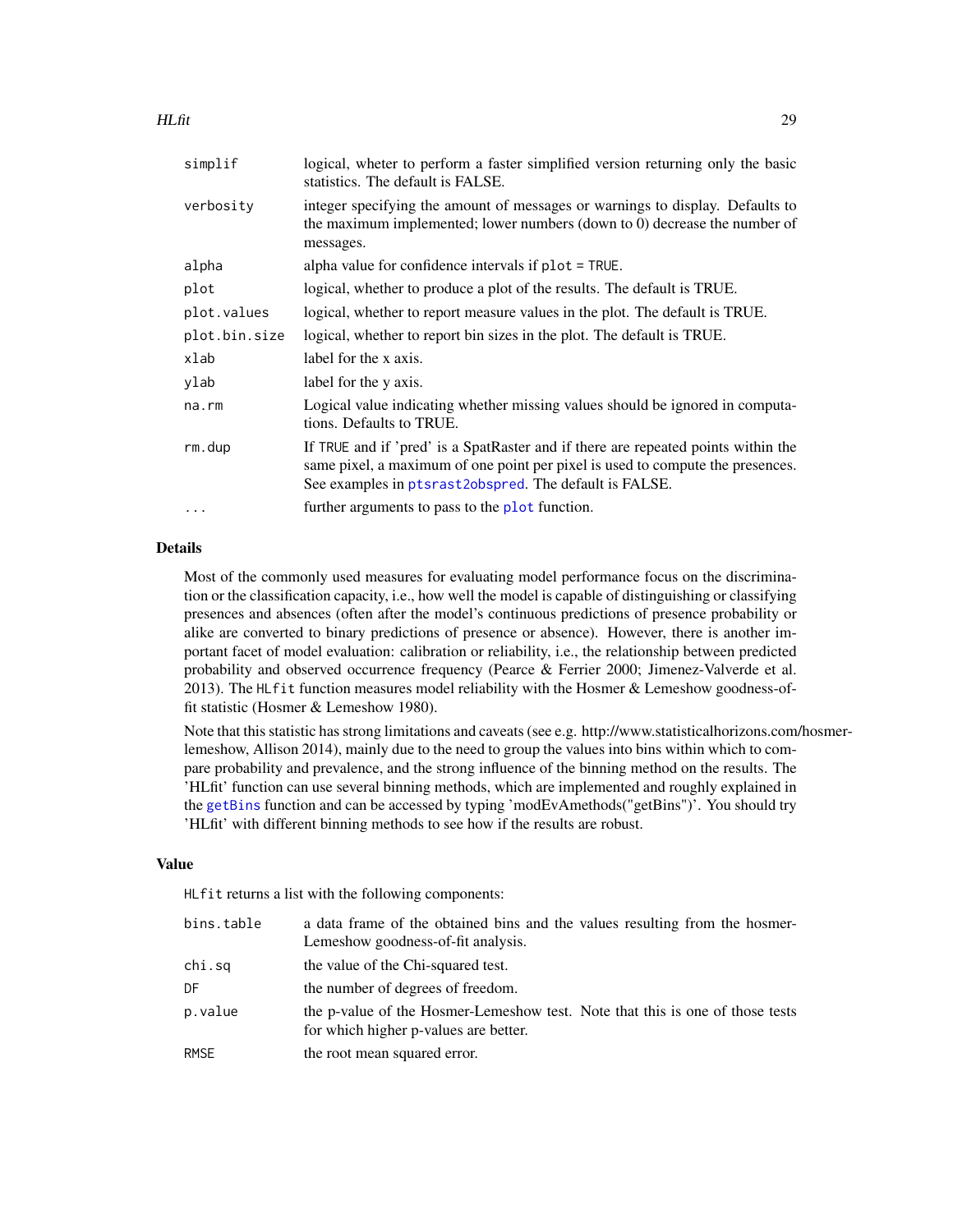| | |
|---|---|
| `simplif` | logical, wheter to perform a faster simplified version returning only the basic statistics. The default is FALSE. |
| `verbosity` | integer specifying the amount of messages or warnings to display. Defaults to the maximum implemented; lower numbers (down to 0) decrease the number of messages. |
| `alpha` | alpha value for confidence intervals if `plot = TRUE`. |
| `plot` | logical, whether to produce a plot of the results. The default is TRUE. |
| `plot.values` | logical, whether to report measure values in the plot. The default is TRUE. |
| `plot.bin.size` | logical, whether to report bin sizes in the plot. The default is TRUE. |
| `xlab` | label for the x axis. |
| `ylab` | label for the y axis. |
| `na.rm` | Logical value indicating whether missing values should be ignored in computations. Defaults to TRUE. |
| `rm.dup` | If `TRUE` and if 'pred' is a SpatRaster and if there are repeated points within the same pixel, a maximum of one point per pixel is used to compute the presences. See examples in `ptsrast2obspred`. The default is FALSE. |
| `...` | further arguments to pass to the `plot` function. |

## Details

Most of the commonly used measures for evaluating model performance focus on the discrimination or the classification capacity, i.e., how well the model is capable of distinguishing or classifying presences and absences (often after the model's continuous predictions of presence probability or alike are converted to binary predictions of presence or absence). However, there is another important facet of model evaluation: calibration or reliability, i.e., the relationship between predicted probability and observed occurrence frequency (Pearce & Ferrier 2000; Jimenez-Valverde et al. 2013). The `HLfit` function measures model reliability with the Hosmer & Lemeshow goodness-of-fit statistic (Hosmer & Lemeshow 1980).

Note that this statistic has strong limitations and caveats (see e.g. http://www.statisticalhorizons.com/hosmer-lemeshow, Allison 2014), mainly due to the need to group the values into bins within which to compare probability and prevalence, and the strong influence of the binning method on the results. The 'HLfit' function can use several binning methods, which are implemented and roughly explained in the `getBins` function and can be accessed by typing 'modEvAmethods("getBins")'. You should try 'HLfit' with different binning methods to see how if the results are robust.

## Value

`HLfit` returns a list with the following components:

| | |
|---|---|
| `bins.table` | a data frame of the obtained bins and the values resulting from the hosmer-Lemeshow goodness-of-fit analysis. |
| `chi.sq` | the value of the Chi-squared test. |
| `DF` | the number of degrees of freedom. |
| `p.value` | the p-value of the Hosmer-Lemeshow test. Note that this is one of those tests for which higher p-values are better. |
| `RMSE` | the root mean squared error. |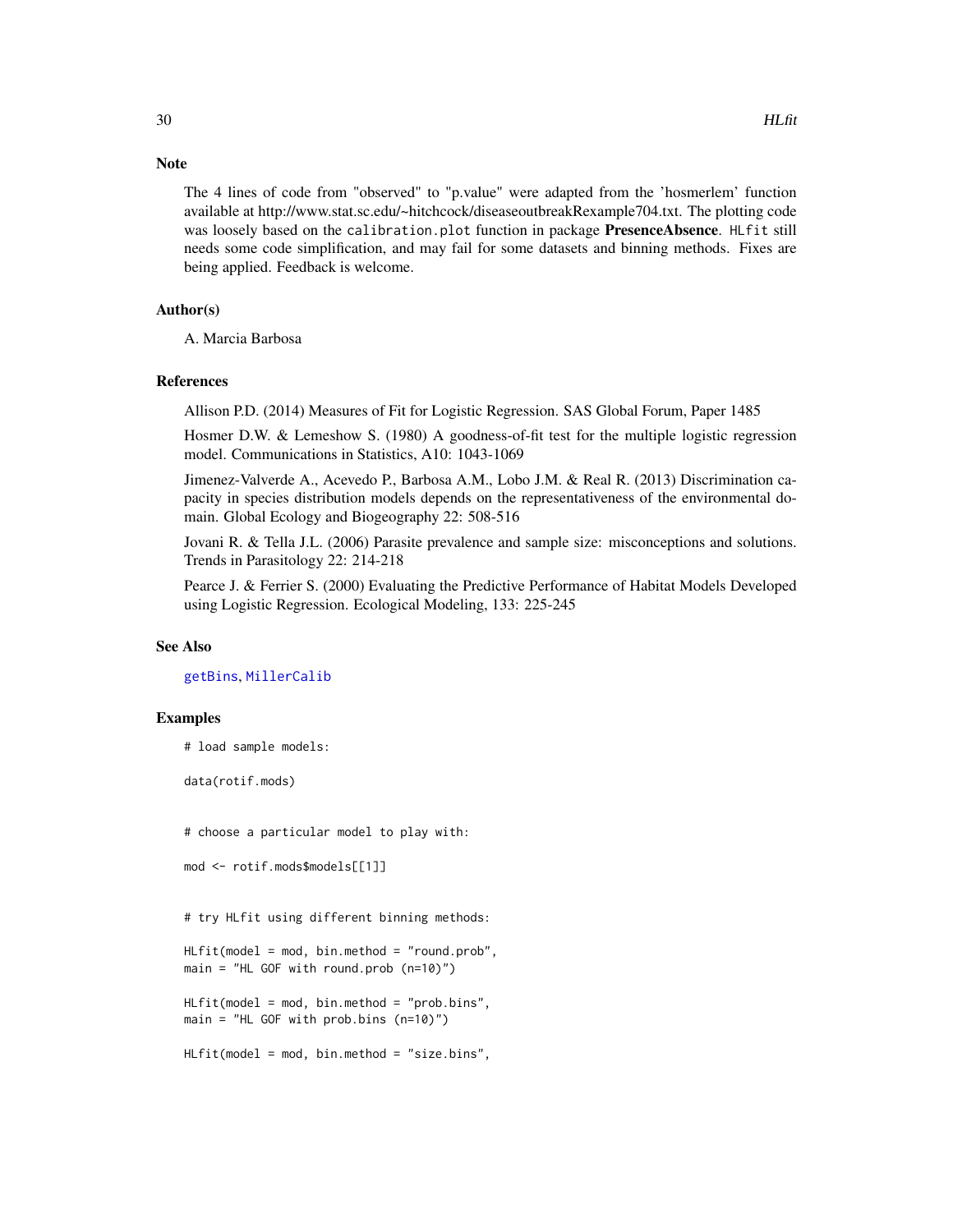## Note

The 4 lines of code from "observed" to "p.value" were adapted from the 'hosmerlem' function available at http://www.stat.sc.edu/~hitchcock/diseaseoutbreakRexample704.txt. The plotting code was loosely based on the `calibration.plot` function in package **PresenceAbsence**. `HLfit` still needs some code simplification, and may fail for some datasets and binning methods. Fixes are being applied. Feedback is welcome.

## Author(s)

A. Marcia Barbosa

## References

Allison P.D. (2014) Measures of Fit for Logistic Regression. SAS Global Forum, Paper 1485

Hosmer D.W. & Lemeshow S. (1980) A goodness-of-fit test for the multiple logistic regression model. Communications in Statistics, A10: 1043-1069

Jimenez-Valverde A., Acevedo P., Barbosa A.M., Lobo J.M. & Real R. (2013) Discrimination capacity in species distribution models depends on the representativeness of the environmental domain. Global Ecology and Biogeography 22: 508-516

Jovani R. & Tella J.L. (2006) Parasite prevalence and sample size: misconceptions and solutions. Trends in Parasitology 22: 214-218

Pearce J. & Ferrier S. (2000) Evaluating the Predictive Performance of Habitat Models Developed using Logistic Regression. Ecological Modeling, 133: 225-245

## See Also

getBins, MillerCalib

## Examples

```
# load sample models:

data(rotif.mods)


# choose a particular model to play with:

mod <- rotif.mods$models[[1]]


# try HLfit using different binning methods:

HLfit(model = mod, bin.method = "round.prob",
main = "HL GOF with round.prob (n=10)")

HLfit(model = mod, bin.method = "prob.bins",
main = "HL GOF with prob.bins (n=10)")

HLfit(model = mod, bin.method = "size.bins",
```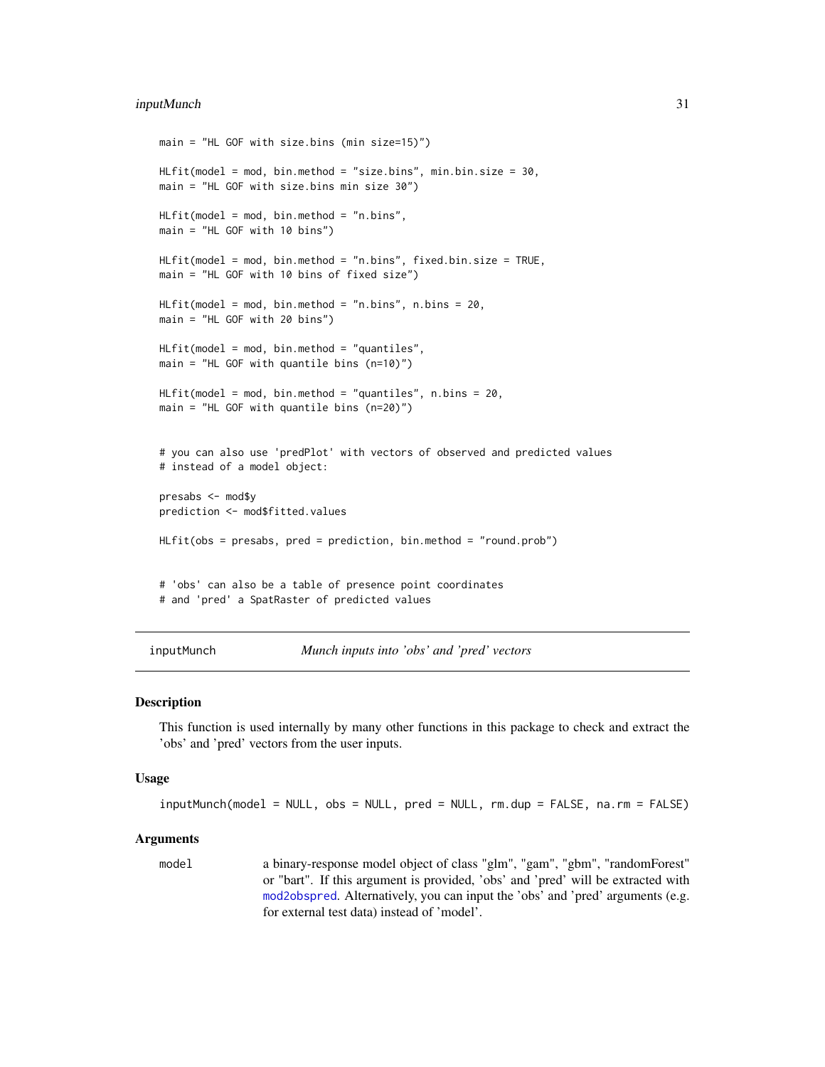```
main = "HL GOF with size.bins (min size=15)")

HLfit(model = mod, bin.method = "size.bins", min.bin.size = 30,
main = "HL GOF with size.bins min size 30")

HLfit(model = mod, bin.method = "n.bins",
main = "HL GOF with 10 bins")

HLfit(model = mod, bin.method = "n.bins", fixed.bin.size = TRUE,
main = "HL GOF with 10 bins of fixed size")

HLfit(model = mod, bin.method = "n.bins", n.bins = 20,
main = "HL GOF with 20 bins")

HLfit(model = mod, bin.method = "quantiles",
main = "HL GOF with quantile bins (n=10)")

HLfit(model = mod, bin.method = "quantiles", n.bins = 20,
main = "HL GOF with quantile bins (n=20)")


# you can also use 'predPlot' with vectors of observed and predicted values
# instead of a model object:

presabs <- mod$y
prediction <- mod$fitted.values

HLfit(obs = presabs, pred = prediction, bin.method = "round.prob")


# 'obs' can also be a table of presence point coordinates
# and 'pred' a SpatRaster of predicted values
```

---

## inputMunch — *Munch inputs into 'obs' and 'pred' vectors*

### Description

This function is used internally by many other functions in this package to check and extract the 'obs' and 'pred' vectors from the user inputs.

### Usage

```
inputMunch(model = NULL, obs = NULL, pred = NULL, rm.dup = FALSE, na.rm = FALSE)
```

### Arguments

| | |
|---|---|
| `model` | a binary-response model object of class "glm", "gam", "gbm", "randomForest" or "bart". If this argument is provided, 'obs' and 'pred' will be extracted with mod2obspred. Alternatively, you can input the 'obs' and 'pred' arguments (e.g. for external test data) instead of 'model'. |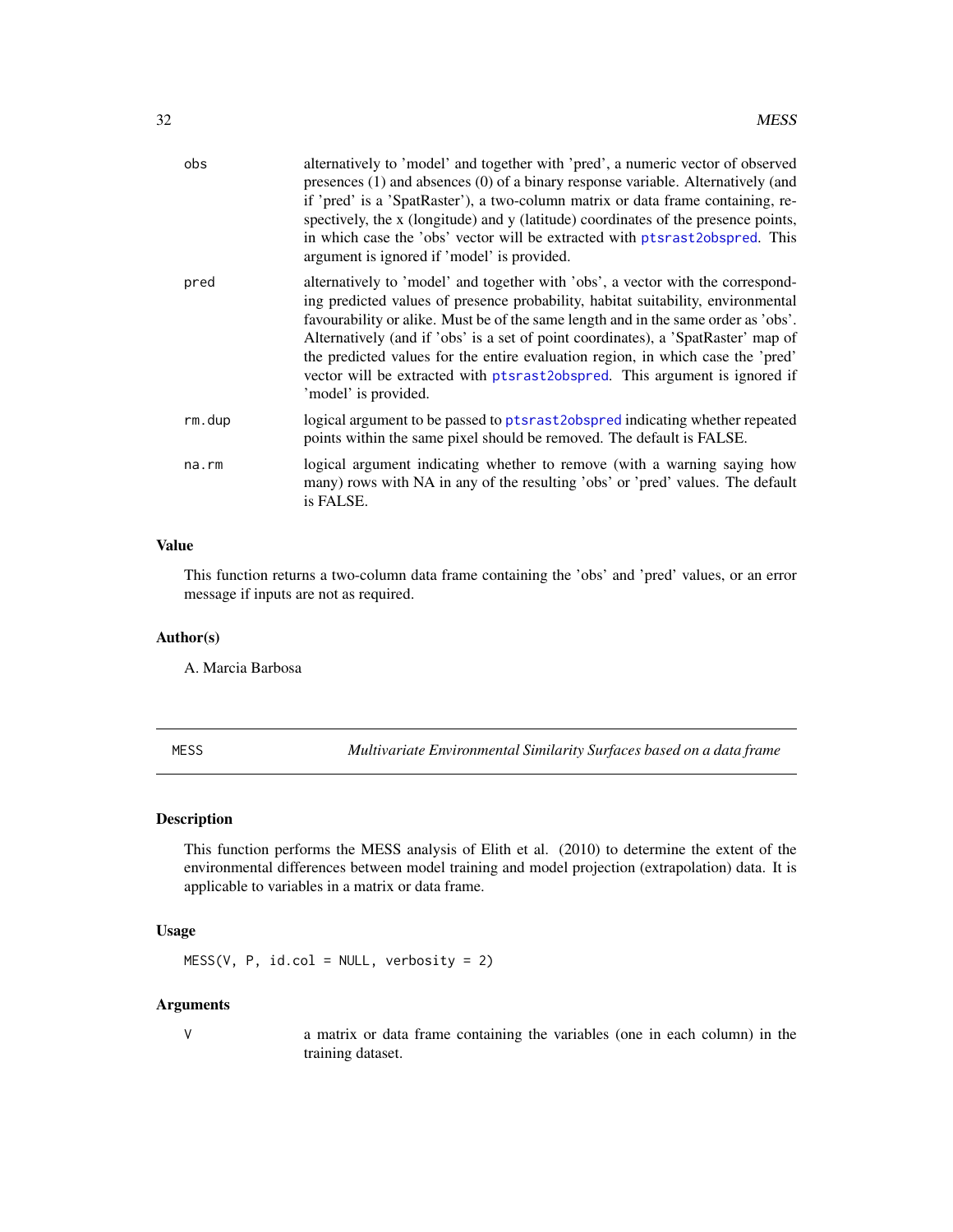obs
: alternatively to 'model' and together with 'pred', a numeric vector of observed presences (1) and absences (0) of a binary response variable. Alternatively (and if 'pred' is a 'SpatRaster'), a two-column matrix or data frame containing, respectively, the x (longitude) and y (latitude) coordinates of the presence points, in which case the 'obs' vector will be extracted with ptsrast2obspred. This argument is ignored if 'model' is provided.

pred
: alternatively to 'model' and together with 'obs', a vector with the corresponding predicted values of presence probability, habitat suitability, environmental favourability or alike. Must be of the same length and in the same order as 'obs'. Alternatively (and if 'obs' is a set of point coordinates), a 'SpatRaster' map of the predicted values for the entire evaluation region, in which case the 'pred' vector will be extracted with ptsrast2obspred. This argument is ignored if 'model' is provided.

rm.dup
: logical argument to be passed to ptsrast2obspred indicating whether repeated points within the same pixel should be removed. The default is FALSE.

na.rm
: logical argument indicating whether to remove (with a warning saying how many) rows with NA in any of the resulting 'obs' or 'pred' values. The default is FALSE.

### Value

This function returns a two-column data frame containing the 'obs' and 'pred' values, or an error message if inputs are not as required.

### Author(s)

A. Marcia Barbosa

---

## MESS — *Multivariate Environmental Similarity Surfaces based on a data frame*

### Description

This function performs the MESS analysis of Elith et al. (2010) to determine the extent of the environmental differences between model training and model projection (extrapolation) data. It is applicable to variables in a matrix or data frame.

### Usage

```
MESS(V, P, id.col = NULL, verbosity = 2)
```

### Arguments

V
: a matrix or data frame containing the variables (one in each column) in the training dataset.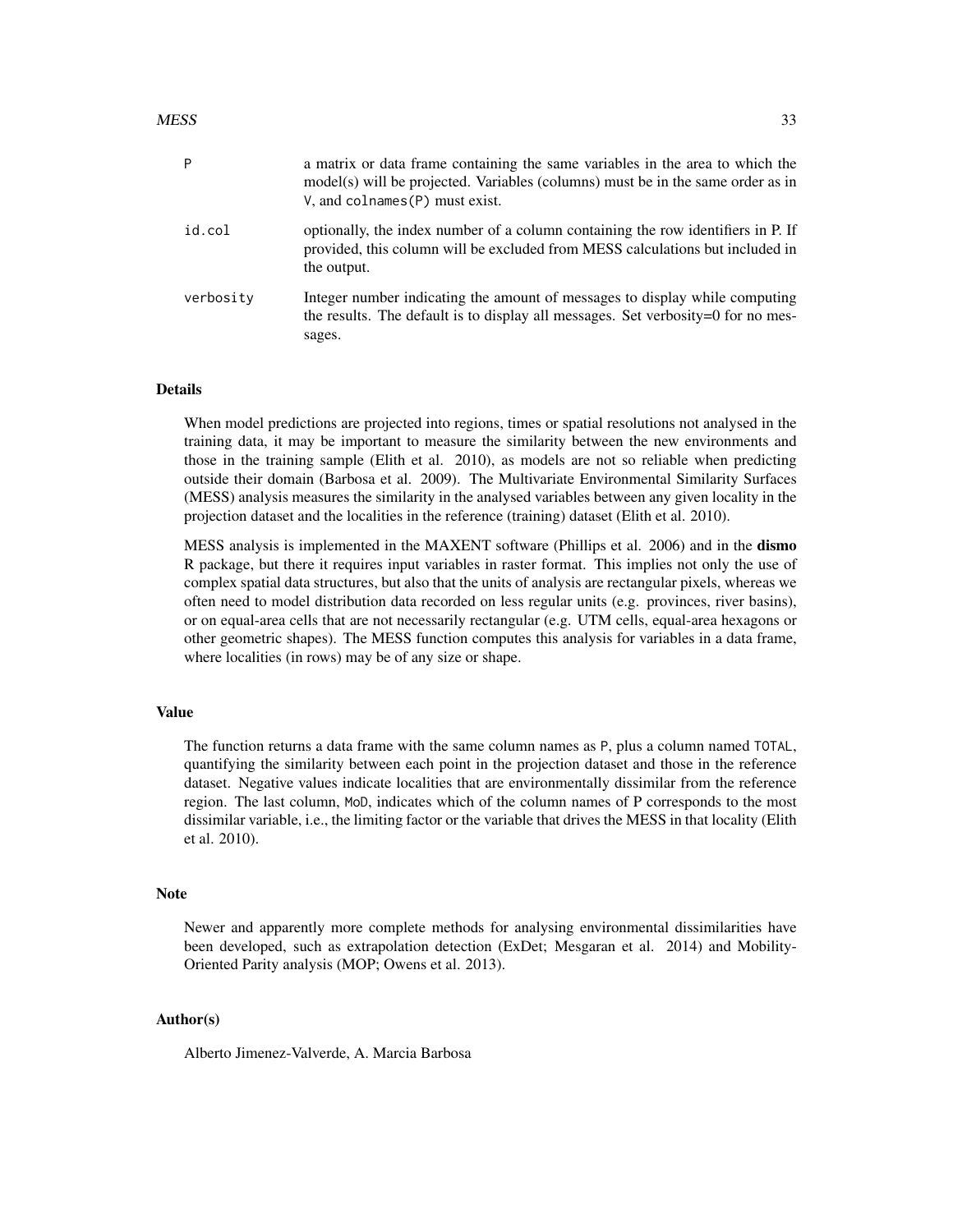| | |
|---|---|
| P | a matrix or data frame containing the same variables in the area to which the model(s) will be projected. Variables (columns) must be in the same order as in V, and colnames(P) must exist. |
| id.col | optionally, the index number of a column containing the row identifiers in P. If provided, this column will be excluded from MESS calculations but included in the output. |
| verbosity | Integer number indicating the amount of messages to display while computing the results. The default is to display all messages. Set verbosity=0 for no messages. |

## Details

When model predictions are projected into regions, times or spatial resolutions not analysed in the training data, it may be important to measure the similarity between the new environments and those in the training sample (Elith et al. 2010), as models are not so reliable when predicting outside their domain (Barbosa et al. 2009). The Multivariate Environmental Similarity Surfaces (MESS) analysis measures the similarity in the analysed variables between any given locality in the projection dataset and the localities in the reference (training) dataset (Elith et al. 2010).

MESS analysis is implemented in the MAXENT software (Phillips et al. 2006) and in the **dismo** R package, but there it requires input variables in raster format. This implies not only the use of complex spatial data structures, but also that the units of analysis are rectangular pixels, whereas we often need to model distribution data recorded on less regular units (e.g. provinces, river basins), or on equal-area cells that are not necessarily rectangular (e.g. UTM cells, equal-area hexagons or other geometric shapes). The MESS function computes this analysis for variables in a data frame, where localities (in rows) may be of any size or shape.

## Value

The function returns a data frame with the same column names as P, plus a column named TOTAL, quantifying the similarity between each point in the projection dataset and those in the reference dataset. Negative values indicate localities that are environmentally dissimilar from the reference region. The last column, MoD, indicates which of the column names of P corresponds to the most dissimilar variable, i.e., the limiting factor or the variable that drives the MESS in that locality (Elith et al. 2010).

## Note

Newer and apparently more complete methods for analysing environmental dissimilarities have been developed, such as extrapolation detection (ExDet; Mesgaran et al. 2014) and Mobility-Oriented Parity analysis (MOP; Owens et al. 2013).

## Author(s)

Alberto Jimenez-Valverde, A. Marcia Barbosa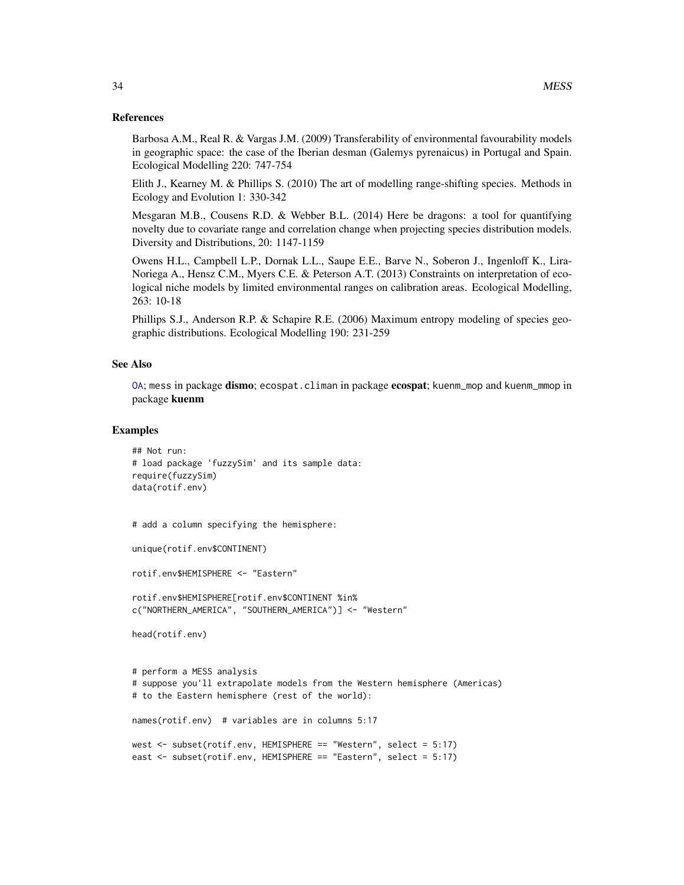## References

Barbosa A.M., Real R. & Vargas J.M. (2009) Transferability of environmental favourability models in geographic space: the case of the Iberian desman (Galemys pyrenaicus) in Portugal and Spain. Ecological Modelling 220: 747-754

Elith J., Kearney M. & Phillips S. (2010) The art of modelling range-shifting species. Methods in Ecology and Evolution 1: 330-342

Mesgaran M.B., Cousens R.D. & Webber B.L. (2014) Here be dragons: a tool for quantifying novelty due to covariate range and correlation change when projecting species distribution models. Diversity and Distributions, 20: 1147-1159

Owens H.L., Campbell L.P., Dornak L.L., Saupe E.E., Barve N., Soberon J., Ingenloff K., Lira-Noriega A., Hensz C.M., Myers C.E. & Peterson A.T. (2013) Constraints on interpretation of ecological niche models by limited environmental ranges on calibration areas. Ecological Modelling, 263: 10-18

Phillips S.J., Anderson R.P. & Schapire R.E. (2006) Maximum entropy modeling of species geographic distributions. Ecological Modelling 190: 231-259

## See Also

OA; `mess` in package **dismo**; `ecospat.climan` in package **ecospat**; `kuenm_mop` and `kuenm_mmop` in package **kuenm**

## Examples

```
## Not run:
# load package 'fuzzySim' and its sample data:
require(fuzzySim)
data(rotif.env)


# add a column specifying the hemisphere:

unique(rotif.env$CONTINENT)

rotif.env$HEMISPHERE <- "Eastern"

rotif.env$HEMISPHERE[rotif.env$CONTINENT %in%
c("NORTHERN_AMERICA", "SOUTHERN_AMERICA")] <- "Western"

head(rotif.env)


# perform a MESS analysis
# suppose you'll extrapolate models from the Western hemisphere (Americas)
# to the Eastern hemisphere (rest of the world):

names(rotif.env)  # variables are in columns 5:17

west <- subset(rotif.env, HEMISPHERE == "Western", select = 5:17)
east <- subset(rotif.env, HEMISPHERE == "Eastern", select = 5:17)
```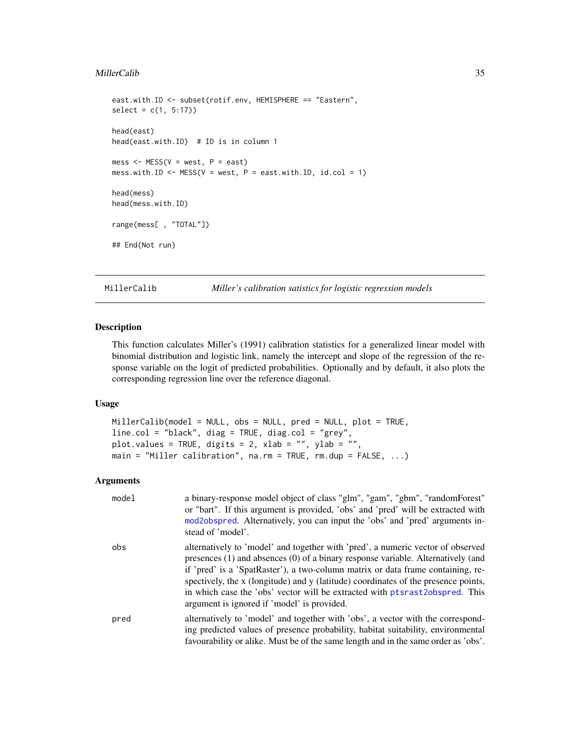```
east.with.ID <- subset(rotif.env, HEMISPHERE == "Eastern",
select = c(1, 5:17))

head(east)
head(east.with.ID)  # ID is in column 1

mess <- MESS(V = west, P = east)
mess.with.ID <- MESS(V = west, P = east.with.ID, id.col = 1)

head(mess)
head(mess.with.ID)

range(mess[ , "TOTAL"])

## End(Not run)
```

## MillerCalib — *Miller's calibration satistics for logistic regression models*

### Description

This function calculates Miller's (1991) calibration statistics for a generalized linear model with binomial distribution and logistic link, namely the intercept and slope of the regression of the response variable on the logit of predicted probabilities. Optionally and by default, it also plots the corresponding regression line over the reference diagonal.

### Usage

```
MillerCalib(model = NULL, obs = NULL, pred = NULL, plot = TRUE,
line.col = "black", diag = TRUE, diag.col = "grey",
plot.values = TRUE, digits = 2, xlab = "", ylab = "",
main = "Miller calibration", na.rm = TRUE, rm.dup = FALSE, ...)
```

### Arguments

| | |
|---|---|
| `model` | a binary-response model object of class "glm", "gam", "gbm", "randomForest" or "bart". If this argument is provided, 'obs' and 'pred' will be extracted with `mod2obspred`. Alternatively, you can input the 'obs' and 'pred' arguments instead of 'model'. |
| `obs` | alternatively to 'model' and together with 'pred', a numeric vector of observed presences (1) and absences (0) of a binary response variable. Alternatively (and if 'pred' is a 'SpatRaster'), a two-column matrix or data frame containing, respectively, the x (longitude) and y (latitude) coordinates of the presence points, in which case the 'obs' vector will be extracted with `ptsrast2obspred`. This argument is ignored if 'model' is provided. |
| `pred` | alternatively to 'model' and together with 'obs', a vector with the corresponding predicted values of presence probability, habitat suitability, environmental favourability or alike. Must be of the same length and in the same order as 'obs'. |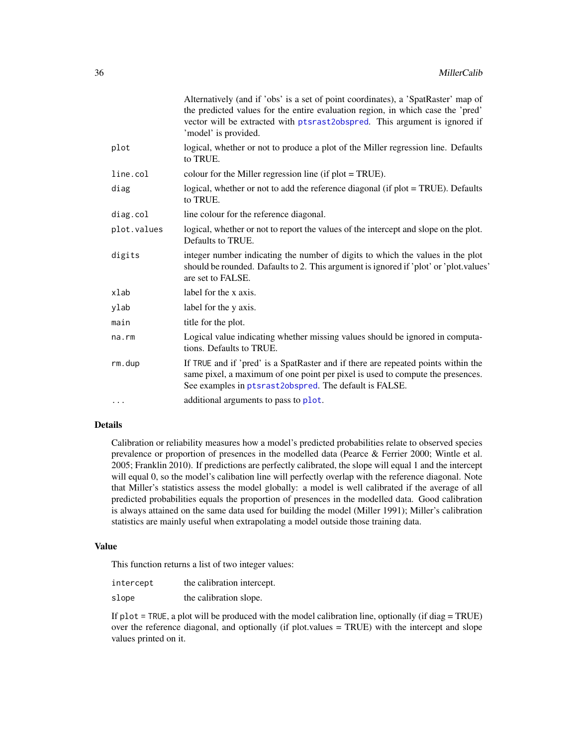| | |
|---|---|
| | Alternatively (and if 'obs' is a set of point coordinates), a 'SpatRaster' map of the predicted values for the entire evaluation region, in which case the 'pred' vector will be extracted with ptsrast2obspred. This argument is ignored if 'model' is provided. |
| plot | logical, whether or not to produce a plot of the Miller regression line. Defaults to TRUE. |
| line.col | colour for the Miller regression line (if plot = TRUE). |
| diag | logical, whether or not to add the reference diagonal (if plot = TRUE). Defaults to TRUE. |
| diag.col | line colour for the reference diagonal. |
| plot.values | logical, whether or not to report the values of the intercept and slope on the plot. Defaults to TRUE. |
| digits | integer number indicating the number of digits to which the values in the plot should be rounded. Dafaults to 2. This argument is ignored if 'plot' or 'plot.values' are set to FALSE. |
| xlab | label for the x axis. |
| ylab | label for the y axis. |
| main | title for the plot. |
| na.rm | Logical value indicating whether missing values should be ignored in computations. Defaults to TRUE. |
| rm.dup | If TRUE and if 'pred' is a SpatRaster and if there are repeated points within the same pixel, a maximum of one point per pixel is used to compute the presences. See examples in ptsrast2obspred. The default is FALSE. |
| ... | additional arguments to pass to plot. |

## Details

Calibration or reliability measures how a model's predicted probabilities relate to observed species prevalence or proportion of presences in the modelled data (Pearce & Ferrier 2000; Wintle et al. 2005; Franklin 2010). If predictions are perfectly calibrated, the slope will equal 1 and the intercept will equal 0, so the model's calibation line will perfectly overlap with the reference diagonal. Note that Miller's statistics assess the model globally: a model is well calibrated if the average of all predicted probabilities equals the proportion of presences in the modelled data. Good calibration is always attained on the same data used for building the model (Miller 1991); Miller's calibration statistics are mainly useful when extrapolating a model outside those training data.

## Value

This function returns a list of two integer values:

| | |
|---|---|
| intercept | the calibration intercept. |
| slope | the calibration slope. |

If plot = TRUE, a plot will be produced with the model calibration line, optionally (if diag = TRUE) over the reference diagonal, and optionally (if plot.values = TRUE) with the intercept and slope values printed on it.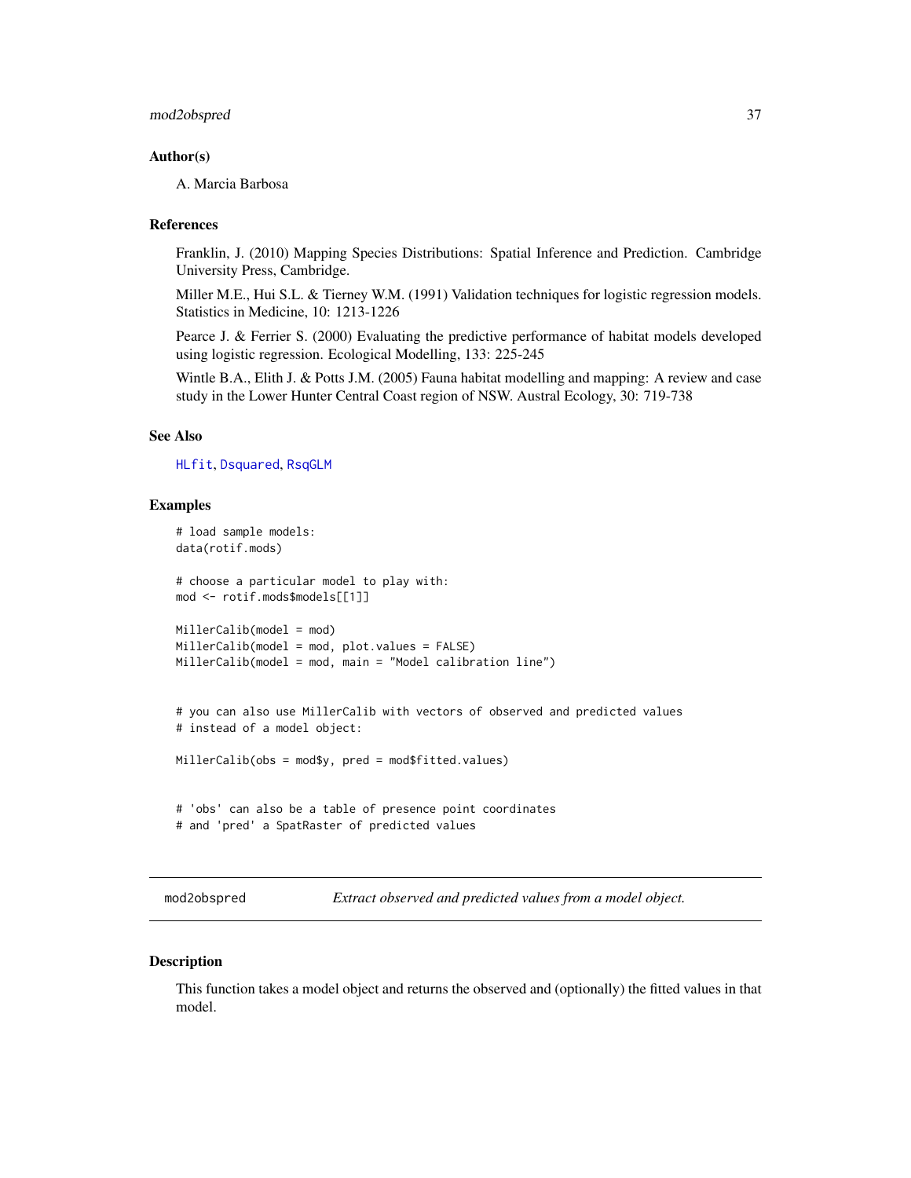### Author(s)

A. Marcia Barbosa

### References

Franklin, J. (2010) Mapping Species Distributions: Spatial Inference and Prediction. Cambridge University Press, Cambridge.

Miller M.E., Hui S.L. & Tierney W.M. (1991) Validation techniques for logistic regression models. Statistics in Medicine, 10: 1213-1226

Pearce J. & Ferrier S. (2000) Evaluating the predictive performance of habitat models developed using logistic regression. Ecological Modelling, 133: 225-245

Wintle B.A., Elith J. & Potts J.M. (2005) Fauna habitat modelling and mapping: A review and case study in the Lower Hunter Central Coast region of NSW. Austral Ecology, 30: 719-738

### See Also

HLfit, Dsquared, RsqGLM

### Examples

```
# load sample models:
data(rotif.mods)

# choose a particular model to play with:
mod <- rotif.mods$models[[1]]

MillerCalib(model = mod)
MillerCalib(model = mod, plot.values = FALSE)
MillerCalib(model = mod, main = "Model calibration line")


# you can also use MillerCalib with vectors of observed and predicted values
# instead of a model object:

MillerCalib(obs = mod$y, pred = mod$fitted.values)


# 'obs' can also be a table of presence point coordinates
# and 'pred' a SpatRaster of predicted values
```

---

## mod2obspred *Extract observed and predicted values from a model object.*

### Description

This function takes a model object and returns the observed and (optionally) the fitted values in that model.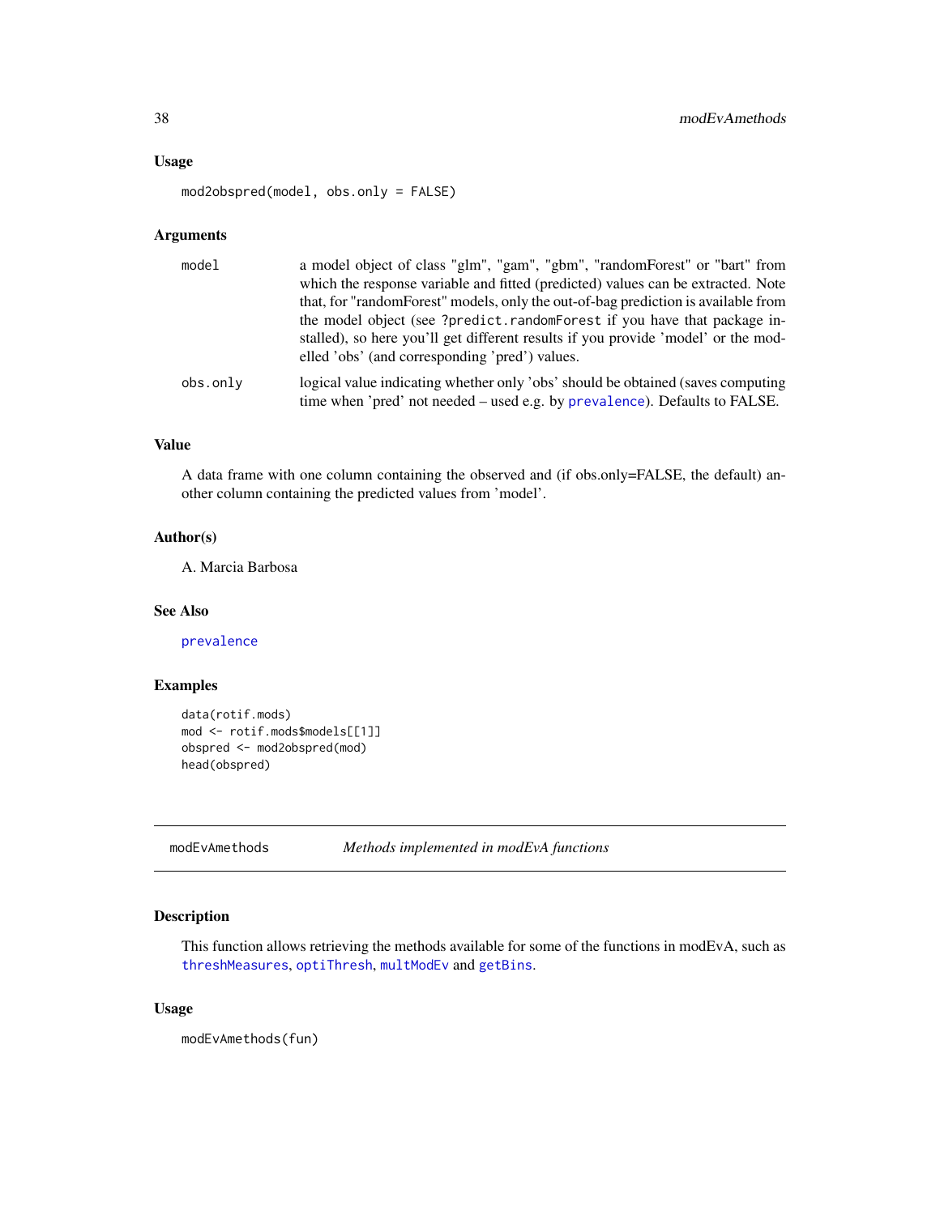## Usage

```
mod2obspred(model, obs.only = FALSE)
```

## Arguments

| | |
|---|---|
| model | a model object of class "glm", "gam", "gbm", "randomForest" or "bart" from which the response variable and fitted (predicted) values can be extracted. Note that, for "randomForest" models, only the out-of-bag prediction is available from the model object (see `?predict.randomForest` if you have that package installed), so here you'll get different results if you provide 'model' or the modelled 'obs' (and corresponding 'pred') values. |
| obs.only | logical value indicating whether only 'obs' should be obtained (saves computing time when 'pred' not needed – used e.g. by `prevalence`). Defaults to FALSE. |

## Value

A data frame with one column containing the observed and (if obs.only=FALSE, the default) another column containing the predicted values from 'model'.

## Author(s)

A. Marcia Barbosa

## See Also

`prevalence`

## Examples

```
data(rotif.mods)
mod <- rotif.mods$models[[1]]
obspred <- mod2obspred(mod)
head(obspred)
```

---

# modEvAmethods *Methods implemented in modEvA functions*

## Description

This function allows retrieving the methods available for some of the functions in modEvA, such as `threshMeasures`, `optiThresh`, `multModEv` and `getBins`.

## Usage

```
modEvAmethods(fun)
```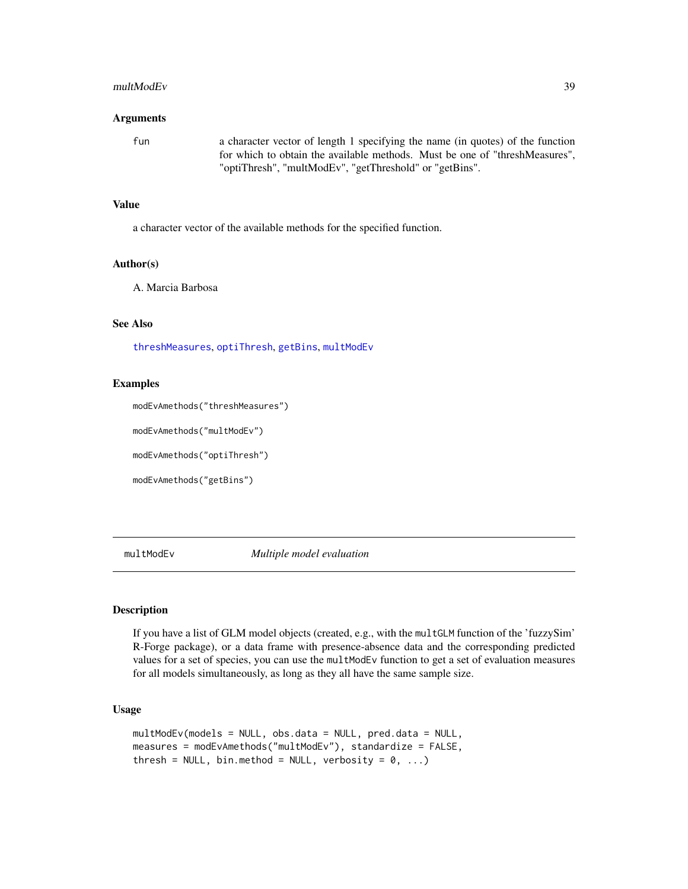### Arguments

| | |
|---|---|
| fun | a character vector of length 1 specifying the name (in quotes) of the function for which to obtain the available methods. Must be one of "threshMeasures", "optiThresh", "multModEv", "getThreshold" or "getBins". |

### Value

a character vector of the available methods for the specified function.

### Author(s)

A. Marcia Barbosa

### See Also

threshMeasures, optiThresh, getBins, multModEv

### Examples

```
modEvAmethods("threshMeasures")

modEvAmethods("multModEv")

modEvAmethods("optiThresh")

modEvAmethods("getBins")
```

---

## multModEv — *Multiple model evaluation*

---

### Description

If you have a list of GLM model objects (created, e.g., with the `multGLM` function of the 'fuzzySim' R-Forge package), or a data frame with presence-absence data and the corresponding predicted values for a set of species, you can use the `multModEv` function to get a set of evaluation measures for all models simultaneously, as long as they all have the same sample size.

### Usage

```
multModEv(models = NULL, obs.data = NULL, pred.data = NULL,
measures = modEvAmethods("multModEv"), standardize = FALSE,
thresh = NULL, bin.method = NULL, verbosity = 0, ...)
```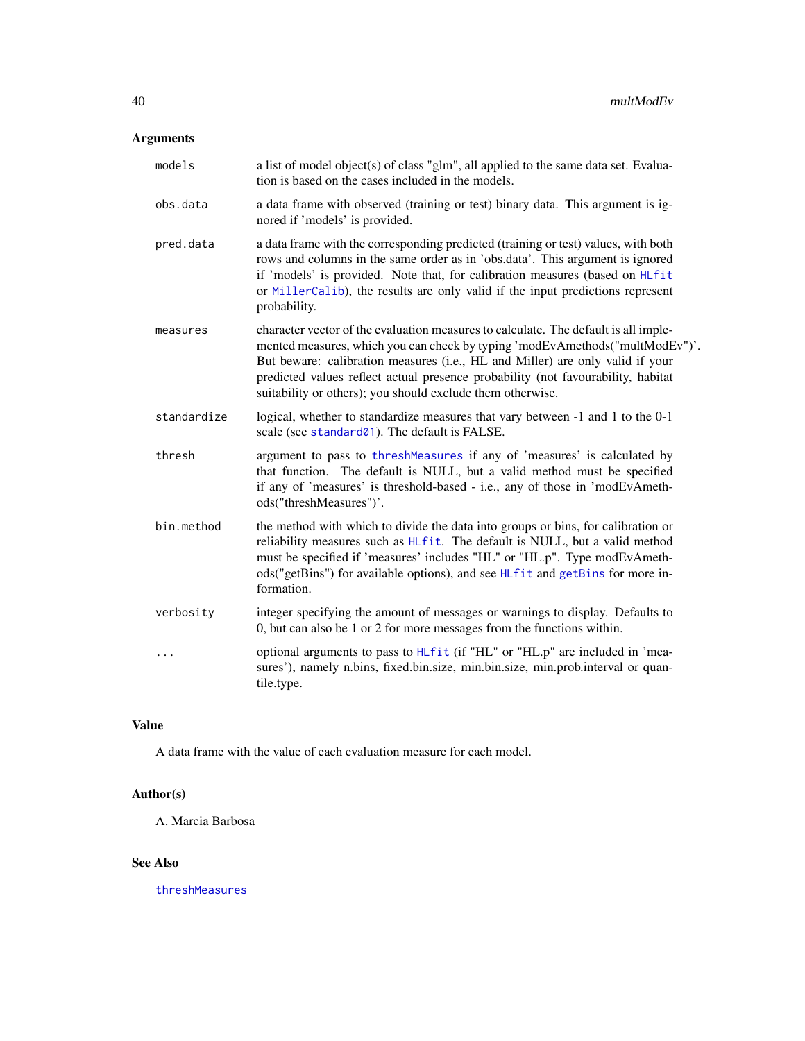## Arguments

| | |
|---|---|
| `models` | a list of model object(s) of class "glm", all applied to the same data set. Evaluation is based on the cases included in the models. |
| `obs.data` | a data frame with observed (training or test) binary data. This argument is ignored if 'models' is provided. |
| `pred.data` | a data frame with the corresponding predicted (training or test) values, with both rows and columns in the same order as in 'obs.data'. This argument is ignored if 'models' is provided. Note that, for calibration measures (based on `HLfit` or `MillerCalib`), the results are only valid if the input predictions represent probability. |
| `measures` | character vector of the evaluation measures to calculate. The default is all implemented measures, which you can check by typing 'modEvAmethods("multModEv")'. But beware: calibration measures (i.e., HL and Miller) are only valid if your predicted values reflect actual presence probability (not favourability, habitat suitability or others); you should exclude them otherwise. |
| `standardize` | logical, whether to standardize measures that vary between -1 and 1 to the 0-1 scale (see `standard01`). The default is FALSE. |
| `thresh` | argument to pass to `threshMeasures` if any of 'measures' is calculated by that function. The default is NULL, but a valid method must be specified if any of 'measures' is threshold-based - i.e., any of those in 'modEvAmethods("threshMeasures")'. |
| `bin.method` | the method with which to divide the data into groups or bins, for calibration or reliability measures such as `HLfit`. The default is NULL, but a valid method must be specified if 'measures' includes "HL" or "HL.p". Type modEvAmethods("getBins") for available options), and see `HLfit` and `getBins` for more information. |
| `verbosity` | integer specifying the amount of messages or warnings to display. Defaults to 0, but can also be 1 or 2 for more messages from the functions within. |
| `...` | optional arguments to pass to `HLfit` (if "HL" or "HL.p" are included in 'measures'), namely n.bins, fixed.bin.size, min.bin.size, min.prob.interval or quantile.type. |

## Value

A data frame with the value of each evaluation measure for each model.

## Author(s)

A. Marcia Barbosa

## See Also

`threshMeasures`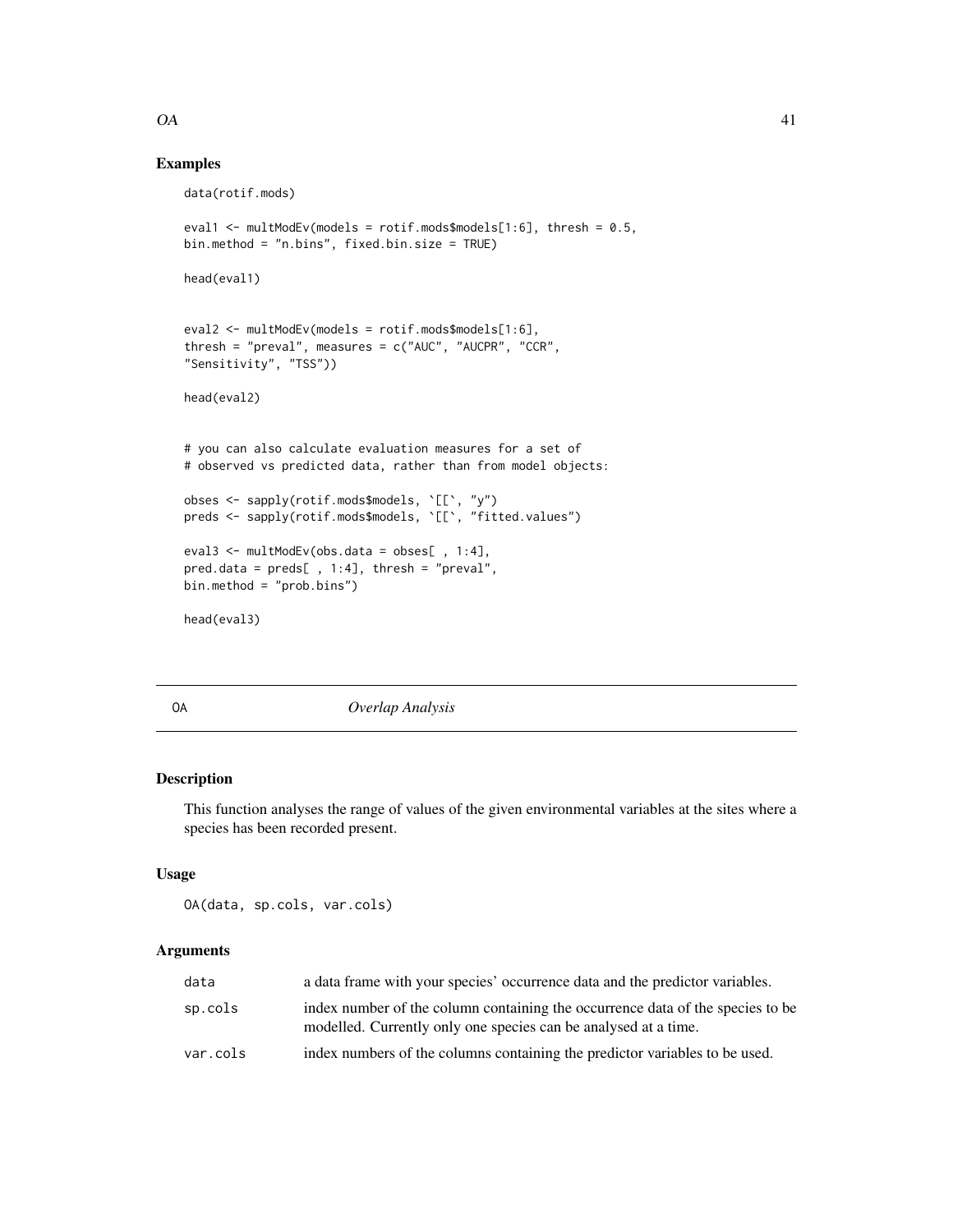## Examples

```
data(rotif.mods)

eval1 <- multModEv(models = rotif.mods$models[1:6], thresh = 0.5,
bin.method = "n.bins", fixed.bin.size = TRUE)

head(eval1)


eval2 <- multModEv(models = rotif.mods$models[1:6],
thresh = "preval", measures = c("AUC", "AUCPR", "CCR",
"Sensitivity", "TSS"))

head(eval2)


# you can also calculate evaluation measures for a set of
# observed vs predicted data, rather than from model objects:

obses <- sapply(rotif.mods$models, `[[`, "y")
preds <- sapply(rotif.mods$models, `[[`, "fitted.values")

eval3 <- multModEv(obs.data = obses[ , 1:4],
pred.data = preds[ , 1:4], thresh = "preval",
bin.method = "prob.bins")

head(eval3)
```

---

# OA *Overlap Analysis*

## Description

This function analyses the range of values of the given environmental variables at the sites where a species has been recorded present.

## Usage

```
OA(data, sp.cols, var.cols)
```

## Arguments

| | |
|---|---|
| data | a data frame with your species' occurrence data and the predictor variables. |
| sp.cols | index number of the column containing the occurrence data of the species to be modelled. Currently only one species can be analysed at a time. |
| var.cols | index numbers of the columns containing the predictor variables to be used. |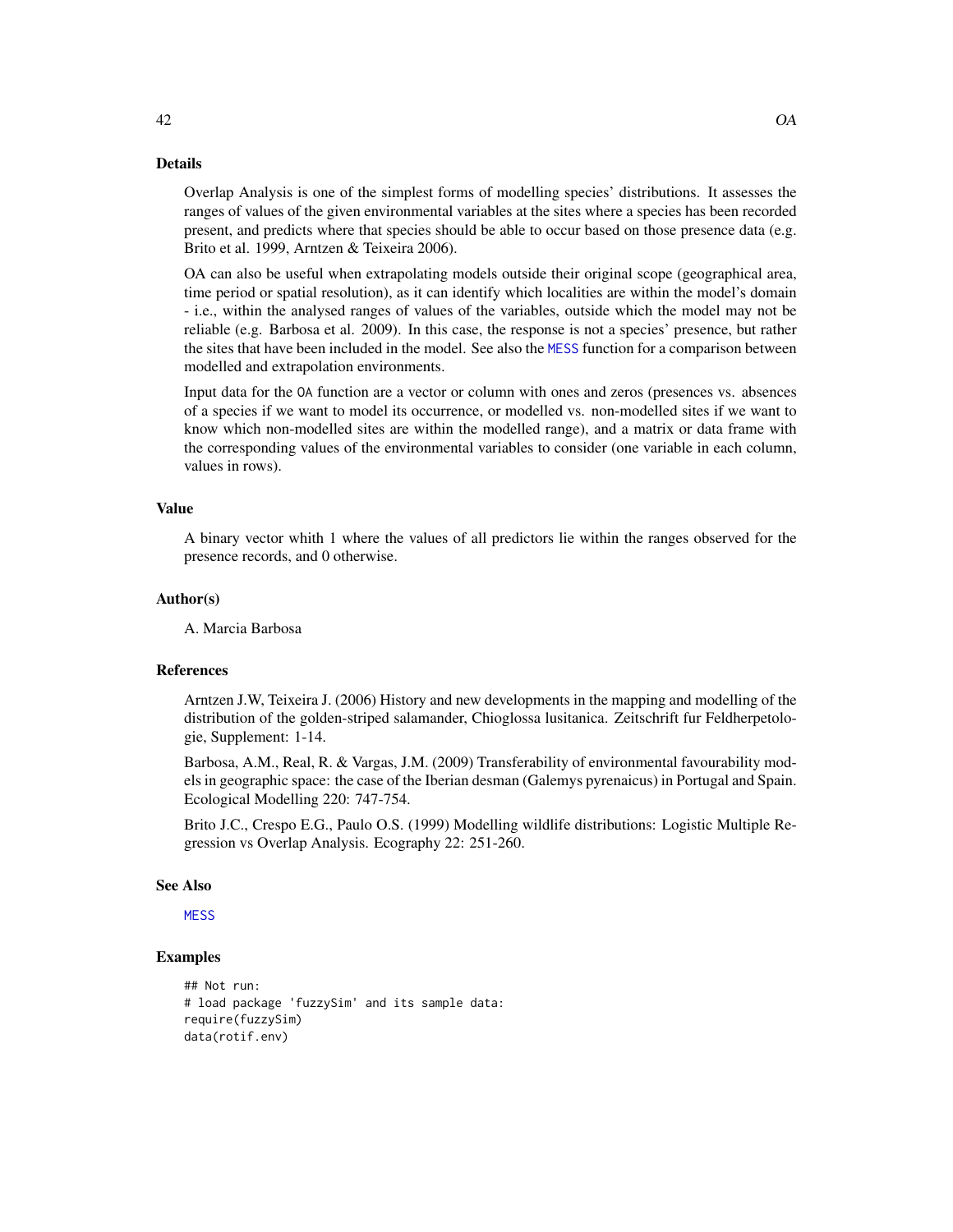## Details

Overlap Analysis is one of the simplest forms of modelling species' distributions. It assesses the ranges of values of the given environmental variables at the sites where a species has been recorded present, and predicts where that species should be able to occur based on those presence data (e.g. Brito et al. 1999, Arntzen & Teixeira 2006).

OA can also be useful when extrapolating models outside their original scope (geographical area, time period or spatial resolution), as it can identify which localities are within the model's domain - i.e., within the analysed ranges of values of the variables, outside which the model may not be reliable (e.g. Barbosa et al. 2009). In this case, the response is not a species' presence, but rather the sites that have been included in the model. See also the `MESS` function for a comparison between modelled and extrapolation environments.

Input data for the `OA` function are a vector or column with ones and zeros (presences vs. absences of a species if we want to model its occurrence, or modelled vs. non-modelled sites if we want to know which non-modelled sites are within the modelled range), and a matrix or data frame with the corresponding values of the environmental variables to consider (one variable in each column, values in rows).

## Value

A binary vector whith 1 where the values of all predictors lie within the ranges observed for the presence records, and 0 otherwise.

## Author(s)

A. Marcia Barbosa

## References

Arntzen J.W, Teixeira J. (2006) History and new developments in the mapping and modelling of the distribution of the golden-striped salamander, Chioglossa lusitanica. Zeitschrift fur Feldherpetologie, Supplement: 1-14.

Barbosa, A.M., Real, R. & Vargas, J.M. (2009) Transferability of environmental favourability models in geographic space: the case of the Iberian desman (Galemys pyrenaicus) in Portugal and Spain. Ecological Modelling 220: 747-754.

Brito J.C., Crespo E.G., Paulo O.S. (1999) Modelling wildlife distributions: Logistic Multiple Regression vs Overlap Analysis. Ecography 22: 251-260.

## See Also

`MESS`

## Examples

```
## Not run:
# load package 'fuzzySim' and its sample data:
require(fuzzySim)
data(rotif.env)
```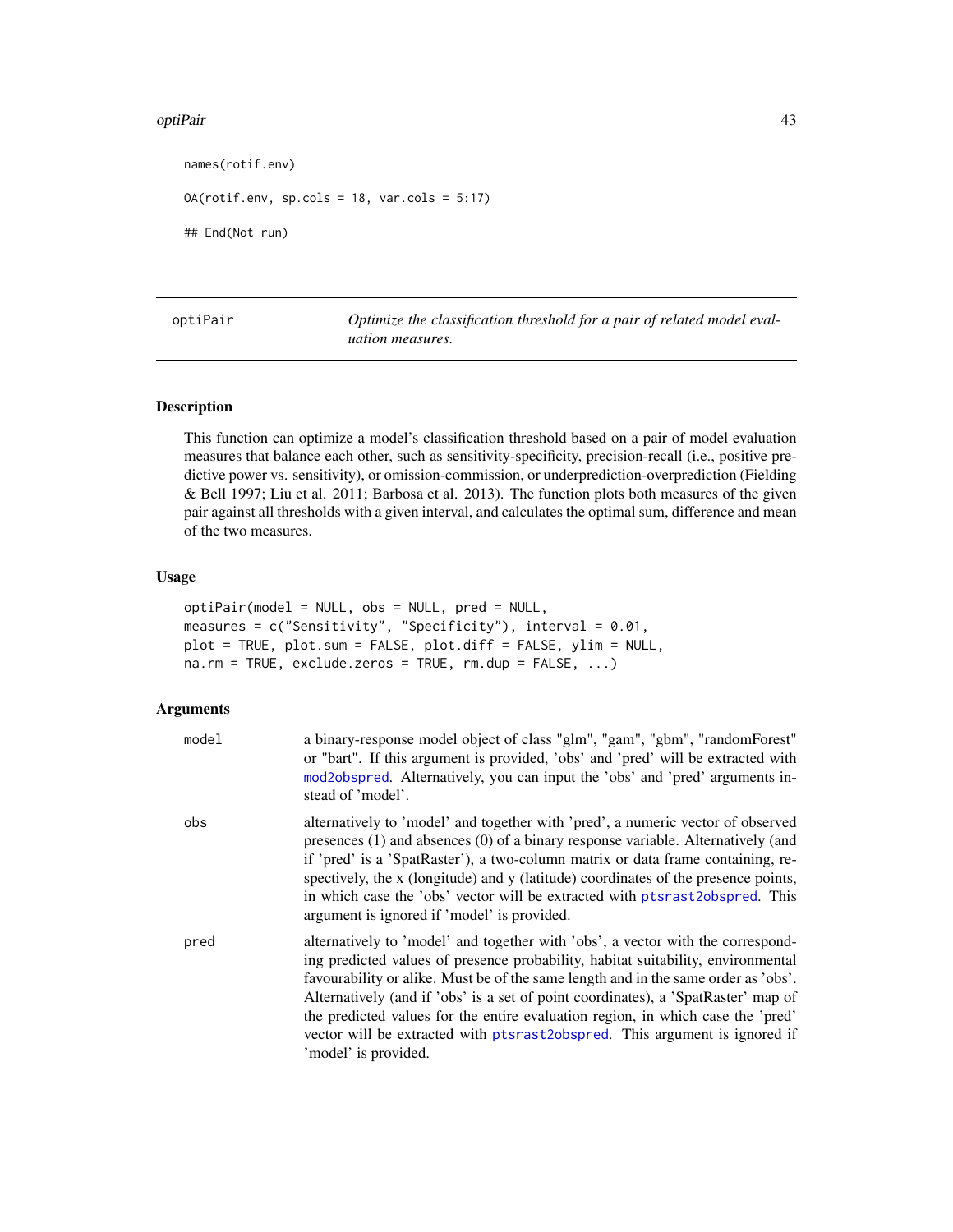```
names(rotif.env)

OA(rotif.env, sp.cols = 18, var.cols = 5:17)

## End(Not run)
```

---

## optiPair — *Optimize the classification threshold for a pair of related model evaluation measures.*

---

### Description

This function can optimize a model's classification threshold based on a pair of model evaluation measures that balance each other, such as sensitivity-specificity, precision-recall (i.e., positive predictive power vs. sensitivity), or omission-commission, or underprediction-overprediction (Fielding & Bell 1997; Liu et al. 2011; Barbosa et al. 2013). The function plots both measures of the given pair against all thresholds with a given interval, and calculates the optimal sum, difference and mean of the two measures.

### Usage

```
optiPair(model = NULL, obs = NULL, pred = NULL,
measures = c("Sensitivity", "Specificity"), interval = 0.01,
plot = TRUE, plot.sum = FALSE, plot.diff = FALSE, ylim = NULL,
na.rm = TRUE, exclude.zeros = TRUE, rm.dup = FALSE, ...)
```

### Arguments

| | |
|---|---|
| `model` | a binary-response model object of class "glm", "gam", "gbm", "randomForest" or "bart". If this argument is provided, 'obs' and 'pred' will be extracted with mod2obspred. Alternatively, you can input the 'obs' and 'pred' arguments instead of 'model'. |
| `obs` | alternatively to 'model' and together with 'pred', a numeric vector of observed presences (1) and absences (0) of a binary response variable. Alternatively (and if 'pred' is a 'SpatRaster'), a two-column matrix or data frame containing, respectively, the x (longitude) and y (latitude) coordinates of the presence points, in which case the 'obs' vector will be extracted with ptsrast2obspred. This argument is ignored if 'model' is provided. |
| `pred` | alternatively to 'model' and together with 'obs', a vector with the corresponding predicted values of presence probability, habitat suitability, environmental favourability or alike. Must be of the same length and in the same order as 'obs'. Alternatively (and if 'obs' is a set of point coordinates), a 'SpatRaster' map of the predicted values for the entire evaluation region, in which case the 'pred' vector will be extracted with ptsrast2obspred. This argument is ignored if 'model' is provided. |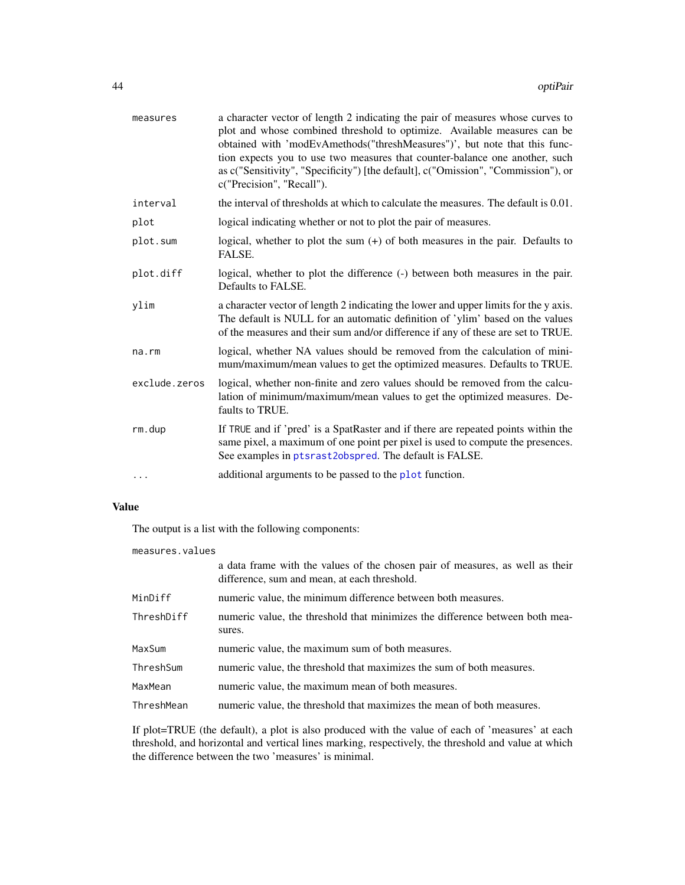| | |
|---|---|
| `measures` | a character vector of length 2 indicating the pair of measures whose curves to plot and whose combined threshold to optimize. Available measures can be obtained with 'modEvAmethods("threshMeasures")', but note that this function expects you to use two measures that counter-balance one another, such as c("Sensitivity", "Specificity") [the default], c("Omission", "Commission"), or c("Precision", "Recall"). |
| `interval` | the interval of thresholds at which to calculate the measures. The default is 0.01. |
| `plot` | logical indicating whether or not to plot the pair of measures. |
| `plot.sum` | logical, whether to plot the sum (+) of both measures in the pair. Defaults to FALSE. |
| `plot.diff` | logical, whether to plot the difference (-) between both measures in the pair. Defaults to FALSE. |
| `ylim` | a character vector of length 2 indicating the lower and upper limits for the y axis. The default is NULL for an automatic definition of 'ylim' based on the values of the measures and their sum and/or difference if any of these are set to TRUE. |
| `na.rm` | logical, whether NA values should be removed from the calculation of minimum/maximum/mean values to get the optimized measures. Defaults to TRUE. |
| `exclude.zeros` | logical, whether non-finite and zero values should be removed from the calculation of minimum/maximum/mean values to get the optimized measures. Defaults to TRUE. |
| `rm.dup` | If `TRUE` and if 'pred' is a SpatRaster and if there are repeated points within the same pixel, a maximum of one point per pixel is used to compute the presences. See examples in `ptsrast2obspred`. The default is FALSE. |
| `...` | additional arguments to be passed to the `plot` function. |

## Value

The output is a list with the following components:

| | |
|---|---|
| `measures.values` | a data frame with the values of the chosen pair of measures, as well as their difference, sum and mean, at each threshold. |
| `MinDiff` | numeric value, the minimum difference between both measures. |
| `ThreshDiff` | numeric value, the threshold that minimizes the difference between both measures. |
| `MaxSum` | numeric value, the maximum sum of both measures. |
| `ThreshSum` | numeric value, the threshold that maximizes the sum of both measures. |
| `MaxMean` | numeric value, the maximum mean of both measures. |
| `ThreshMean` | numeric value, the threshold that maximizes the mean of both measures. |

If plot=TRUE (the default), a plot is also produced with the value of each of 'measures' at each threshold, and horizontal and vertical lines marking, respectively, the threshold and value at which the difference between the two 'measures' is minimal.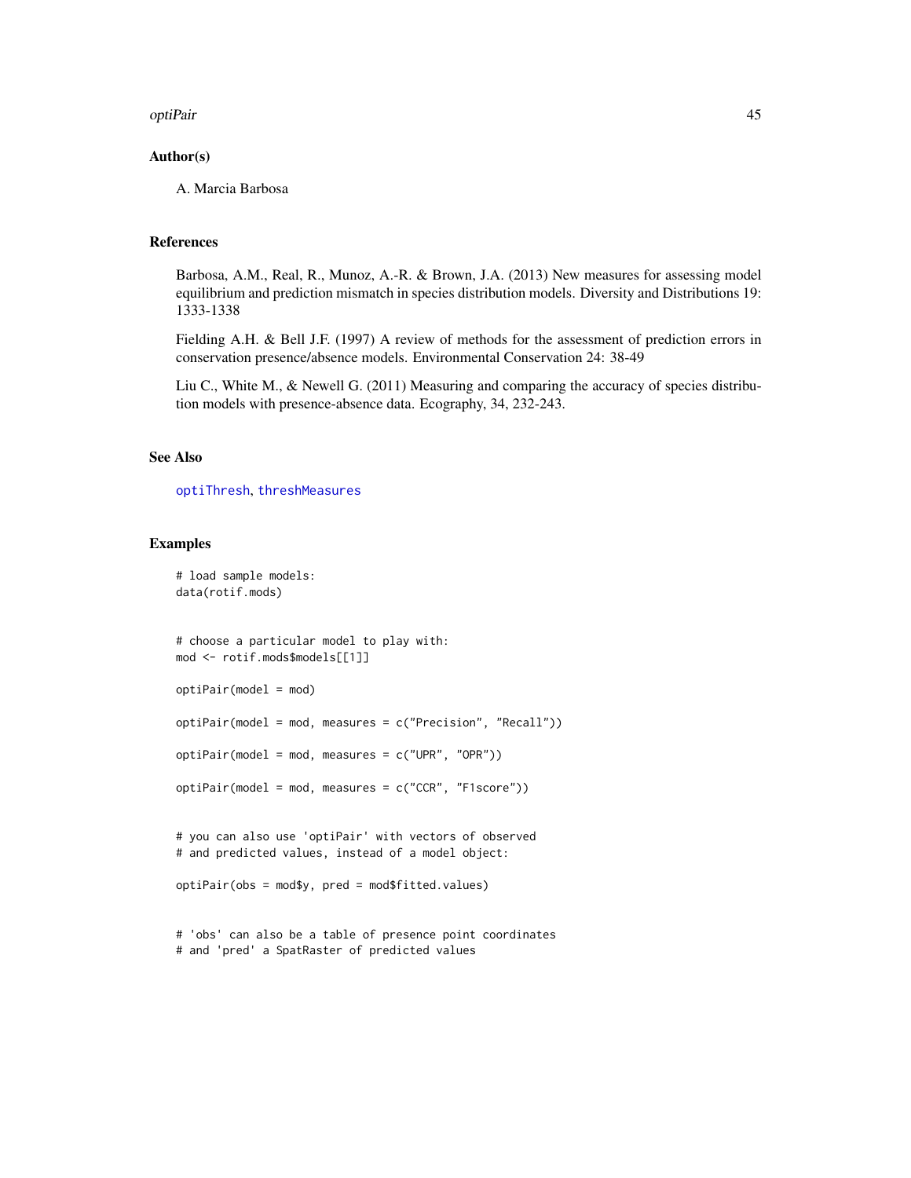## Author(s)

A. Marcia Barbosa

## References

Barbosa, A.M., Real, R., Munoz, A.-R. & Brown, J.A. (2013) New measures for assessing model equilibrium and prediction mismatch in species distribution models. Diversity and Distributions 19: 1333-1338

Fielding A.H. & Bell J.F. (1997) A review of methods for the assessment of prediction errors in conservation presence/absence models. Environmental Conservation 24: 38-49

Liu C., White M., & Newell G. (2011) Measuring and comparing the accuracy of species distribution models with presence-absence data. Ecography, 34, 232-243.

## See Also

optiThresh, threshMeasures

## Examples

```
# load sample models:
data(rotif.mods)


# choose a particular model to play with:
mod <- rotif.mods$models[[1]]

optiPair(model = mod)

optiPair(model = mod, measures = c("Precision", "Recall"))

optiPair(model = mod, measures = c("UPR", "OPR"))

optiPair(model = mod, measures = c("CCR", "F1score"))


# you can also use 'optiPair' with vectors of observed
# and predicted values, instead of a model object:

optiPair(obs = mod$y, pred = mod$fitted.values)


# 'obs' can also be a table of presence point coordinates
# and 'pred' a SpatRaster of predicted values
```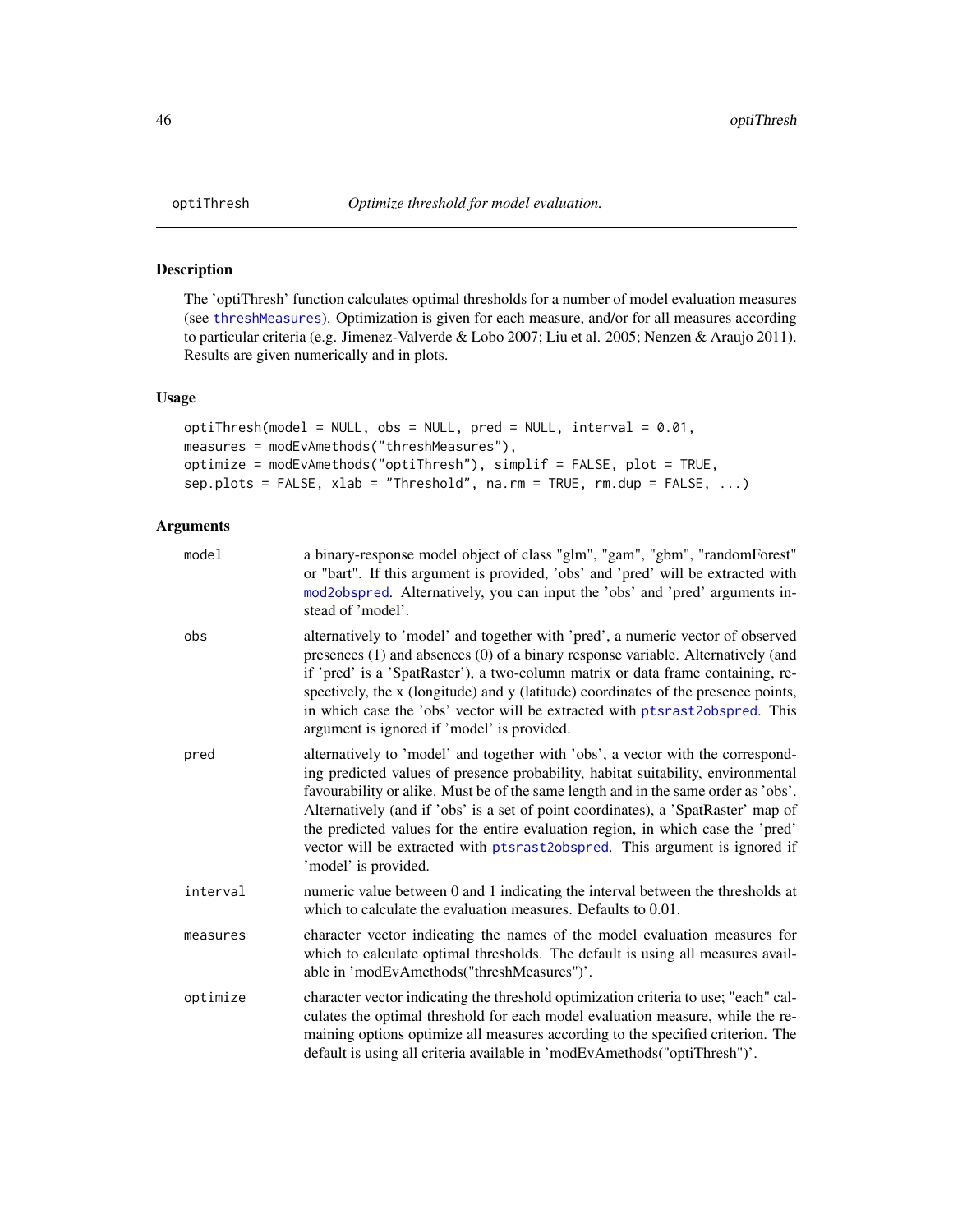## optiThresh — *Optimize threshold for model evaluation.*

### Description

The 'optiThresh' function calculates optimal thresholds for a number of model evaluation measures (see threshMeasures). Optimization is given for each measure, and/or for all measures according to particular criteria (e.g. Jimenez-Valverde & Lobo 2007; Liu et al. 2005; Nenzen & Araujo 2011). Results are given numerically and in plots.

### Usage

```
optiThresh(model = NULL, obs = NULL, pred = NULL, interval = 0.01,
measures = modEvAmethods("threshMeasures"),
optimize = modEvAmethods("optiThresh"), simplif = FALSE, plot = TRUE,
sep.plots = FALSE, xlab = "Threshold", na.rm = TRUE, rm.dup = FALSE, ...)
```

### Arguments

| | |
|---|---|
| `model` | a binary-response model object of class "glm", "gam", "gbm", "randomForest" or "bart". If this argument is provided, 'obs' and 'pred' will be extracted with mod2obspred. Alternatively, you can input the 'obs' and 'pred' arguments instead of 'model'. |
| `obs` | alternatively to 'model' and together with 'pred', a numeric vector of observed presences (1) and absences (0) of a binary response variable. Alternatively (and if 'pred' is a 'SpatRaster'), a two-column matrix or data frame containing, respectively, the x (longitude) and y (latitude) coordinates of the presence points, in which case the 'obs' vector will be extracted with ptsrast2obspred. This argument is ignored if 'model' is provided. |
| `pred` | alternatively to 'model' and together with 'obs', a vector with the corresponding predicted values of presence probability, habitat suitability, environmental favourability or alike. Must be of the same length and in the same order as 'obs'. Alternatively (and if 'obs' is a set of point coordinates), a 'SpatRaster' map of the predicted values for the entire evaluation region, in which case the 'pred' vector will be extracted with ptsrast2obspred. This argument is ignored if 'model' is provided. |
| `interval` | numeric value between 0 and 1 indicating the interval between the thresholds at which to calculate the evaluation measures. Defaults to 0.01. |
| `measures` | character vector indicating the names of the model evaluation measures for which to calculate optimal thresholds. The default is using all measures available in 'modEvAmethods("threshMeasures")'. |
| `optimize` | character vector indicating the threshold optimization criteria to use; "each" calculates the optimal threshold for each model evaluation measure, while the remaining options optimize all measures according to the specified criterion. The default is using all criteria available in 'modEvAmethods("optiThresh")'. |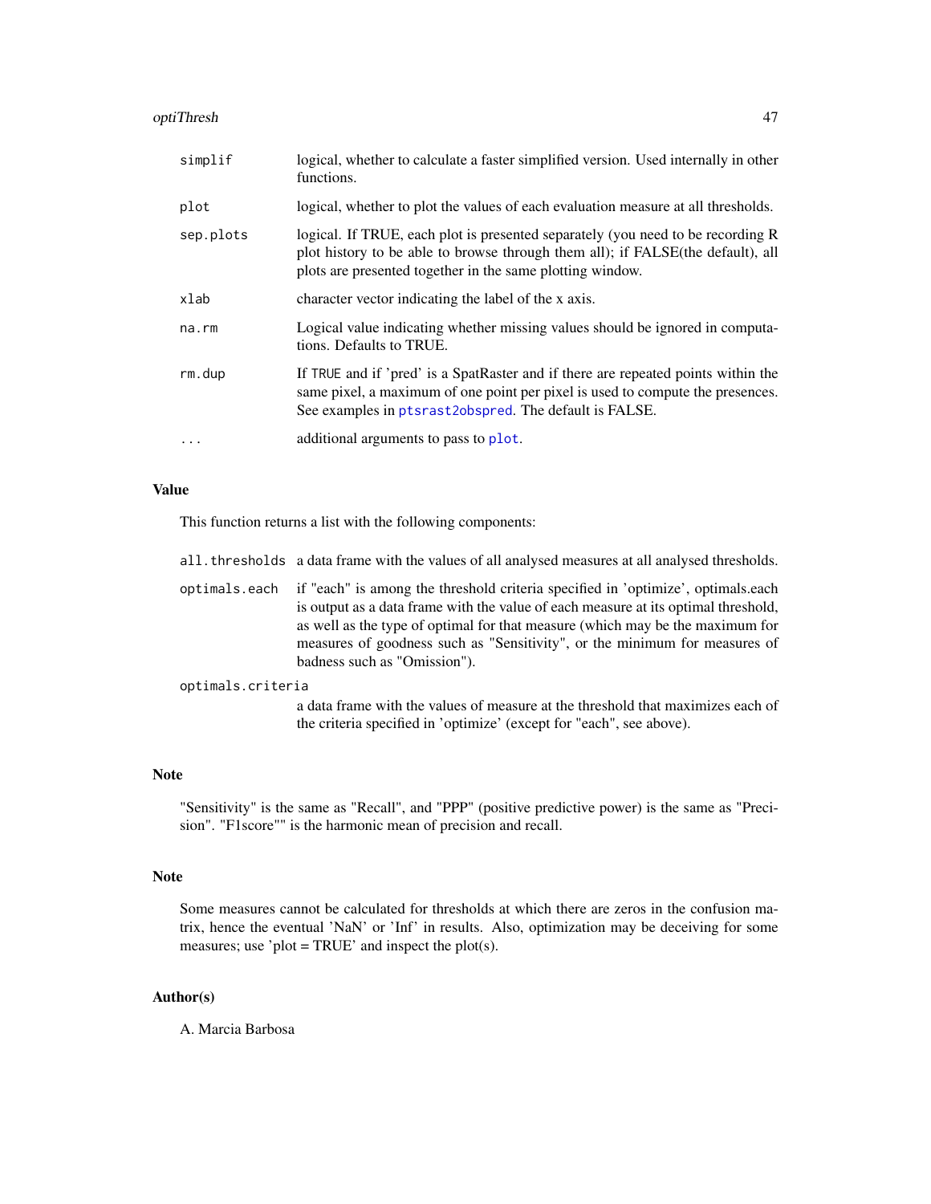| | |
|---|---|
| `simplif` | logical, whether to calculate a faster simplified version. Used internally in other functions. |
| `plot` | logical, whether to plot the values of each evaluation measure at all thresholds. |
| `sep.plots` | logical. If TRUE, each plot is presented separately (you need to be recording R plot history to be able to browse through them all); if FALSE(the default), all plots are presented together in the same plotting window. |
| `xlab` | character vector indicating the label of the x axis. |
| `na.rm` | Logical value indicating whether missing values should be ignored in computations. Defaults to TRUE. |
| `rm.dup` | If `TRUE` and if 'pred' is a SpatRaster and if there are repeated points within the same pixel, a maximum of one point per pixel is used to compute the presences. See examples in `ptsrast2obspred`. The default is FALSE. |
| `...` | additional arguments to pass to `plot`. |

## Value

This function returns a list with the following components:

| | |
|---|---|
| `all.thresholds` | a data frame with the values of all analysed measures at all analysed thresholds. |
| `optimals.each` | if "each" is among the threshold criteria specified in 'optimize', optimals.each is output as a data frame with the value of each measure at its optimal threshold, as well as the type of optimal for that measure (which may be the maximum for measures of goodness such as "Sensitivity", or the minimum for measures of badness such as "Omission"). |
| `optimals.criteria` | a data frame with the values of measure at the threshold that maximizes each of the criteria specified in 'optimize' (except for "each", see above). |

## Note

"Sensitivity" is the same as "Recall", and "PPP" (positive predictive power) is the same as "Precision". "F1score"" is the harmonic mean of precision and recall.

## Note

Some measures cannot be calculated for thresholds at which there are zeros in the confusion matrix, hence the eventual 'NaN' or 'Inf' in results. Also, optimization may be deceiving for some measures; use 'plot = TRUE' and inspect the plot(s).

## Author(s)

A. Marcia Barbosa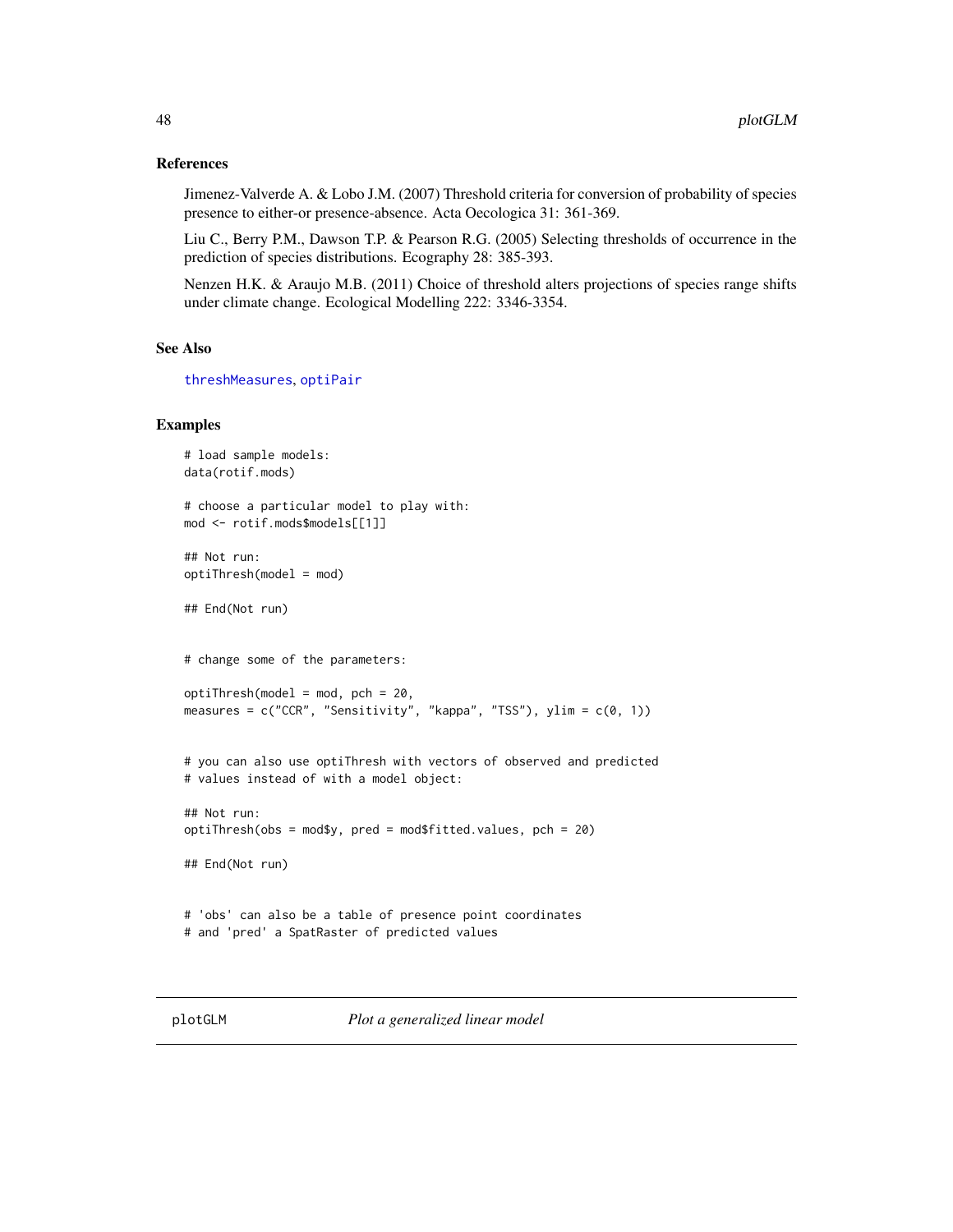### References

Jimenez-Valverde A. & Lobo J.M. (2007) Threshold criteria for conversion of probability of species presence to either-or presence-absence. Acta Oecologica 31: 361-369.

Liu C., Berry P.M., Dawson T.P. & Pearson R.G. (2005) Selecting thresholds of occurrence in the prediction of species distributions. Ecography 28: 385-393.

Nenzen H.K. & Araujo M.B. (2011) Choice of threshold alters projections of species range shifts under climate change. Ecological Modelling 222: 3346-3354.

### See Also

threshMeasures, optiPair

### Examples

```
# load sample models:
data(rotif.mods)

# choose a particular model to play with:
mod <- rotif.mods$models[[1]]

## Not run:
optiThresh(model = mod)

## End(Not run)


# change some of the parameters:

optiThresh(model = mod, pch = 20,
measures = c("CCR", "Sensitivity", "kappa", "TSS"), ylim = c(0, 1))


# you can also use optiThresh with vectors of observed and predicted
# values instead of with a model object:

## Not run:
optiThresh(obs = mod$y, pred = mod$fitted.values, pch = 20)

## End(Not run)


# 'obs' can also be a table of presence point coordinates
# and 'pred' a SpatRaster of predicted values
```

## plotGLM *Plot a generalized linear model*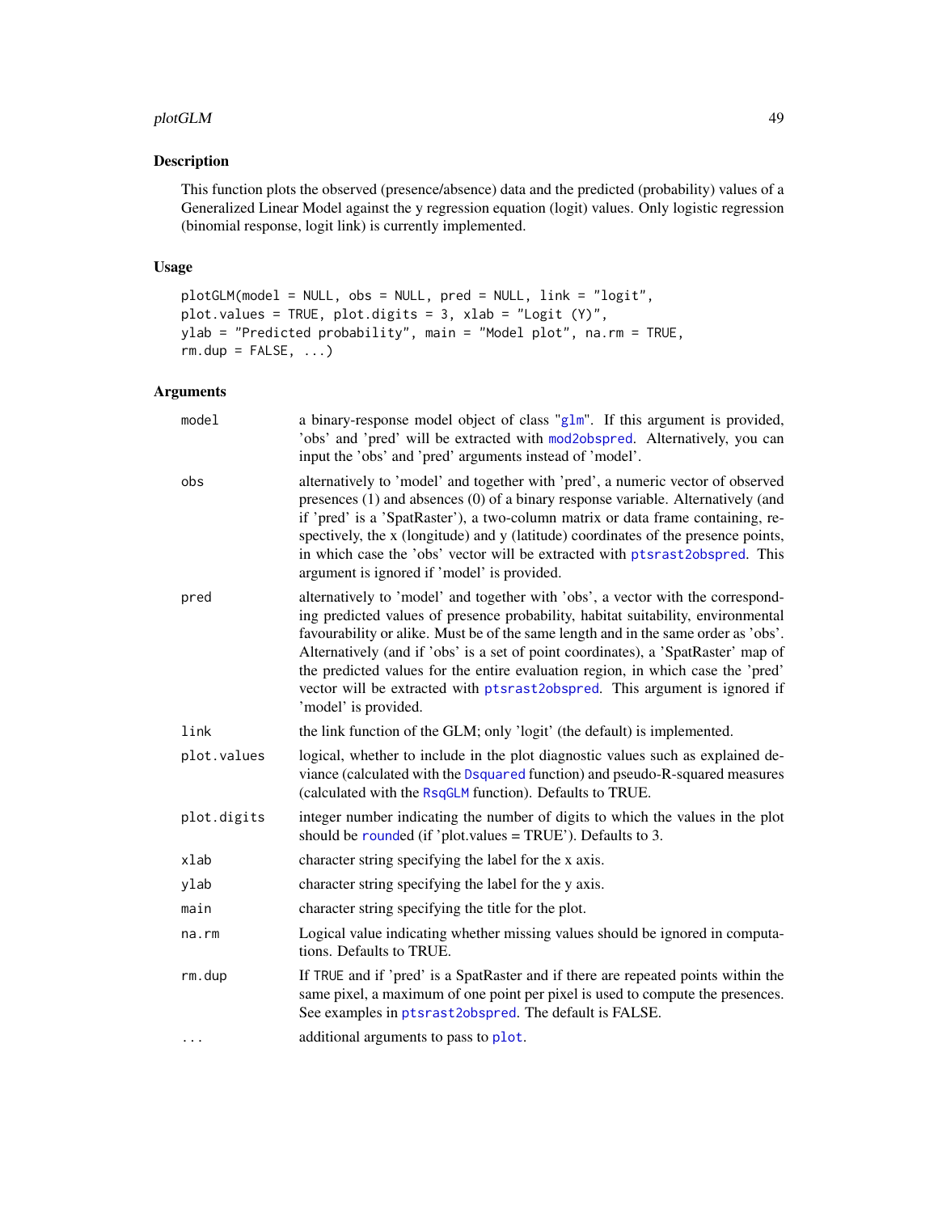## Description

This function plots the observed (presence/absence) data and the predicted (probability) values of a Generalized Linear Model against the y regression equation (logit) values. Only logistic regression (binomial response, logit link) is currently implemented.

## Usage

```
plotGLM(model = NULL, obs = NULL, pred = NULL, link = "logit",
plot.values = TRUE, plot.digits = 3, xlab = "Logit (Y)",
ylab = "Predicted probability", main = "Model plot", na.rm = TRUE,
rm.dup = FALSE, ...)
```

## Arguments

| | |
|---|---|
| `model` | a binary-response model object of class "glm". If this argument is provided, 'obs' and 'pred' will be extracted with mod2obspred. Alternatively, you can input the 'obs' and 'pred' arguments instead of 'model'. |
| `obs` | alternatively to 'model' and together with 'pred', a numeric vector of observed presences (1) and absences (0) of a binary response variable. Alternatively (and if 'pred' is a 'SpatRaster'), a two-column matrix or data frame containing, respectively, the x (longitude) and y (latitude) coordinates of the presence points, in which case the 'obs' vector will be extracted with ptsrast2obspred. This argument is ignored if 'model' is provided. |
| `pred` | alternatively to 'model' and together with 'obs', a vector with the corresponding predicted values of presence probability, habitat suitability, environmental favourability or alike. Must be of the same length and in the same order as 'obs'. Alternatively (and if 'obs' is a set of point coordinates), a 'SpatRaster' map of the predicted values for the entire evaluation region, in which case the 'pred' vector will be extracted with ptsrast2obspred. This argument is ignored if 'model' is provided. |
| `link` | the link function of the GLM; only 'logit' (the default) is implemented. |
| `plot.values` | logical, whether to include in the plot diagnostic values such as explained deviance (calculated with the Dsquared function) and pseudo-R-squared measures (calculated with the RsqGLM function). Defaults to TRUE. |
| `plot.digits` | integer number indicating the number of digits to which the values in the plot should be rounded (if 'plot.values = TRUE'). Defaults to 3. |
| `xlab` | character string specifying the label for the x axis. |
| `ylab` | character string specifying the label for the y axis. |
| `main` | character string specifying the title for the plot. |
| `na.rm` | Logical value indicating whether missing values should be ignored in computations. Defaults to TRUE. |
| `rm.dup` | If TRUE and if 'pred' is a SpatRaster and if there are repeated points within the same pixel, a maximum of one point per pixel is used to compute the presences. See examples in ptsrast2obspred. The default is FALSE. |
| `...` | additional arguments to pass to plot. |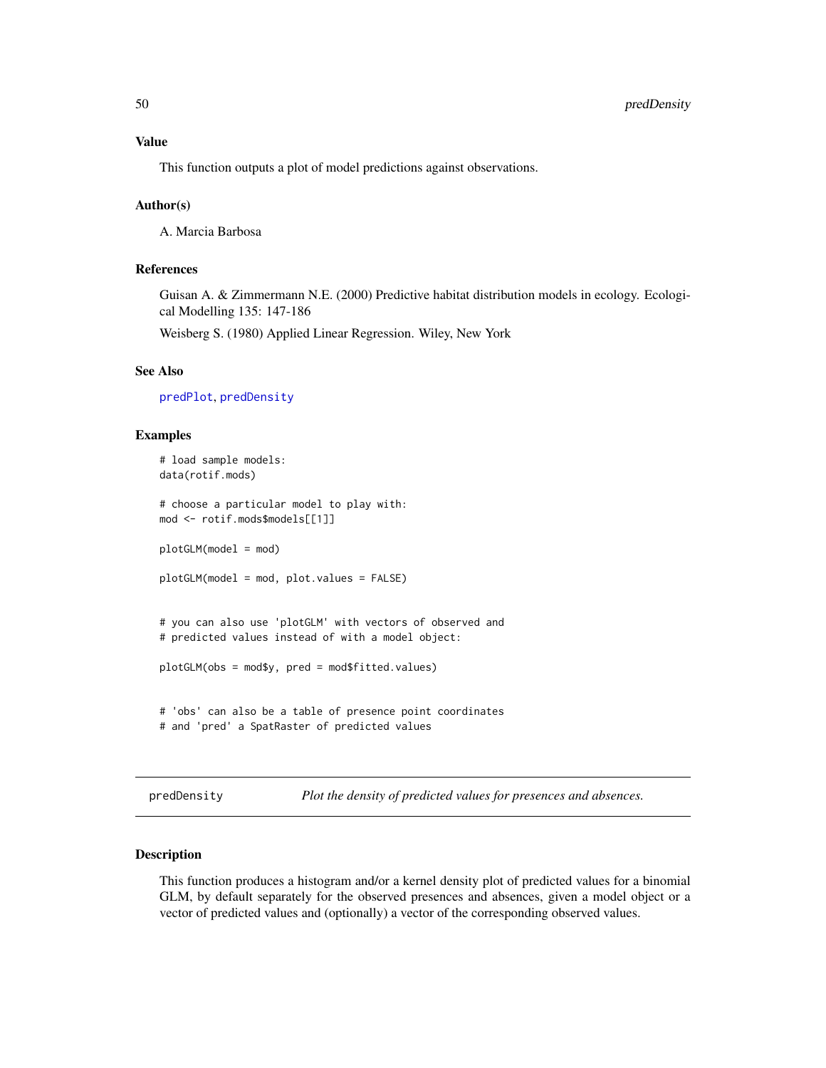### Value

This function outputs a plot of model predictions against observations.

### Author(s)

A. Marcia Barbosa

### References

Guisan A. & Zimmermann N.E. (2000) Predictive habitat distribution models in ecology. Ecological Modelling 135: 147-186

Weisberg S. (1980) Applied Linear Regression. Wiley, New York

### See Also

predPlot, predDensity

### Examples

```
# load sample models:
data(rotif.mods)

# choose a particular model to play with:
mod <- rotif.mods$models[[1]]

plotGLM(model = mod)

plotGLM(model = mod, plot.values = FALSE)


# you can also use 'plotGLM' with vectors of observed and
# predicted values instead of with a model object:

plotGLM(obs = mod$y, pred = mod$fitted.values)


# 'obs' can also be a table of presence point coordinates
# and 'pred' a SpatRaster of predicted values
```

---

## predDensity — *Plot the density of predicted values for presences and absences.*

---

### Description

This function produces a histogram and/or a kernel density plot of predicted values for a binomial GLM, by default separately for the observed presences and absences, given a model object or a vector of predicted values and (optionally) a vector of the corresponding observed values.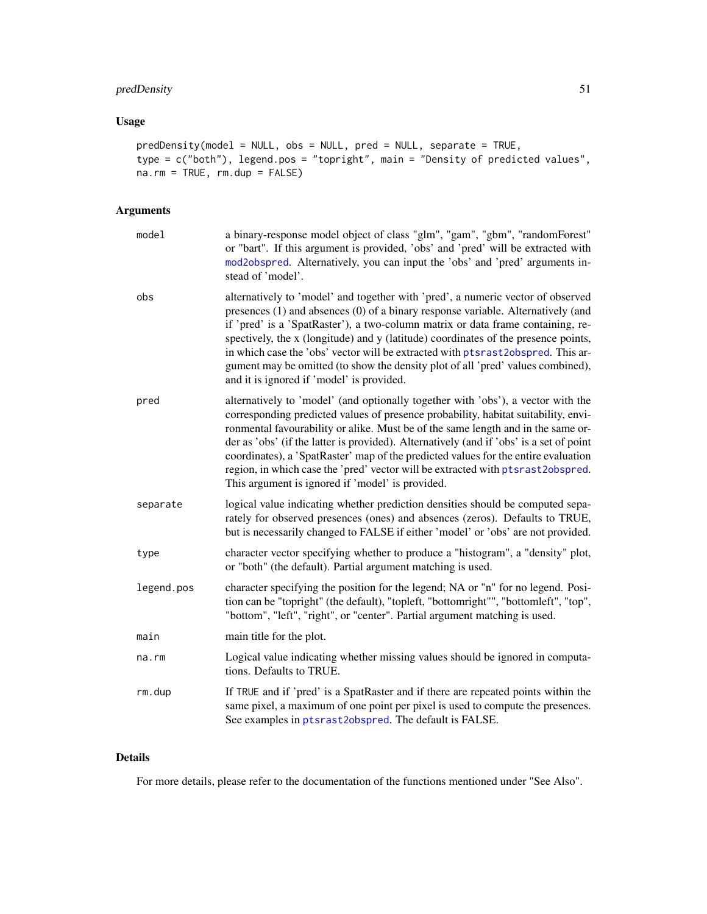## Usage

```
predDensity(model = NULL, obs = NULL, pred = NULL, separate = TRUE,
type = c("both"), legend.pos = "topright", main = "Density of predicted values",
na.rm = TRUE, rm.dup = FALSE)
```

## Arguments

- `model` — a binary-response model object of class "glm", "gam", "gbm", "randomForest" or "bart". If this argument is provided, 'obs' and 'pred' will be extracted with mod2obspred. Alternatively, you can input the 'obs' and 'pred' arguments instead of 'model'.
- `obs` — alternatively to 'model' and together with 'pred', a numeric vector of observed presences (1) and absences (0) of a binary response variable. Alternatively (and if 'pred' is a 'SpatRaster'), a two-column matrix or data frame containing, respectively, the x (longitude) and y (latitude) coordinates of the presence points, in which case the 'obs' vector will be extracted with ptsrast2obspred. This argument may be omitted (to show the density plot of all 'pred' values combined), and it is ignored if 'model' is provided.
- `pred` — alternatively to 'model' (and optionally together with 'obs'), a vector with the corresponding predicted values of presence probability, habitat suitability, environmental favourability or alike. Must be of the same length and in the same order as 'obs' (if the latter is provided). Alternatively (and if 'obs' is a set of point coordinates), a 'SpatRaster' map of the predicted values for the entire evaluation region, in which case the 'pred' vector will be extracted with ptsrast2obspred. This argument is ignored if 'model' is provided.
- `separate` — logical value indicating whether prediction densities should be computed separately for observed presences (ones) and absences (zeros). Defaults to TRUE, but is necessarily changed to FALSE if either 'model' or 'obs' are not provided.
- `type` — character vector specifying whether to produce a "histogram", a "density" plot, or "both" (the default). Partial argument matching is used.
- `legend.pos` — character specifying the position for the legend; NA or "n" for no legend. Position can be "topright" (the default), "topleft, "bottomright"", "bottomleft", "top", "bottom", "left", "right", or "center". Partial argument matching is used.
- `main` — main title for the plot.
- `na.rm` — Logical value indicating whether missing values should be ignored in computations. Defaults to TRUE.
- `rm.dup` — If TRUE and if 'pred' is a SpatRaster and if there are repeated points within the same pixel, a maximum of one point per pixel is used to compute the presences. See examples in ptsrast2obspred. The default is FALSE.

## Details

For more details, please refer to the documentation of the functions mentioned under "See Also".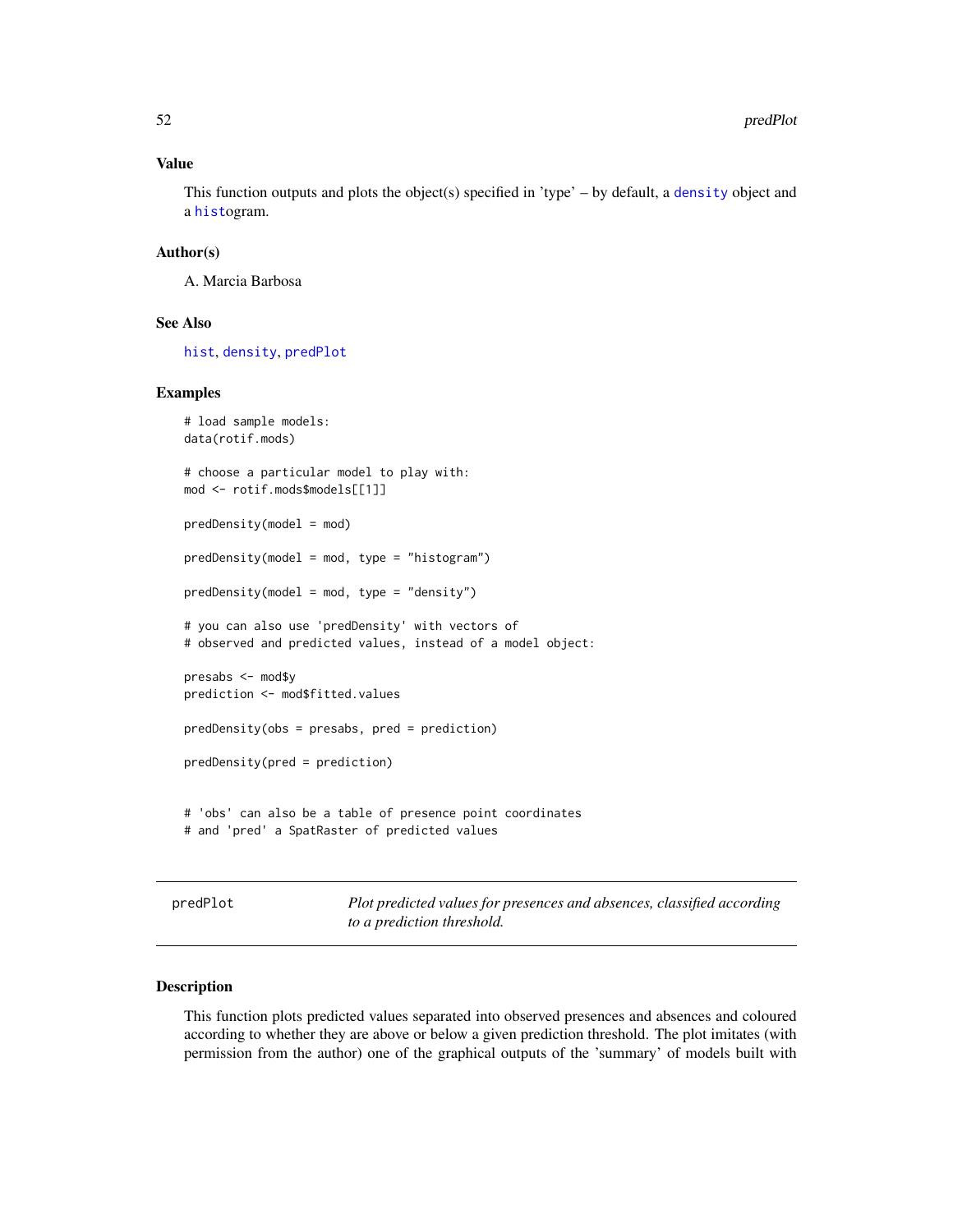### Value

This function outputs and plots the object(s) specified in 'type' – by default, a density object and a histogram.

### Author(s)

A. Marcia Barbosa

### See Also

hist, density, predPlot

### Examples

```
# load sample models:
data(rotif.mods)

# choose a particular model to play with:
mod <- rotif.mods$models[[1]]

predDensity(model = mod)

predDensity(model = mod, type = "histogram")

predDensity(model = mod, type = "density")

# you can also use 'predDensity' with vectors of
# observed and predicted values, instead of a model object:

presabs <- mod$y
prediction <- mod$fitted.values

predDensity(obs = presabs, pred = prediction)

predDensity(pred = prediction)


# 'obs' can also be a table of presence point coordinates
# and 'pred' a SpatRaster of predicted values
```

---

## predPlot — *Plot predicted values for presences and absences, classified according to a prediction threshold.*

### Description

This function plots predicted values separated into observed presences and absences and coloured according to whether they are above or below a given prediction threshold. The plot imitates (with permission from the author) one of the graphical outputs of the 'summary' of models built with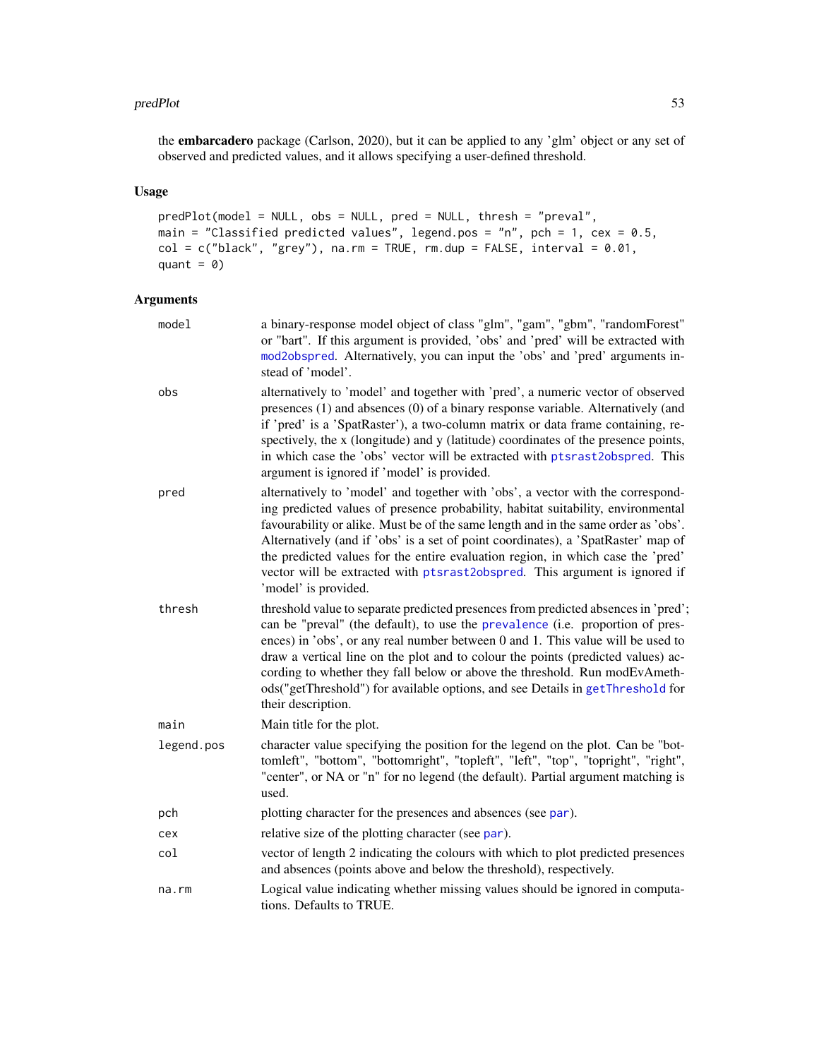the **embarcadero** package (Carlson, 2020), but it can be applied to any 'glm' object or any set of observed and predicted values, and it allows specifying a user-defined threshold.

## Usage

```
predPlot(model = NULL, obs = NULL, pred = NULL, thresh = "preval",
main = "Classified predicted values", legend.pos = "n", pch = 1, cex = 0.5,
col = c("black", "grey"), na.rm = TRUE, rm.dup = FALSE, interval = 0.01,
quant = 0)
```

## Arguments

| | |
|---|---|
| `model` | a binary-response model object of class "glm", "gam", "gbm", "randomForest" or "bart". If this argument is provided, 'obs' and 'pred' will be extracted with `mod2obspred`. Alternatively, you can input the 'obs' and 'pred' arguments instead of 'model'. |
| `obs` | alternatively to 'model' and together with 'pred', a numeric vector of observed presences (1) and absences (0) of a binary response variable. Alternatively (and if 'pred' is a 'SpatRaster'), a two-column matrix or data frame containing, respectively, the x (longitude) and y (latitude) coordinates of the presence points, in which case the 'obs' vector will be extracted with `ptsrast2obspred`. This argument is ignored if 'model' is provided. |
| `pred` | alternatively to 'model' and together with 'obs', a vector with the corresponding predicted values of presence probability, habitat suitability, environmental favourability or alike. Must be of the same length and in the same order as 'obs'. Alternatively (and if 'obs' is a set of point coordinates), a 'SpatRaster' map of the predicted values for the entire evaluation region, in which case the 'pred' vector will be extracted with `ptsrast2obspred`. This argument is ignored if 'model' is provided. |
| `thresh` | threshold value to separate predicted presences from predicted absences in 'pred'; can be "preval" (the default), to use the `prevalence` (i.e. proportion of presences) in 'obs', or any real number between 0 and 1. This value will be used to draw a vertical line on the plot and to colour the points (predicted values) according to whether they fall below or above the threshold. Run modEvAmethods("getThreshold") for available options, and see Details in `getThreshold` for their description. |
| `main` | Main title for the plot. |
| `legend.pos` | character value specifying the position for the legend on the plot. Can be "bottomleft", "bottom", "bottomright", "topleft", "left", "top", "topright", "right", "center", or NA or "n" for no legend (the default). Partial argument matching is used. |
| `pch` | plotting character for the presences and absences (see `par`). |
| `cex` | relative size of the plotting character (see `par`). |
| `col` | vector of length 2 indicating the colours with which to plot predicted presences and absences (points above and below the threshold), respectively. |
| `na.rm` | Logical value indicating whether missing values should be ignored in computations. Defaults to TRUE. |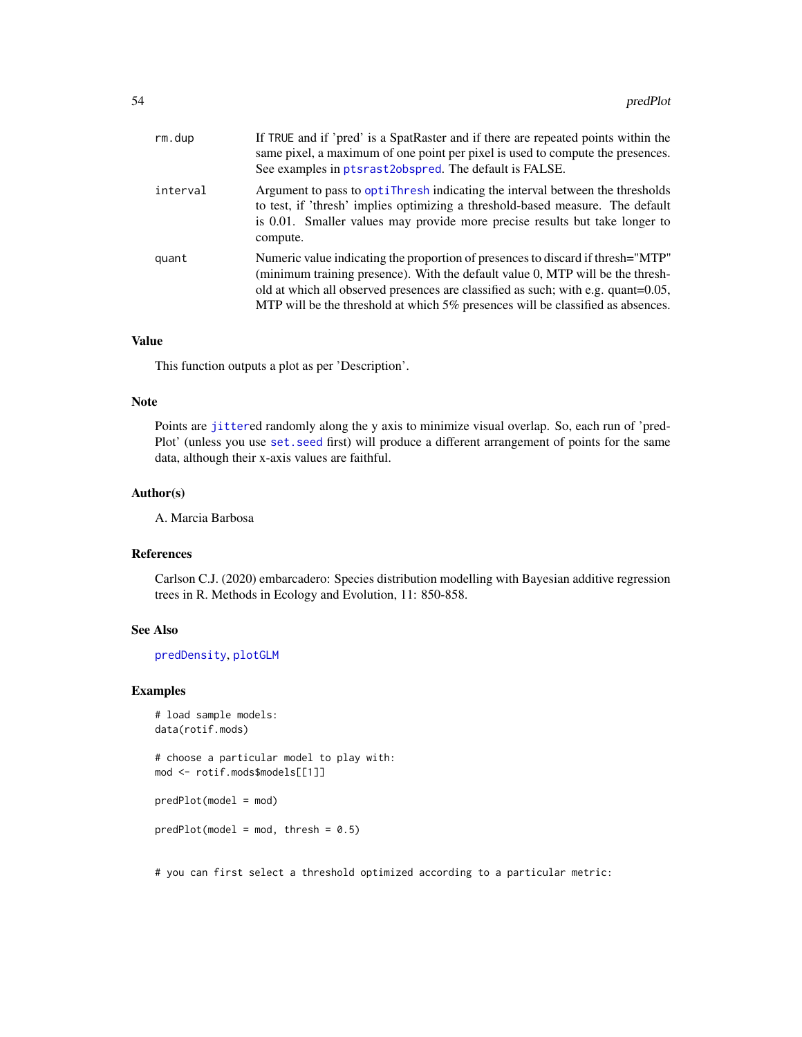`rm.dup` If TRUE and if 'pred' is a SpatRaster and if there are repeated points within the same pixel, a maximum of one point per pixel is used to compute the presences. See examples in ptsrast2obspred. The default is FALSE.

`interval` Argument to pass to optiThresh indicating the interval between the thresholds to test, if 'thresh' implies optimizing a threshold-based measure. The default is 0.01. Smaller values may provide more precise results but take longer to compute.

`quant` Numeric value indicating the proportion of presences to discard if thresh="MTP" (minimum training presence). With the default value 0, MTP will be the threshold at which all observed presences are classified as such; with e.g. quant=0.05, MTP will be the threshold at which 5% presences will be classified as absences.

## Value

This function outputs a plot as per 'Description'.

## Note

Points are jittered randomly along the y axis to minimize visual overlap. So, each run of 'predPlot' (unless you use set.seed first) will produce a different arrangement of points for the same data, although their x-axis values are faithful.

## Author(s)

A. Marcia Barbosa

## References

Carlson C.J. (2020) embarcadero: Species distribution modelling with Bayesian additive regression trees in R. Methods in Ecology and Evolution, 11: 850-858.

## See Also

predDensity, plotGLM

## Examples

```
# load sample models:
data(rotif.mods)

# choose a particular model to play with:
mod <- rotif.mods$models[[1]]

predPlot(model = mod)

predPlot(model = mod, thresh = 0.5)


# you can first select a threshold optimized according to a particular metric:
```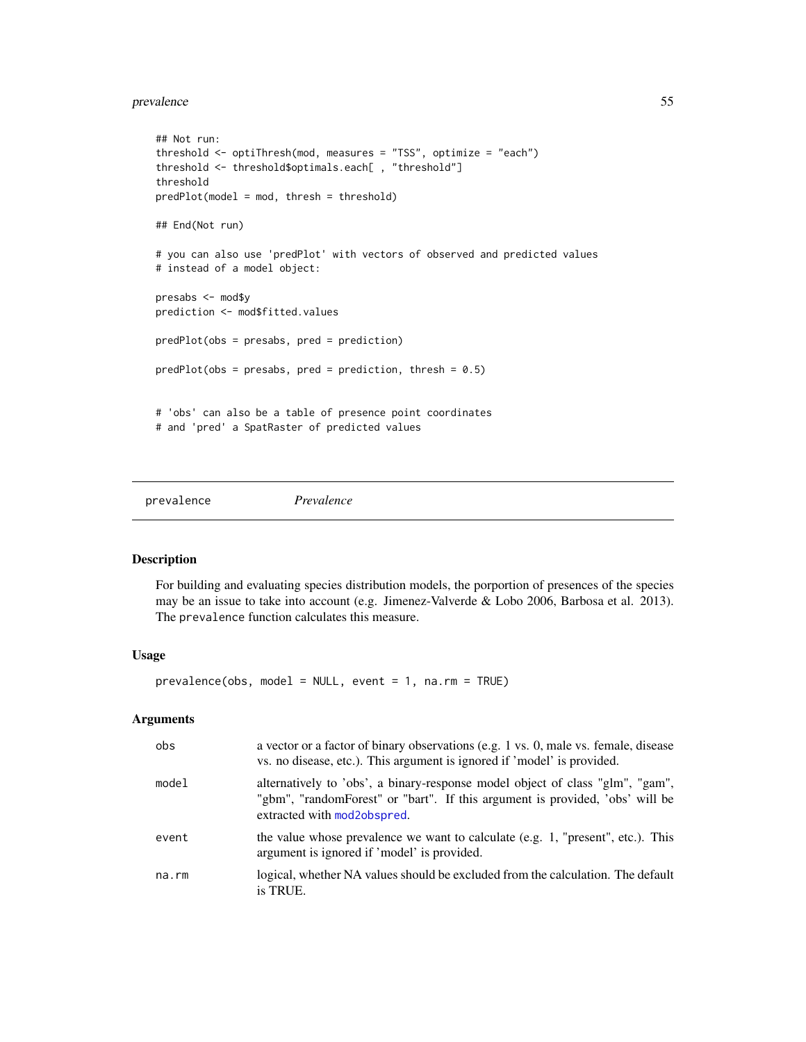```
## Not run:
threshold <- optiThresh(mod, measures = "TSS", optimize = "each")
threshold <- threshold$optimals.each[ , "threshold"]
threshold
predPlot(model = mod, thresh = threshold)

## End(Not run)

# you can also use 'predPlot' with vectors of observed and predicted values
# instead of a model object:

presabs <- mod$y
prediction <- mod$fitted.values

predPlot(obs = presabs, pred = prediction)

predPlot(obs = presabs, pred = prediction, thresh = 0.5)


# 'obs' can also be a table of presence point coordinates
# and 'pred' a SpatRaster of predicted values
```

---

## prevalence *Prevalence*

---

### Description

For building and evaluating species distribution models, the porportion of presences of the species may be an issue to take into account (e.g. Jimenez-Valverde & Lobo 2006, Barbosa et al. 2013). The `prevalence` function calculates this measure.

### Usage

```
prevalence(obs, model = NULL, event = 1, na.rm = TRUE)
```

### Arguments

| | |
|---|---|
| `obs` | a vector or a factor of binary observations (e.g. 1 vs. 0, male vs. female, disease vs. no disease, etc.). This argument is ignored if 'model' is provided. |
| `model` | alternatively to 'obs', a binary-response model object of class "glm", "gam", "gbm", "randomForest" or "bart". If this argument is provided, 'obs' will be extracted with `mod2obspred`. |
| `event` | the value whose prevalence we want to calculate (e.g. 1, "present", etc.). This argument is ignored if 'model' is provided. |
| `na.rm` | logical, whether NA values should be excluded from the calculation. The default is TRUE. |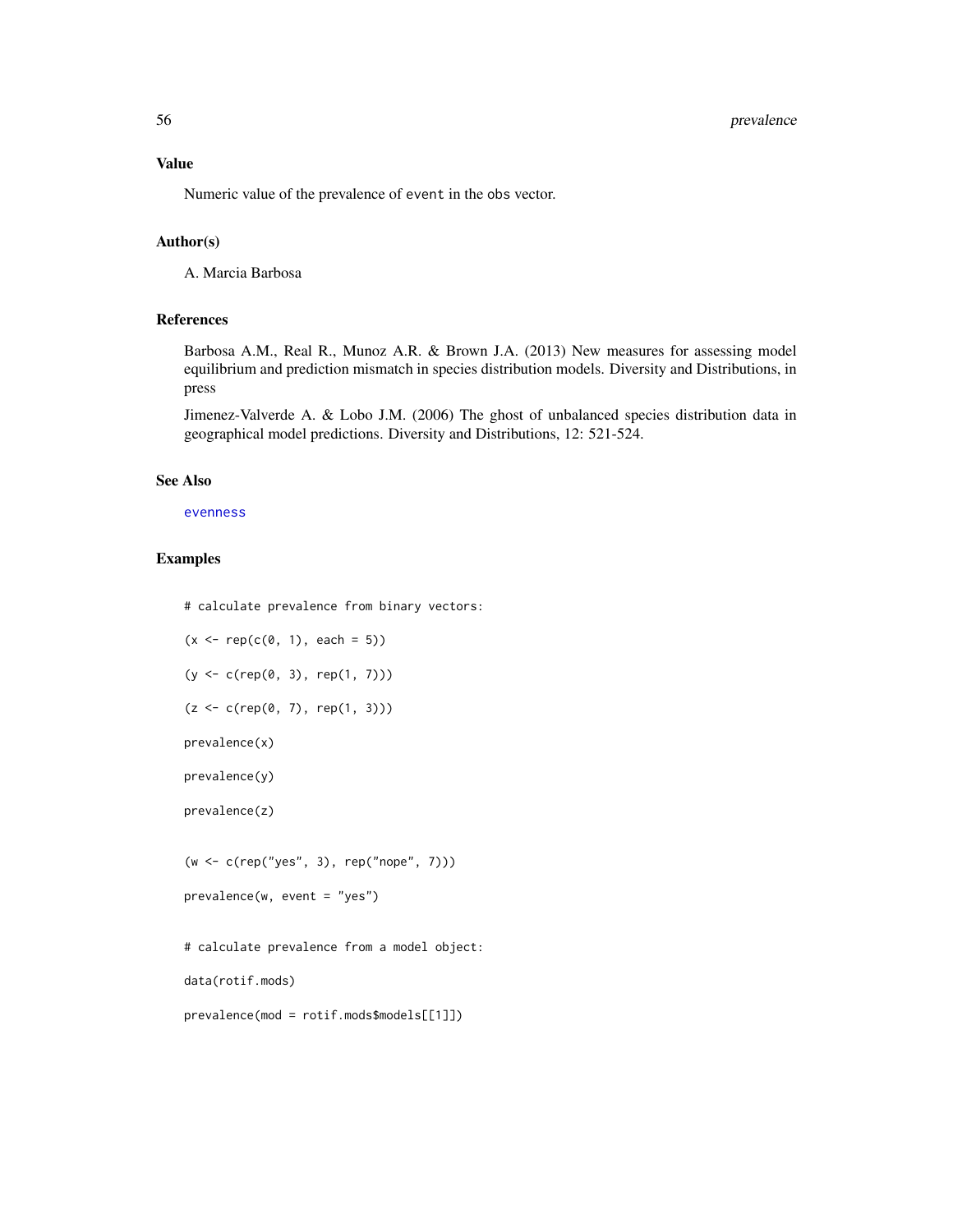## Value

Numeric value of the prevalence of `event` in the `obs` vector.

## Author(s)

A. Marcia Barbosa

## References

Barbosa A.M., Real R., Munoz A.R. & Brown J.A. (2013) New measures for assessing model equilibrium and prediction mismatch in species distribution models. Diversity and Distributions, in press

Jimenez-Valverde A. & Lobo J.M. (2006) The ghost of unbalanced species distribution data in geographical model predictions. Diversity and Distributions, 12: 521-524.

## See Also

evenness

## Examples

```
# calculate prevalence from binary vectors:

(x <- rep(c(0, 1), each = 5))

(y <- c(rep(0, 3), rep(1, 7)))

(z <- c(rep(0, 7), rep(1, 3)))

prevalence(x)

prevalence(y)

prevalence(z)


(w <- c(rep("yes", 3), rep("nope", 7)))

prevalence(w, event = "yes")


# calculate prevalence from a model object:

data(rotif.mods)

prevalence(mod = rotif.mods$models[[1]])
```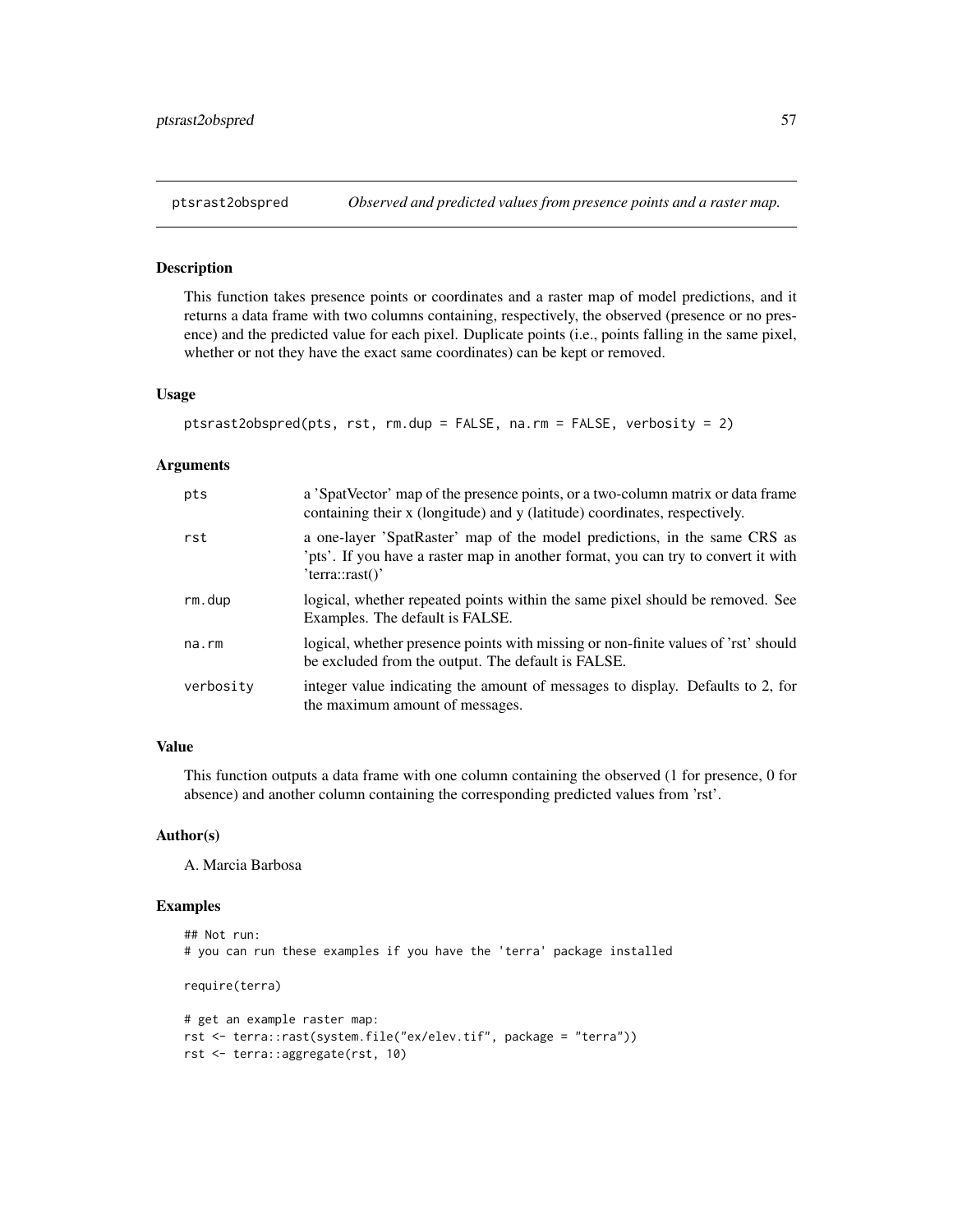## ptsrast2obspred — *Observed and predicted values from presence points and a raster map.*

### Description

This function takes presence points or coordinates and a raster map of model predictions, and it returns a data frame with two columns containing, respectively, the observed (presence or no presence) and the predicted value for each pixel. Duplicate points (i.e., points falling in the same pixel, whether or not they have the exact same coordinates) can be kept or removed.

### Usage

```
ptsrast2obspred(pts, rst, rm.dup = FALSE, na.rm = FALSE, verbosity = 2)
```

### Arguments

| | |
|---|---|
| pts | a 'SpatVector' map of the presence points, or a two-column matrix or data frame containing their x (longitude) and y (latitude) coordinates, respectively. |
| rst | a one-layer 'SpatRaster' map of the model predictions, in the same CRS as 'pts'. If you have a raster map in another format, you can try to convert it with 'terra::rast()' |
| rm.dup | logical, whether repeated points within the same pixel should be removed. See Examples. The default is FALSE. |
| na.rm | logical, whether presence points with missing or non-finite values of 'rst' should be excluded from the output. The default is FALSE. |
| verbosity | integer value indicating the amount of messages to display. Defaults to 2, for the maximum amount of messages. |

### Value

This function outputs a data frame with one column containing the observed (1 for presence, 0 for absence) and another column containing the corresponding predicted values from 'rst'.

### Author(s)

A. Marcia Barbosa

### Examples

```
## Not run:
# you can run these examples if you have the 'terra' package installed

require(terra)

# get an example raster map:
rst <- terra::rast(system.file("ex/elev.tif", package = "terra"))
rst <- terra::aggregate(rst, 10)
```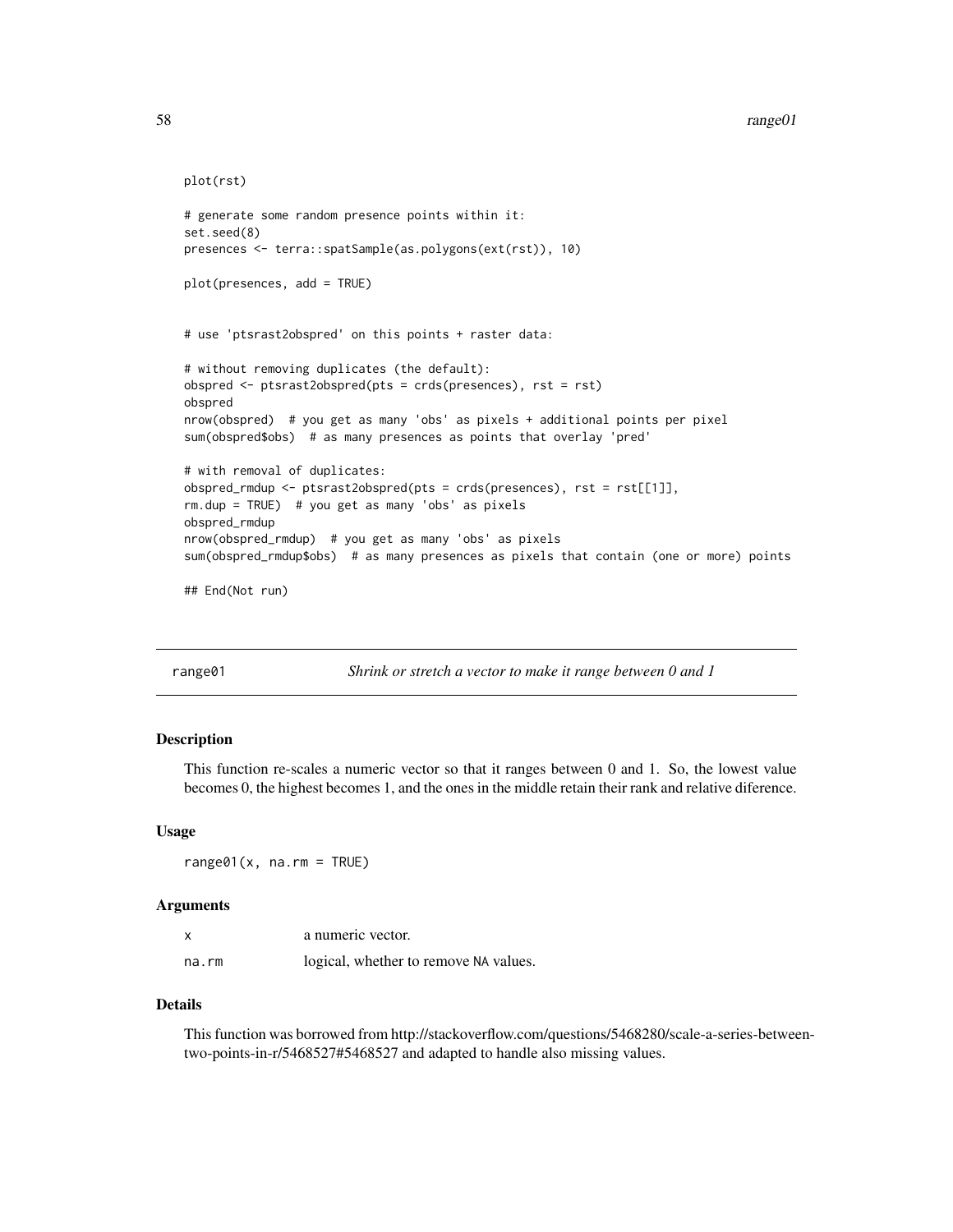```
plot(rst)

# generate some random presence points within it:
set.seed(8)
presences <- terra::spatSample(as.polygons(ext(rst)), 10)

plot(presences, add = TRUE)


# use 'ptsrast2obspred' on this points + raster data:

# without removing duplicates (the default):
obspred <- ptsrast2obspred(pts = crds(presences), rst = rst)
obspred
nrow(obspred)  # you get as many 'obs' as pixels + additional points per pixel
sum(obspred$obs)  # as many presences as points that overlay 'pred'

# with removal of duplicates:
obspred_rmdup <- ptsrast2obspred(pts = crds(presences), rst = rst[[1]],
rm.dup = TRUE)  # you get as many 'obs' as pixels
obspred_rmdup
nrow(obspred_rmdup)  # you get as many 'obs' as pixels
sum(obspred_rmdup$obs)  # as many presences as pixels that contain (one or more) points

## End(Not run)
```

---

## range01 — *Shrink or stretch a vector to make it range between 0 and 1*

### Description

This function re-scales a numeric vector so that it ranges between 0 and 1. So, the lowest value becomes 0, the highest becomes 1, and the ones in the middle retain their rank and relative diference.

### Usage

```
range01(x, na.rm = TRUE)
```

### Arguments

| | |
|---|---|
| x | a numeric vector. |
| na.rm | logical, whether to remove NA values. |

### Details

This function was borrowed from http://stackoverflow.com/questions/5468280/scale-a-series-between-two-points-in-r/5468527#5468527 and adapted to handle also missing values.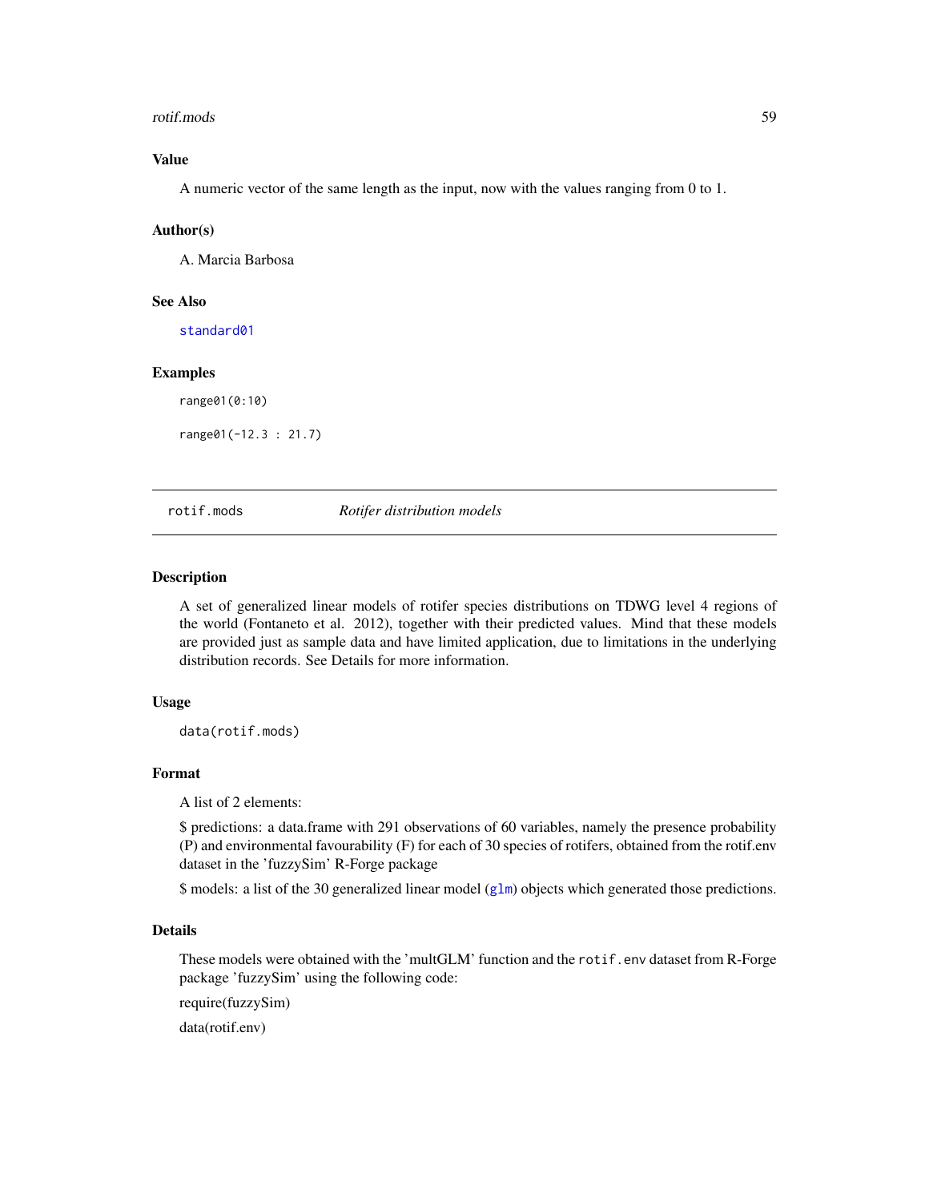## Value

A numeric vector of the same length as the input, now with the values ranging from 0 to 1.

## Author(s)

A. Marcia Barbosa

## See Also

standard01

## Examples

```
range01(0:10)

range01(-12.3 : 21.7)
```

---

# rotif.mods *Rotifer distribution models*

## Description

A set of generalized linear models of rotifer species distributions on TDWG level 4 regions of the world (Fontaneto et al. 2012), together with their predicted values. Mind that these models are provided just as sample data and have limited application, due to limitations in the underlying distribution records. See Details for more information.

## Usage

```
data(rotif.mods)
```

## Format

A list of 2 elements:

$ predictions: a data.frame with 291 observations of 60 variables, namely the presence probability (P) and environmental favourability (F) for each of 30 species of rotifers, obtained from the rotif.env dataset in the 'fuzzySim' R-Forge package

$ models: a list of the 30 generalized linear model (glm) objects which generated those predictions.

## Details

These models were obtained with the 'multGLM' function and the `rotif.env` dataset from R-Forge package 'fuzzySim' using the following code:

require(fuzzySim)

data(rotif.env)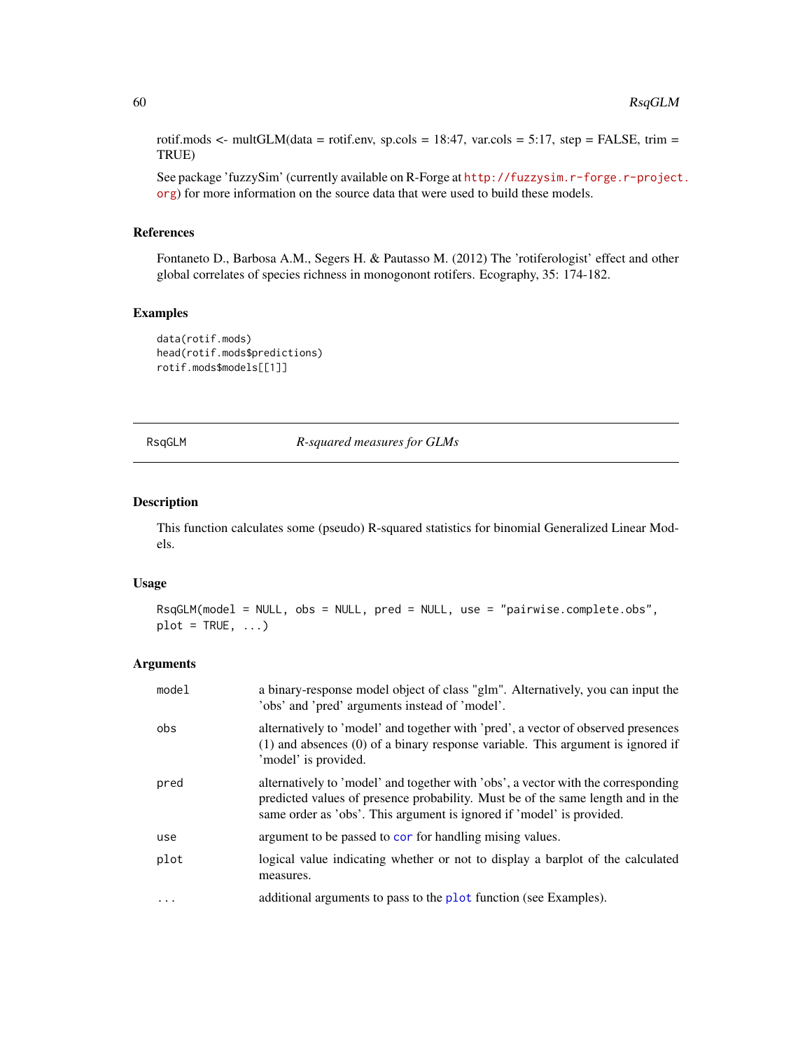rotif.mods <- multGLM(data = rotif.env, sp.cols = 18:47, var.cols = 5:17, step = FALSE, trim = TRUE)

See package 'fuzzySim' (currently available on R-Forge at http://fuzzysim.r-forge.r-project.org) for more information on the source data that were used to build these models.

### References

Fontaneto D., Barbosa A.M., Segers H. & Pautasso M. (2012) The 'rotiferologist' effect and other global correlates of species richness in monogonont rotifers. Ecography, 35: 174-182.

### Examples

```
data(rotif.mods)
head(rotif.mods$predictions)
rotif.mods$models[[1]]
```

---

## RsqGLM *R-squared measures for GLMs*

---

### Description

This function calculates some (pseudo) R-squared statistics for binomial Generalized Linear Models.

### Usage

```
RsqGLM(model = NULL, obs = NULL, pred = NULL, use = "pairwise.complete.obs",
plot = TRUE, ...)
```

### Arguments

| | |
|---|---|
| model | a binary-response model object of class "glm". Alternatively, you can input the 'obs' and 'pred' arguments instead of 'model'. |
| obs | alternatively to 'model' and together with 'pred', a vector of observed presences (1) and absences (0) of a binary response variable. This argument is ignored if 'model' is provided. |
| pred | alternatively to 'model' and together with 'obs', a vector with the corresponding predicted values of presence probability. Must be of the same length and in the same order as 'obs'. This argument is ignored if 'model' is provided. |
| use | argument to be passed to cor for handling mising values. |
| plot | logical value indicating whether or not to display a barplot of the calculated measures. |
| ... | additional arguments to pass to the plot function (see Examples). |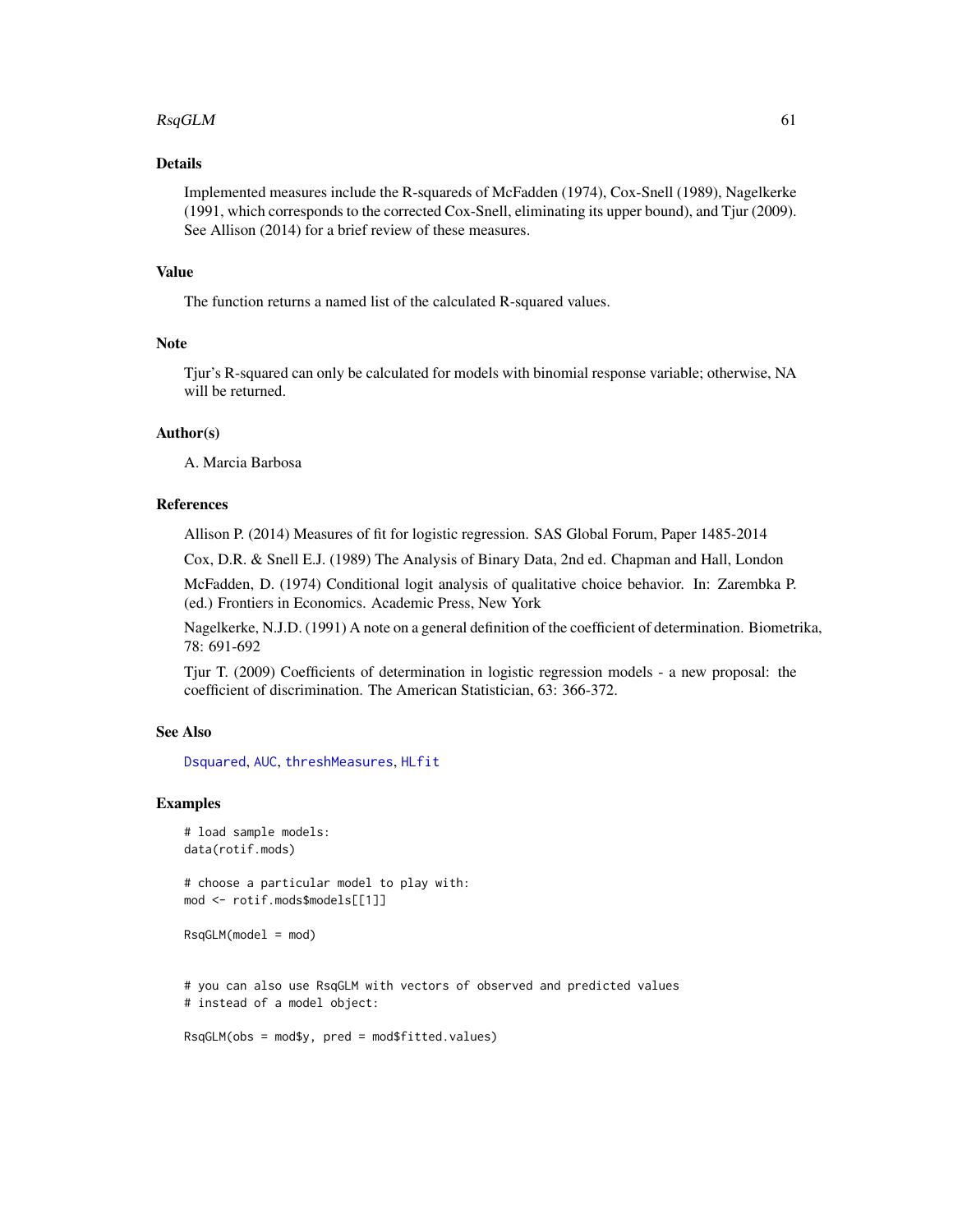## Details

Implemented measures include the R-squareds of McFadden (1974), Cox-Snell (1989), Nagelkerke (1991, which corresponds to the corrected Cox-Snell, eliminating its upper bound), and Tjur (2009). See Allison (2014) for a brief review of these measures.

## Value

The function returns a named list of the calculated R-squared values.

## Note

Tjur's R-squared can only be calculated for models with binomial response variable; otherwise, NA will be returned.

## Author(s)

A. Marcia Barbosa

## References

Allison P. (2014) Measures of fit for logistic regression. SAS Global Forum, Paper 1485-2014

Cox, D.R. & Snell E.J. (1989) The Analysis of Binary Data, 2nd ed. Chapman and Hall, London

McFadden, D. (1974) Conditional logit analysis of qualitative choice behavior. In: Zarembka P. (ed.) Frontiers in Economics. Academic Press, New York

Nagelkerke, N.J.D. (1991) A note on a general definition of the coefficient of determination. Biometrika, 78: 691-692

Tjur T. (2009) Coefficients of determination in logistic regression models - a new proposal: the coefficient of discrimination. The American Statistician, 63: 366-372.

## See Also

Dsquared, AUC, threshMeasures, HLfit

## Examples

```
# load sample models:
data(rotif.mods)

# choose a particular model to play with:
mod <- rotif.mods$models[[1]]

RsqGLM(model = mod)


# you can also use RsqGLM with vectors of observed and predicted values
# instead of a model object:

RsqGLM(obs = mod$y, pred = mod$fitted.values)
```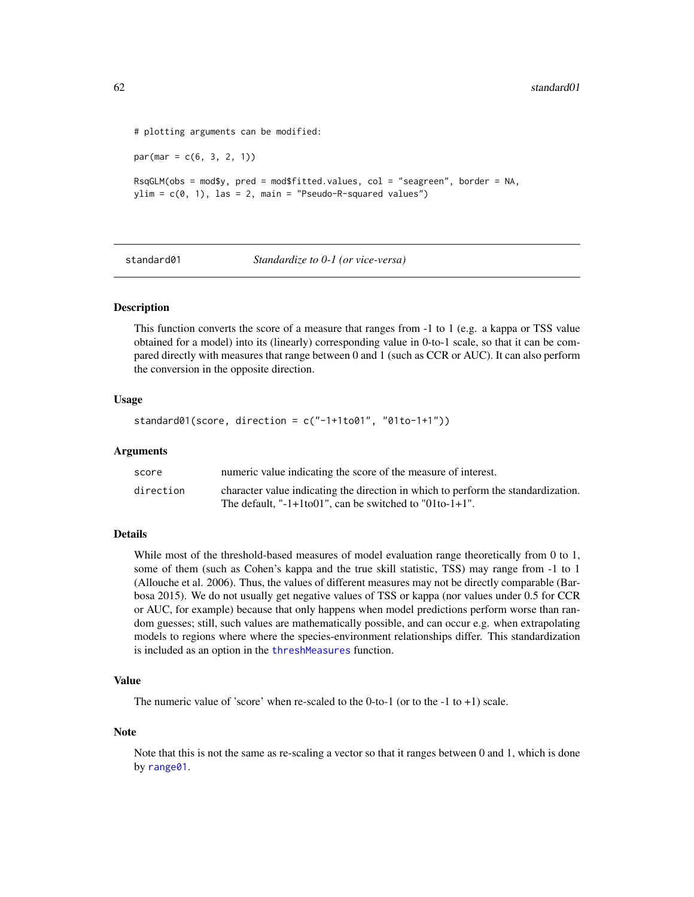```
# plotting arguments can be modified:

par(mar = c(6, 3, 2, 1))

RsqGLM(obs = mod$y, pred = mod$fitted.values, col = "seagreen", border = NA,
ylim = c(0, 1), las = 2, main = "Pseudo-R-squared values")
```

---

## standard01 — *Standardize to 0-1 (or vice-versa)*

### Description

This function converts the score of a measure that ranges from -1 to 1 (e.g. a kappa or TSS value obtained for a model) into its (linearly) corresponding value in 0-to-1 scale, so that it can be compared directly with measures that range between 0 and 1 (such as CCR or AUC). It can also perform the conversion in the opposite direction.

### Usage

```
standard01(score, direction = c("-1+1to01", "01to-1+1"))
```

### Arguments

| | |
|---|---|
| score | numeric value indicating the score of the measure of interest. |
| direction | character value indicating the direction in which to perform the standardization. The default, "-1+1to01", can be switched to "01to-1+1". |

### Details

While most of the threshold-based measures of model evaluation range theoretically from 0 to 1, some of them (such as Cohen's kappa and the true skill statistic, TSS) may range from -1 to 1 (Allouche et al. 2006). Thus, the values of different measures may not be directly comparable (Barbosa 2015). We do not usually get negative values of TSS or kappa (nor values under 0.5 for CCR or AUC, for example) because that only happens when model predictions perform worse than random guesses; still, such values are mathematically possible, and can occur e.g. when extrapolating models to regions where where the species-environment relationships differ. This standardization is included as an option in the threshMeasures function.

### Value

The numeric value of 'score' when re-scaled to the 0-to-1 (or to the -1 to +1) scale.

### Note

Note that this is not the same as re-scaling a vector so that it ranges between 0 and 1, which is done by range01.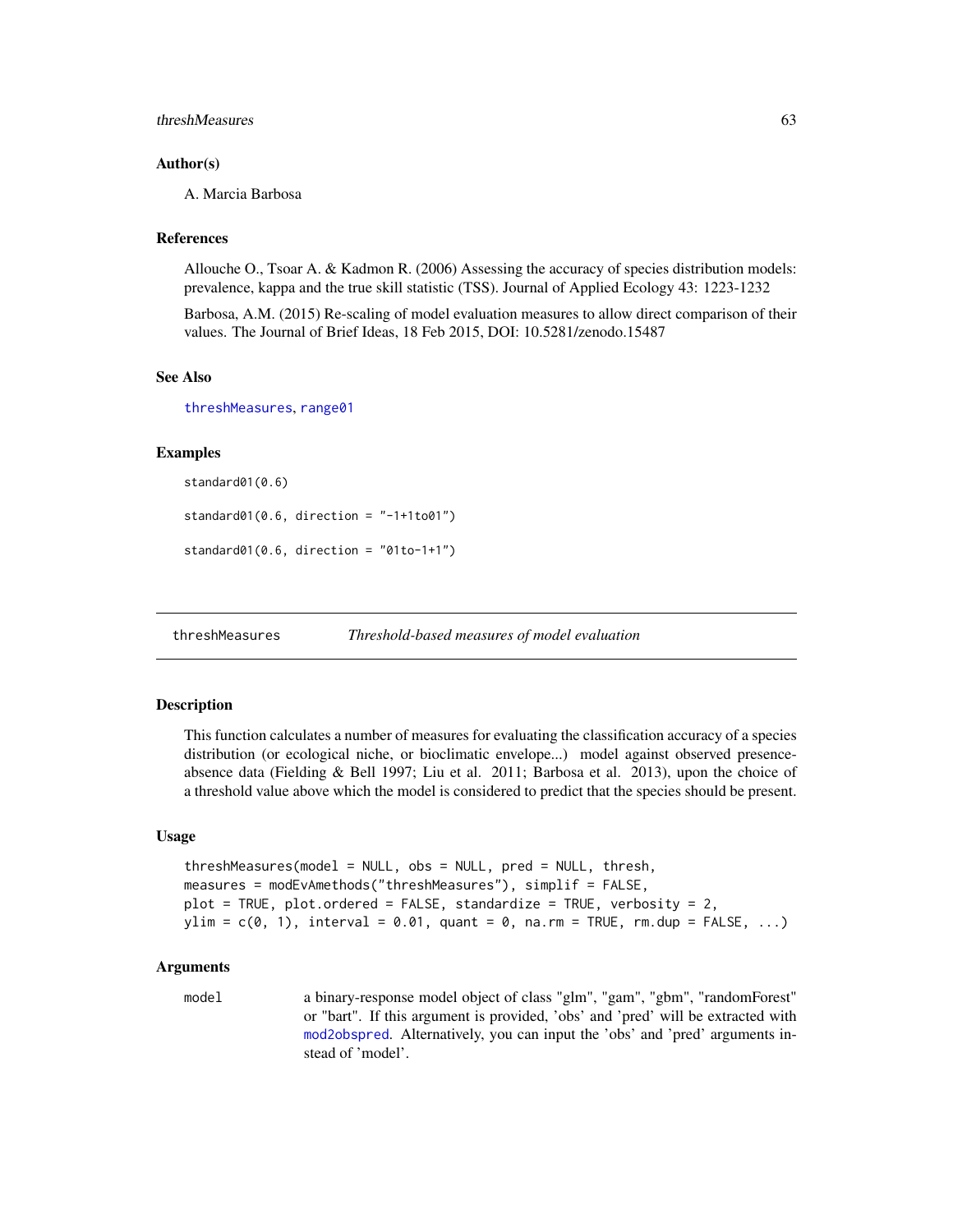### Author(s)

A. Marcia Barbosa

### References

Allouche O., Tsoar A. & Kadmon R. (2006) Assessing the accuracy of species distribution models: prevalence, kappa and the true skill statistic (TSS). Journal of Applied Ecology 43: 1223-1232

Barbosa, A.M. (2015) Re-scaling of model evaluation measures to allow direct comparison of their values. The Journal of Brief Ideas, 18 Feb 2015, DOI: 10.5281/zenodo.15487

### See Also

threshMeasures, range01

### Examples

```
standard01(0.6)

standard01(0.6, direction = "-1+1to01")

standard01(0.6, direction = "01to-1+1")
```

---

## threshMeasures *Threshold-based measures of model evaluation*

---

### Description

This function calculates a number of measures for evaluating the classification accuracy of a species distribution (or ecological niche, or bioclimatic envelope...) model against observed presence-absence data (Fielding & Bell 1997; Liu et al. 2011; Barbosa et al. 2013), upon the choice of a threshold value above which the model is considered to predict that the species should be present.

### Usage

```
threshMeasures(model = NULL, obs = NULL, pred = NULL, thresh,
measures = modEvAmethods("threshMeasures"), simplif = FALSE,
plot = TRUE, plot.ordered = FALSE, standardize = TRUE, verbosity = 2,
ylim = c(0, 1), interval = 0.01, quant = 0, na.rm = TRUE, rm.dup = FALSE, ...)
```

### Arguments

`model` a binary-response model object of class "glm", "gam", "gbm", "randomForest" or "bart". If this argument is provided, 'obs' and 'pred' will be extracted with mod2obspred. Alternatively, you can input the 'obs' and 'pred' arguments instead of 'model'.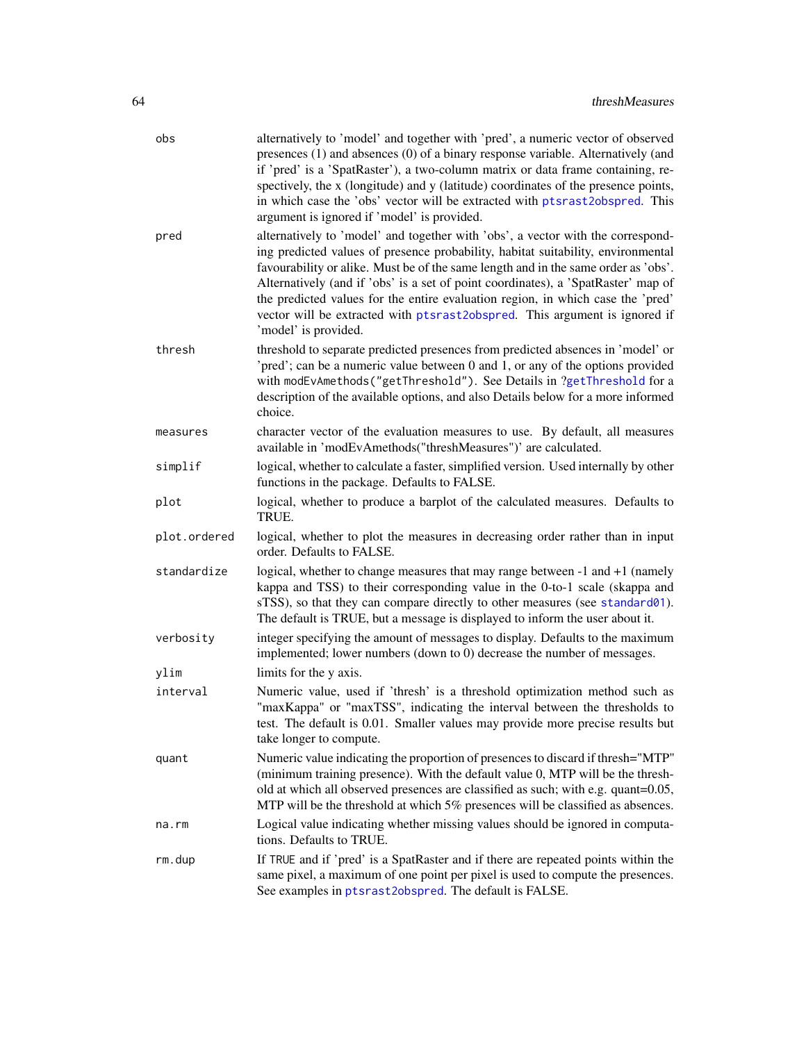| | |
|---|---|
| `obs` | alternatively to 'model' and together with 'pred', a numeric vector of observed presences (1) and absences (0) of a binary response variable. Alternatively (and if 'pred' is a 'SpatRaster'), a two-column matrix or data frame containing, respectively, the x (longitude) and y (latitude) coordinates of the presence points, in which case the 'obs' vector will be extracted with `ptsrast2obspred`. This argument is ignored if 'model' is provided. |
| `pred` | alternatively to 'model' and together with 'obs', a vector with the corresponding predicted values of presence probability, habitat suitability, environmental favourability or alike. Must be of the same length and in the same order as 'obs'. Alternatively (and if 'obs' is a set of point coordinates), a 'SpatRaster' map of the predicted values for the entire evaluation region, in which case the 'pred' vector will be extracted with `ptsrast2obspred`. This argument is ignored if 'model' is provided. |
| `thresh` | threshold to separate predicted presences from predicted absences in 'model' or 'pred'; can be a numeric value between 0 and 1, or any of the options provided with `modEvAmethods("getThreshold")`. See Details in `?getThreshold` for a description of the available options, and also Details below for a more informed choice. |
| `measures` | character vector of the evaluation measures to use. By default, all measures available in 'modEvAmethods("threshMeasures")' are calculated. |
| `simplif` | logical, whether to calculate a faster, simplified version. Used internally by other functions in the package. Defaults to FALSE. |
| `plot` | logical, whether to produce a barplot of the calculated measures. Defaults to TRUE. |
| `plot.ordered` | logical, whether to plot the measures in decreasing order rather than in input order. Defaults to FALSE. |
| `standardize` | logical, whether to change measures that may range between -1 and +1 (namely kappa and TSS) to their corresponding value in the 0-to-1 scale (skappa and sTSS), so that they can compare directly to other measures (see `standard01`). The default is TRUE, but a message is displayed to inform the user about it. |
| `verbosity` | integer specifying the amount of messages to display. Defaults to the maximum implemented; lower numbers (down to 0) decrease the number of messages. |
| `ylim` | limits for the y axis. |
| `interval` | Numeric value, used if 'thresh' is a threshold optimization method such as "maxKappa" or "maxTSS", indicating the interval between the thresholds to test. The default is 0.01. Smaller values may provide more precise results but take longer to compute. |
| `quant` | Numeric value indicating the proportion of presences to discard if thresh="MTP" (minimum training presence). With the default value 0, MTP will be the threshold at which all observed presences are classified as such; with e.g. quant=0.05, MTP will be the threshold at which 5% presences will be classified as absences. |
| `na.rm` | Logical value indicating whether missing values should be ignored in computations. Defaults to TRUE. |
| `rm.dup` | If `TRUE` and if 'pred' is a SpatRaster and if there are repeated points within the same pixel, a maximum of one point per pixel is used to compute the presences. See examples in `ptsrast2obspred`. The default is FALSE. |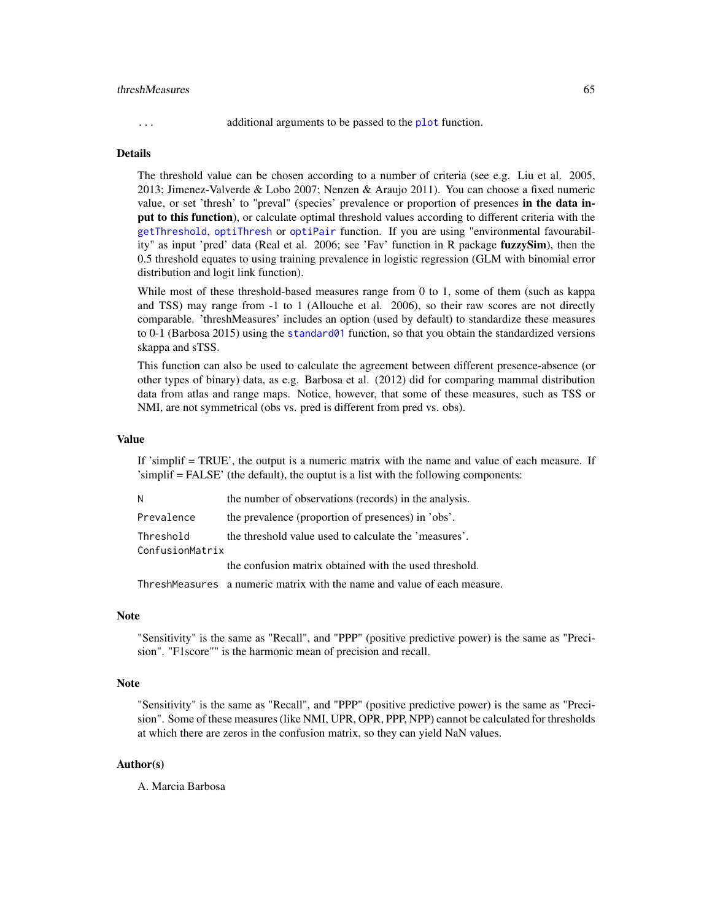... additional arguments to be passed to the `plot` function.

## Details

The threshold value can be chosen according to a number of criteria (see e.g. Liu et al. 2005, 2013; Jimenez-Valverde & Lobo 2007; Nenzen & Araujo 2011). You can choose a fixed numeric value, or set 'thresh' to "preval" (species' prevalence or proportion of presences **in the data input to this function**), or calculate optimal threshold values according to different criteria with the `getThreshold`, `optiThresh` or `optiPair` function. If you are using "environmental favourability" as input 'pred' data (Real et al. 2006; see 'Fav' function in R package **fuzzySim**), then the 0.5 threshold equates to using training prevalence in logistic regression (GLM with binomial error distribution and logit link function).

While most of these threshold-based measures range from 0 to 1, some of them (such as kappa and TSS) may range from -1 to 1 (Allouche et al. 2006), so their raw scores are not directly comparable. 'threshMeasures' includes an option (used by default) to standardize these measures to 0-1 (Barbosa 2015) using the `standard01` function, so that you obtain the standardized versions skappa and sTSS.

This function can also be used to calculate the agreement between different presence-absence (or other types of binary) data, as e.g. Barbosa et al. (2012) did for comparing mammal distribution data from atlas and range maps. Notice, however, that some of these measures, such as TSS or NMI, are not symmetrical (obs vs. pred is different from pred vs. obs).

## Value

If 'simplif = TRUE', the output is a numeric matrix with the name and value of each measure. If 'simplif = FALSE' (the default), the ouptut is a list with the following components:

- `N` — the number of observations (records) in the analysis.
- `Prevalence` — the prevalence (proportion of presences) in 'obs'.
- `Threshold` — the threshold value used to calculate the 'measures'.
- `ConfusionMatrix` — the confusion matrix obtained with the used threshold.
- `ThreshMeasures` — a numeric matrix with the name and value of each measure.

## Note

"Sensitivity" is the same as "Recall", and "PPP" (positive predictive power) is the same as "Precision". "F1score"" is the harmonic mean of precision and recall.

## Note

"Sensitivity" is the same as "Recall", and "PPP" (positive predictive power) is the same as "Precision". Some of these measures (like NMI, UPR, OPR, PPP, NPP) cannot be calculated for thresholds at which there are zeros in the confusion matrix, so they can yield NaN values.

## Author(s)

A. Marcia Barbosa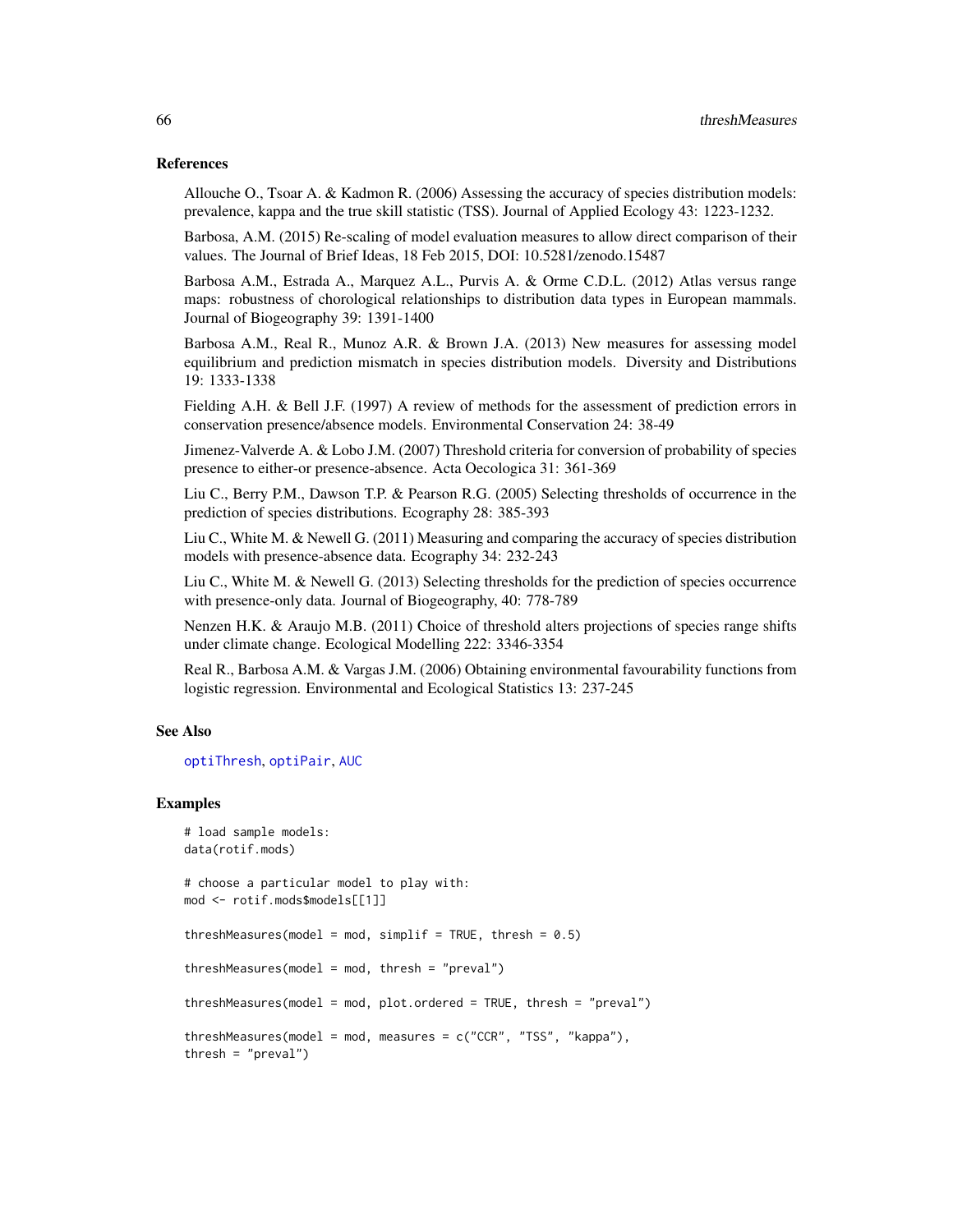## References

Allouche O., Tsoar A. & Kadmon R. (2006) Assessing the accuracy of species distribution models: prevalence, kappa and the true skill statistic (TSS). Journal of Applied Ecology 43: 1223-1232.

Barbosa, A.M. (2015) Re-scaling of model evaluation measures to allow direct comparison of their values. The Journal of Brief Ideas, 18 Feb 2015, DOI: 10.5281/zenodo.15487

Barbosa A.M., Estrada A., Marquez A.L., Purvis A. & Orme C.D.L. (2012) Atlas versus range maps: robustness of chorological relationships to distribution data types in European mammals. Journal of Biogeography 39: 1391-1400

Barbosa A.M., Real R., Munoz A.R. & Brown J.A. (2013) New measures for assessing model equilibrium and prediction mismatch in species distribution models. Diversity and Distributions 19: 1333-1338

Fielding A.H. & Bell J.F. (1997) A review of methods for the assessment of prediction errors in conservation presence/absence models. Environmental Conservation 24: 38-49

Jimenez-Valverde A. & Lobo J.M. (2007) Threshold criteria for conversion of probability of species presence to either-or presence-absence. Acta Oecologica 31: 361-369

Liu C., Berry P.M., Dawson T.P. & Pearson R.G. (2005) Selecting thresholds of occurrence in the prediction of species distributions. Ecography 28: 385-393

Liu C., White M. & Newell G. (2011) Measuring and comparing the accuracy of species distribution models with presence-absence data. Ecography 34: 232-243

Liu C., White M. & Newell G. (2013) Selecting thresholds for the prediction of species occurrence with presence-only data. Journal of Biogeography, 40: 778-789

Nenzen H.K. & Araujo M.B. (2011) Choice of threshold alters projections of species range shifts under climate change. Ecological Modelling 222: 3346-3354

Real R., Barbosa A.M. & Vargas J.M. (2006) Obtaining environmental favourability functions from logistic regression. Environmental and Ecological Statistics 13: 237-245

## See Also

optiThresh, optiPair, AUC

## Examples

```
# load sample models:
data(rotif.mods)

# choose a particular model to play with:
mod <- rotif.mods$models[[1]]

threshMeasures(model = mod, simplif = TRUE, thresh = 0.5)

threshMeasures(model = mod, thresh = "preval")

threshMeasures(model = mod, plot.ordered = TRUE, thresh = "preval")

threshMeasures(model = mod, measures = c("CCR", "TSS", "kappa"),
thresh = "preval")
```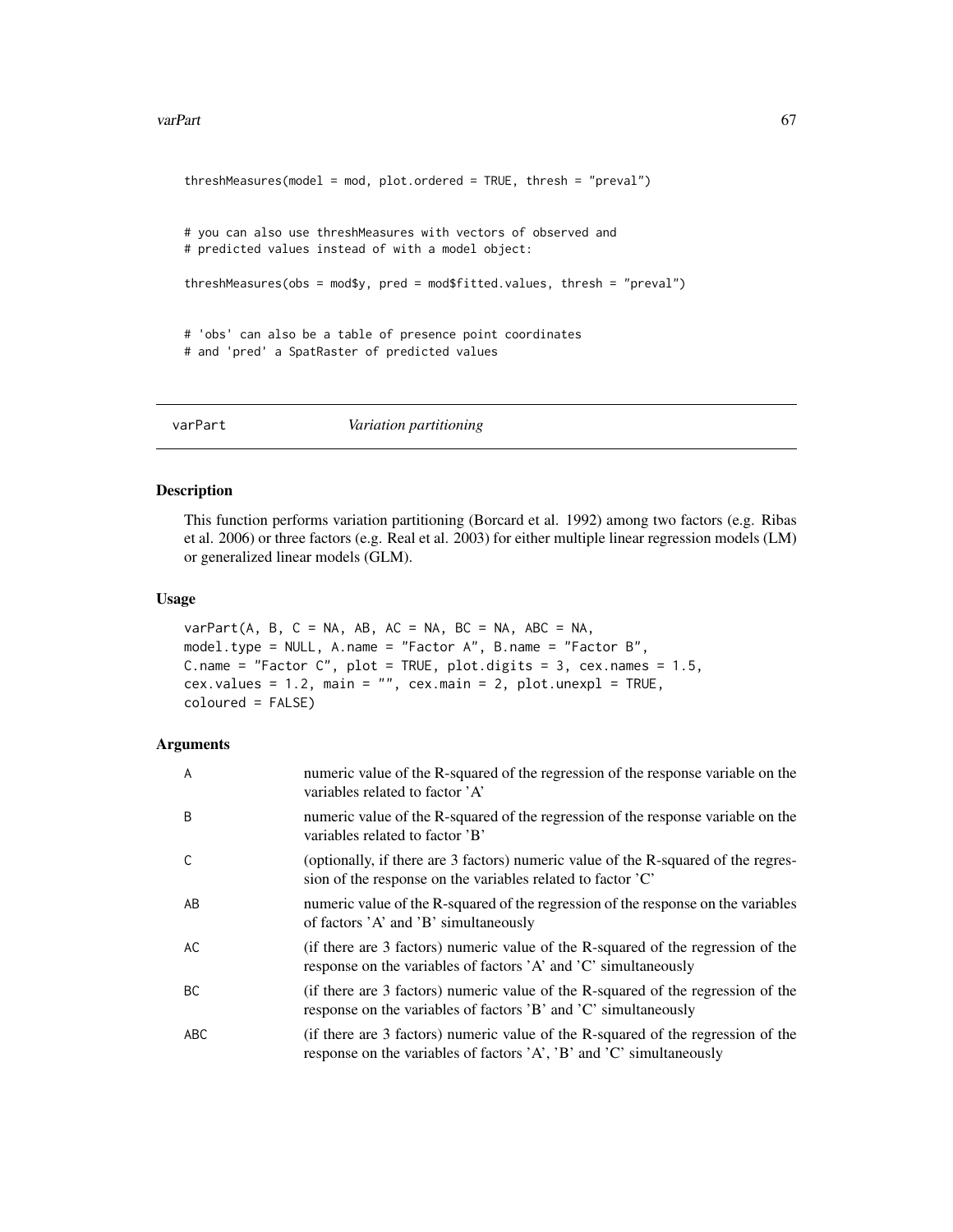```
threshMeasures(model = mod, plot.ordered = TRUE, thresh = "preval")


# you can also use threshMeasures with vectors of observed and
# predicted values instead of with a model object:

threshMeasures(obs = mod$y, pred = mod$fitted.values, thresh = "preval")


# 'obs' can also be a table of presence point coordinates
# and 'pred' a SpatRaster of predicted values
```

---

## varPart — *Variation partitioning*

---

### Description

This function performs variation partitioning (Borcard et al. 1992) among two factors (e.g. Ribas et al. 2006) or three factors (e.g. Real et al. 2003) for either multiple linear regression models (LM) or generalized linear models (GLM).

### Usage

```
varPart(A, B, C = NA, AB, AC = NA, BC = NA, ABC = NA,
model.type = NULL, A.name = "Factor A", B.name = "Factor B",
C.name = "Factor C", plot = TRUE, plot.digits = 3, cex.names = 1.5,
cex.values = 1.2, main = "", cex.main = 2, plot.unexpl = TRUE,
coloured = FALSE)
```

### Arguments

| | |
|---|---|
| A | numeric value of the R-squared of the regression of the response variable on the variables related to factor 'A' |
| B | numeric value of the R-squared of the regression of the response variable on the variables related to factor 'B' |
| C | (optionally, if there are 3 factors) numeric value of the R-squared of the regression of the response on the variables related to factor 'C' |
| AB | numeric value of the R-squared of the regression of the response on the variables of factors 'A' and 'B' simultaneously |
| AC | (if there are 3 factors) numeric value of the R-squared of the regression of the response on the variables of factors 'A' and 'C' simultaneously |
| BC | (if there are 3 factors) numeric value of the R-squared of the regression of the response on the variables of factors 'B' and 'C' simultaneously |
| ABC | (if there are 3 factors) numeric value of the R-squared of the regression of the response on the variables of factors 'A', 'B' and 'C' simultaneously |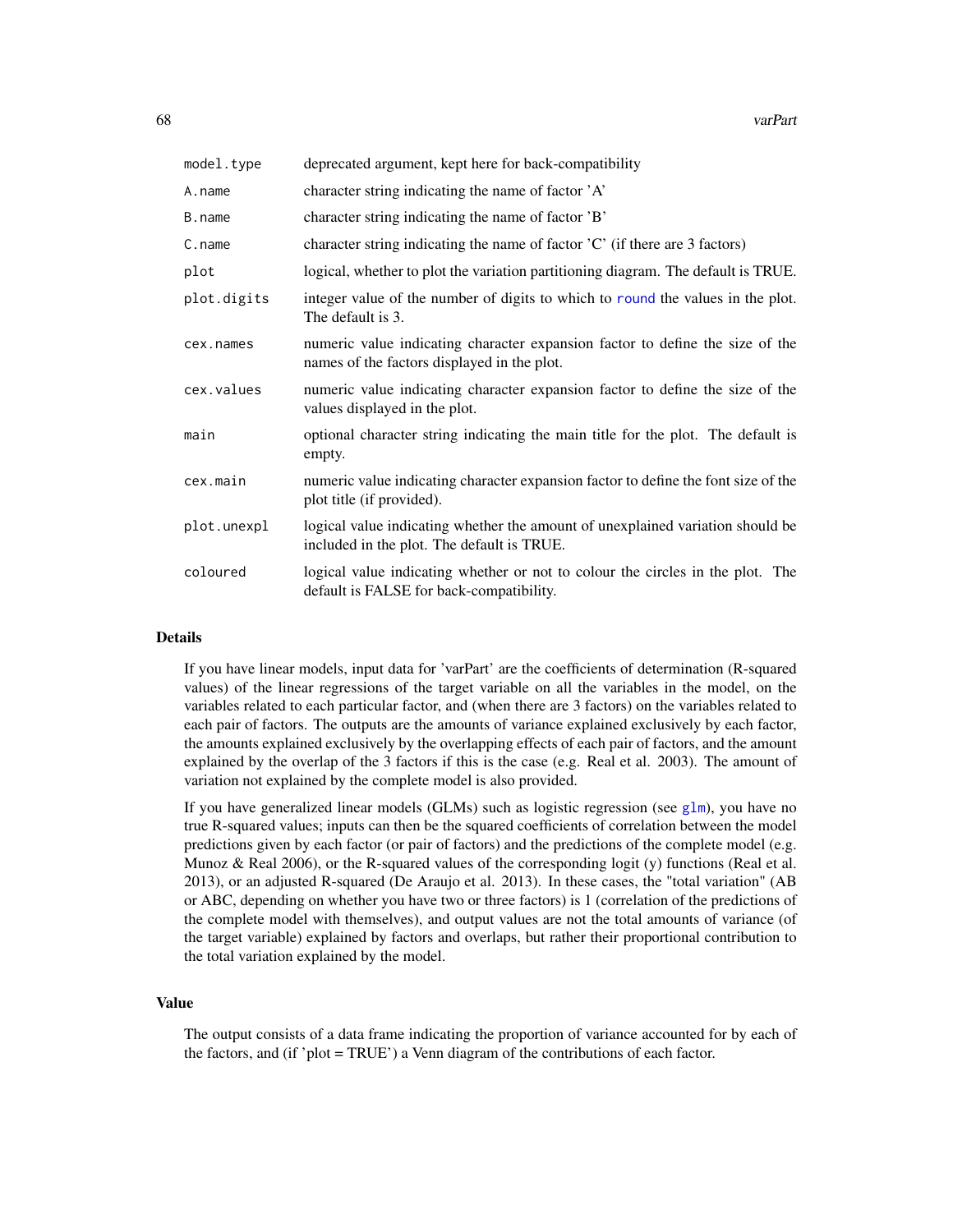| | |
|---|---|
| `model.type` | deprecated argument, kept here for back-compatibility |
| `A.name` | character string indicating the name of factor 'A' |
| `B.name` | character string indicating the name of factor 'B' |
| `C.name` | character string indicating the name of factor 'C' (if there are 3 factors) |
| `plot` | logical, whether to plot the variation partitioning diagram. The default is TRUE. |
| `plot.digits` | integer value of the number of digits to which to round the values in the plot. The default is 3. |
| `cex.names` | numeric value indicating character expansion factor to define the size of the names of the factors displayed in the plot. |
| `cex.values` | numeric value indicating character expansion factor to define the size of the values displayed in the plot. |
| `main` | optional character string indicating the main title for the plot. The default is empty. |
| `cex.main` | numeric value indicating character expansion factor to define the font size of the plot title (if provided). |
| `plot.unexpl` | logical value indicating whether the amount of unexplained variation should be included in the plot. The default is TRUE. |
| `coloured` | logical value indicating whether or not to colour the circles in the plot. The default is FALSE for back-compatibility. |

## Details

If you have linear models, input data for 'varPart' are the coefficients of determination (R-squared values) of the linear regressions of the target variable on all the variables in the model, on the variables related to each particular factor, and (when there are 3 factors) on the variables related to each pair of factors. The outputs are the amounts of variance explained exclusively by each factor, the amounts explained exclusively by the overlapping effects of each pair of factors, and the amount explained by the overlap of the 3 factors if this is the case (e.g. Real et al. 2003). The amount of variation not explained by the complete model is also provided.

If you have generalized linear models (GLMs) such as logistic regression (see glm), you have no true R-squared values; inputs can then be the squared coefficients of correlation between the model predictions given by each factor (or pair of factors) and the predictions of the complete model (e.g. Munoz & Real 2006), or the R-squared values of the corresponding logit (y) functions (Real et al. 2013), or an adjusted R-squared (De Araujo et al. 2013). In these cases, the "total variation" (AB or ABC, depending on whether you have two or three factors) is 1 (correlation of the predictions of the complete model with themselves), and output values are not the total amounts of variance (of the target variable) explained by factors and overlaps, but rather their proportional contribution to the total variation explained by the model.

## Value

The output consists of a data frame indicating the proportion of variance accounted for by each of the factors, and (if 'plot = TRUE') a Venn diagram of the contributions of each factor.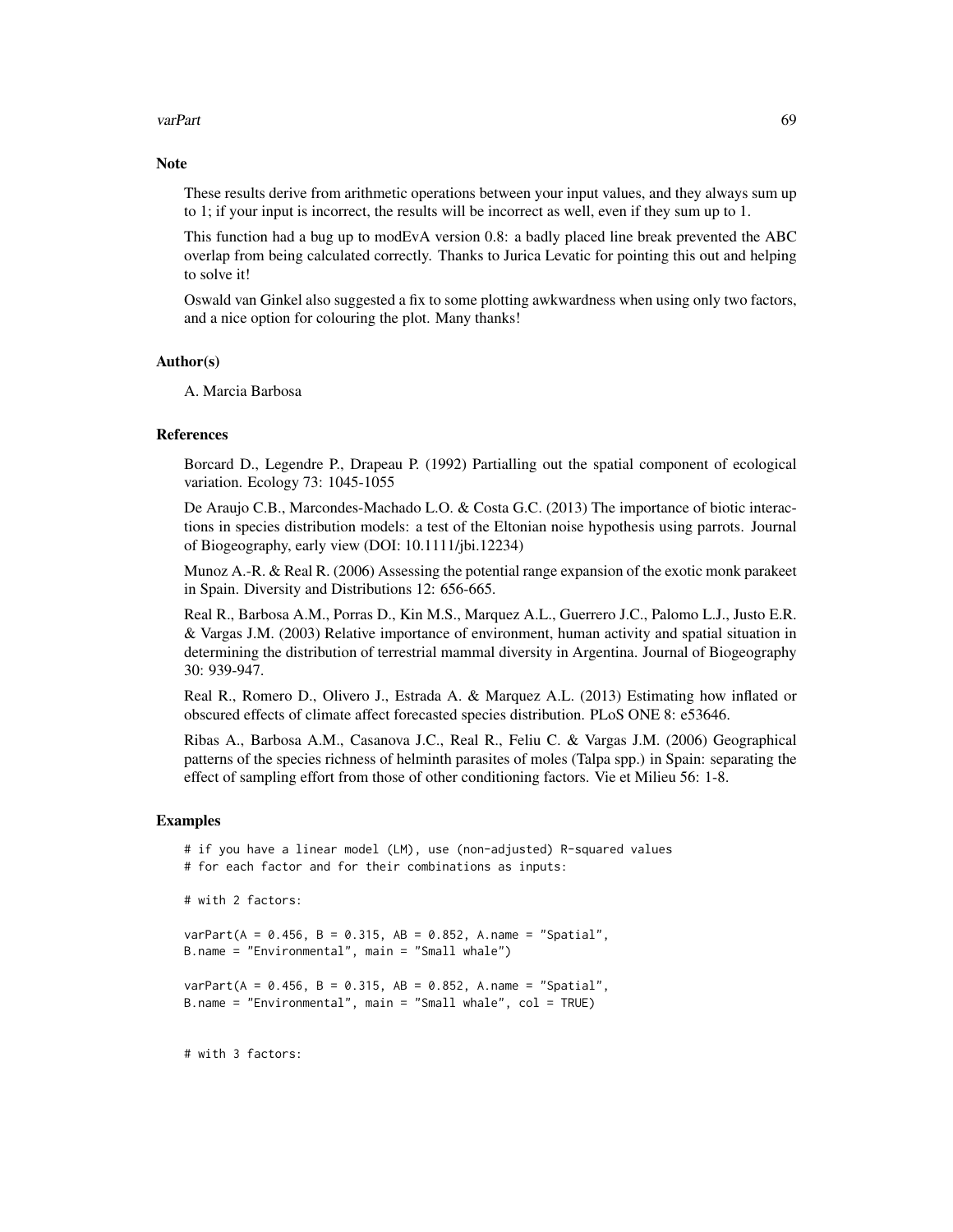### Note

These results derive from arithmetic operations between your input values, and they always sum up to 1; if your input is incorrect, the results will be incorrect as well, even if they sum up to 1.

This function had a bug up to modEvA version 0.8: a badly placed line break prevented the ABC overlap from being calculated correctly. Thanks to Jurica Levatic for pointing this out and helping to solve it!

Oswald van Ginkel also suggested a fix to some plotting awkwardness when using only two factors, and a nice option for colouring the plot. Many thanks!

### Author(s)

A. Marcia Barbosa

### References

Borcard D., Legendre P., Drapeau P. (1992) Partialling out the spatial component of ecological variation. Ecology 73: 1045-1055

De Araujo C.B., Marcondes-Machado L.O. & Costa G.C. (2013) The importance of biotic interactions in species distribution models: a test of the Eltonian noise hypothesis using parrots. Journal of Biogeography, early view (DOI: 10.1111/jbi.12234)

Munoz A.-R. & Real R. (2006) Assessing the potential range expansion of the exotic monk parakeet in Spain. Diversity and Distributions 12: 656-665.

Real R., Barbosa A.M., Porras D., Kin M.S., Marquez A.L., Guerrero J.C., Palomo L.J., Justo E.R. & Vargas J.M. (2003) Relative importance of environment, human activity and spatial situation in determining the distribution of terrestrial mammal diversity in Argentina. Journal of Biogeography 30: 939-947.

Real R., Romero D., Olivero J., Estrada A. & Marquez A.L. (2013) Estimating how inflated or obscured effects of climate affect forecasted species distribution. PLoS ONE 8: e53646.

Ribas A., Barbosa A.M., Casanova J.C., Real R., Feliu C. & Vargas J.M. (2006) Geographical patterns of the species richness of helminth parasites of moles (Talpa spp.) in Spain: separating the effect of sampling effort from those of other conditioning factors. Vie et Milieu 56: 1-8.

### Examples

```
# if you have a linear model (LM), use (non-adjusted) R-squared values
# for each factor and for their combinations as inputs:

# with 2 factors:

varPart(A = 0.456, B = 0.315, AB = 0.852, A.name = "Spatial",
B.name = "Environmental", main = "Small whale")

varPart(A = 0.456, B = 0.315, AB = 0.852, A.name = "Spatial",
B.name = "Environmental", main = "Small whale", col = TRUE)


# with 3 factors:
```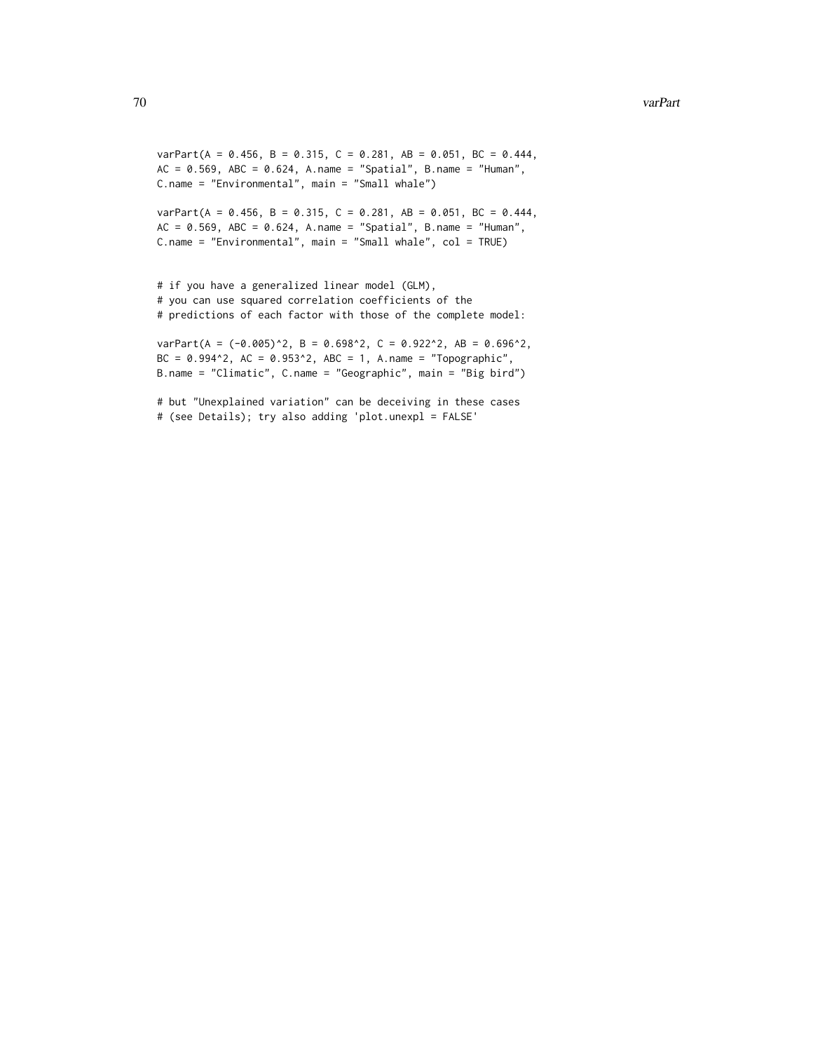```
varPart(A = 0.456, B = 0.315, C = 0.281, AB = 0.051, BC = 0.444,
AC = 0.569, ABC = 0.624, A.name = "Spatial", B.name = "Human",
C.name = "Environmental", main = "Small whale")

varPart(A = 0.456, B = 0.315, C = 0.281, AB = 0.051, BC = 0.444,
AC = 0.569, ABC = 0.624, A.name = "Spatial", B.name = "Human",
C.name = "Environmental", main = "Small whale", col = TRUE)


# if you have a generalized linear model (GLM),
# you can use squared correlation coefficients of the
# predictions of each factor with those of the complete model:

varPart(A = (-0.005)^2, B = 0.698^2, C = 0.922^2, AB = 0.696^2,
BC = 0.994^2, AC = 0.953^2, ABC = 1, A.name = "Topographic",
B.name = "Climatic", C.name = "Geographic", main = "Big bird")

# but "Unexplained variation" can be deceiving in these cases
# (see Details); try also adding 'plot.unexpl = FALSE'
```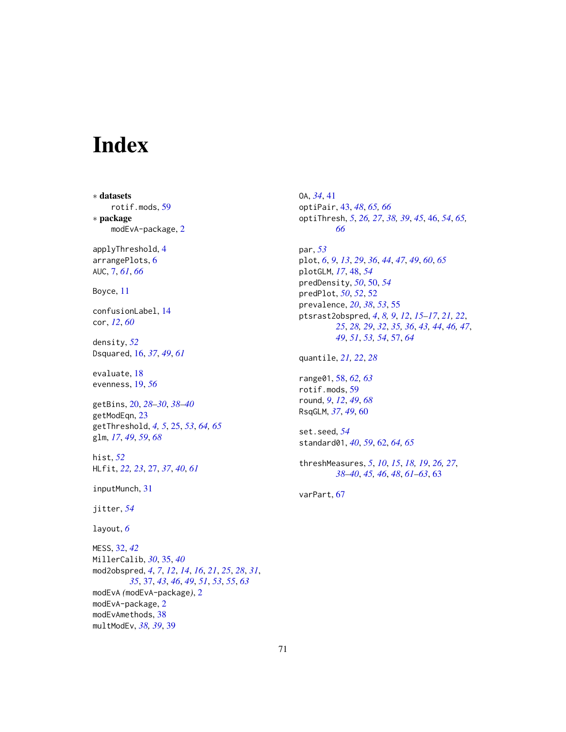# Index

∗ **datasets**
  rotif.mods, 59
∗ **package**
  modEvA-package, 2

applyThreshold, 4
arrangePlots, 6
AUC, 7, *61*, *66*

Boyce, 11

confusionLabel, 14
cor, *12*, *60*

density, *52*
Dsquared, 16, *37*, *49*, *61*

evaluate, 18
evenness, 19, *56*

getBins, 20, *28–30*, *38–40*
getModEqn, 23
getThreshold, *4, 5*, 25, *53*, *64, 65*
glm, *17*, *49*, *59*, *68*

hist, *52*
HLfit, *22, 23*, 27, *37*, *40*, *61*

inputMunch, 31

jitter, *54*

layout, *6*

MESS, 32, *42*
MillerCalib, *30*, 35, *40*
mod2obspred, *4*, *7*, *12*, *14*, *16*, *21*, *25*, *28*, *31*, *35*, 37, *43*, *46*, *49*, *51*, *53*, *55*, *63*
modEvA (modEvA-package), 2
modEvA-package, 2
modEvAmethods, 38
multModEv, *38, 39*, 39

OA, *34*, 41
optiPair, 43, *48*, *65, 66*
optiThresh, *5*, *26, 27*, *38, 39*, *45*, 46, *54*, *65, 66*

par, *53*
plot, *6*, *9*, *13*, *29*, *36*, *44*, *47*, *49*, *60*, *65*
plotGLM, *17*, 48, *54*
predDensity, *50*, 50, *54*
predPlot, *50*, *52*, 52
prevalence, *20*, *38*, *53*, 55
ptsrast2obspred, *4*, *8, 9*, *12*, *15–17*, *21, 22*, *25*, *28, 29*, *32*, *35, 36*, *43, 44*, *46, 47*, *49*, *51*, *53*, *54*, 57, *64*

quantile, *21, 22*, *28*

range01, 58, *62, 63*
rotif.mods, 59
round, *9*, *12*, *49*, *68*
RsqGLM, *37*, *49*, 60

set.seed, *54*
standard01, *40*, *59*, 62, *64, 65*

threshMeasures, *5*, *10*, *15*, *18*, *19*, *26, 27*, *38–40*, *45, 46*, *48*, *61–63*, 63

varPart, 67